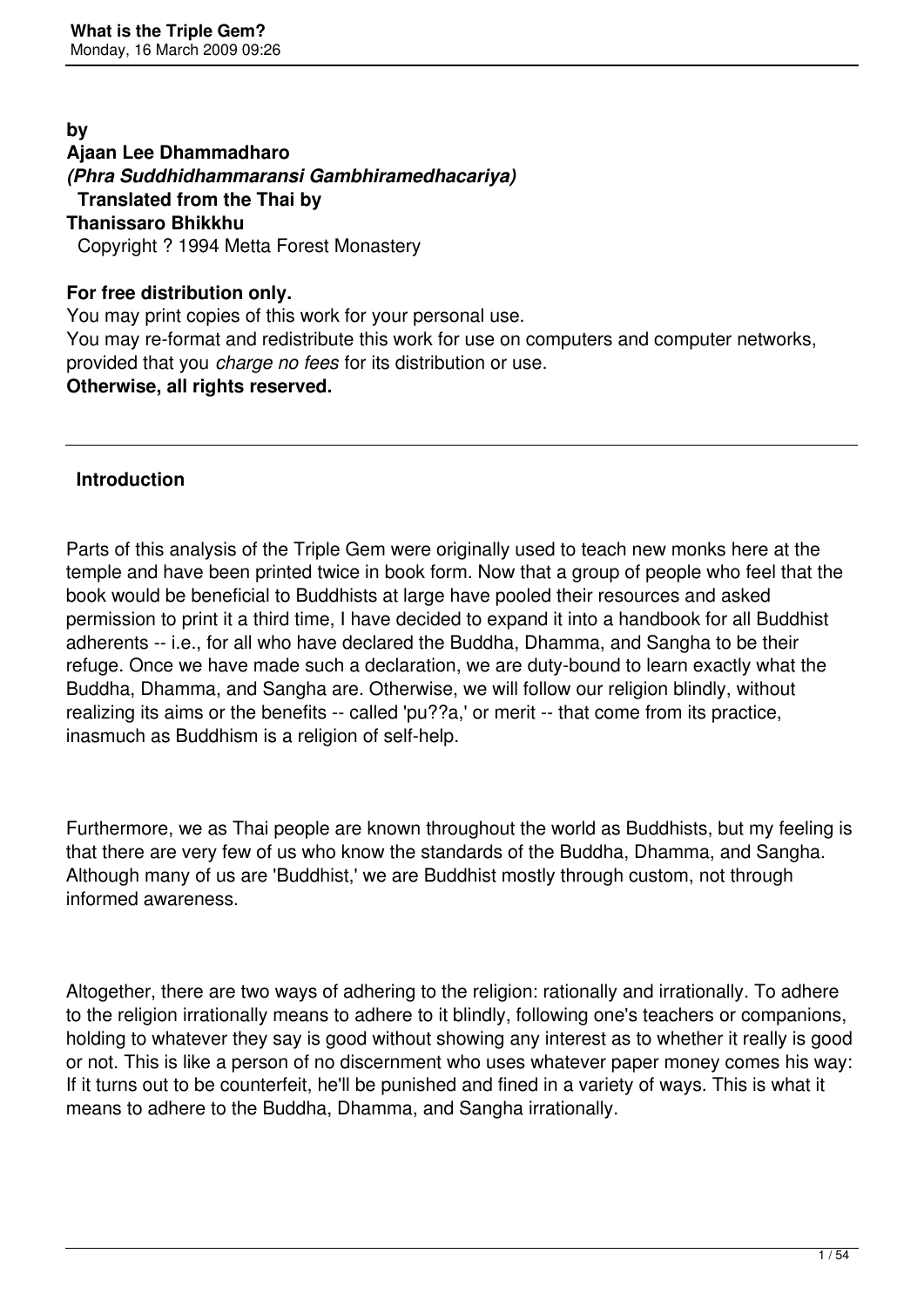**by**
**Ajaan Lee Dhammadharo**
***(Phra Suddhidhammaransi Gambhiramedhacariya)***
**Translated from the Thai by**
**Thanissaro Bhikkhu**
Copyright ? 1994 Metta Forest Monastery

**For free distribution only.**
You may print copies of this work for your personal use.
You may re-format and redistribute this work for use on computers and computer networks, provided that you *charge no fees* for its distribution or use.
**Otherwise, all rights reserved.**

---

## Introduction

Parts of this analysis of the Triple Gem were originally used to teach new monks here at the temple and have been printed twice in book form. Now that a group of people who feel that the book would be beneficial to Buddhists at large have pooled their resources and asked permission to print it a third time, I have decided to expand it into a handbook for all Buddhist adherents -- i.e., for all who have declared the Buddha, Dhamma, and Sangha to be their refuge. Once we have made such a declaration, we are duty-bound to learn exactly what the Buddha, Dhamma, and Sangha are. Otherwise, we will follow our religion blindly, without realizing its aims or the benefits -- called 'pu??a,' or merit -- that come from its practice, inasmuch as Buddhism is a religion of self-help.

Furthermore, we as Thai people are known throughout the world as Buddhists, but my feeling is that there are very few of us who know the standards of the Buddha, Dhamma, and Sangha. Although many of us are 'Buddhist,' we are Buddhist mostly through custom, not through informed awareness.

Altogether, there are two ways of adhering to the religion: rationally and irrationally. To adhere to the religion irrationally means to adhere to it blindly, following one's teachers or companions, holding to whatever they say is good without showing any interest as to whether it really is good or not. This is like a person of no discernment who uses whatever paper money comes his way: If it turns out to be counterfeit, he'll be punished and fined in a variety of ways. This is what it means to adhere to the Buddha, Dhamma, and Sangha irrationally.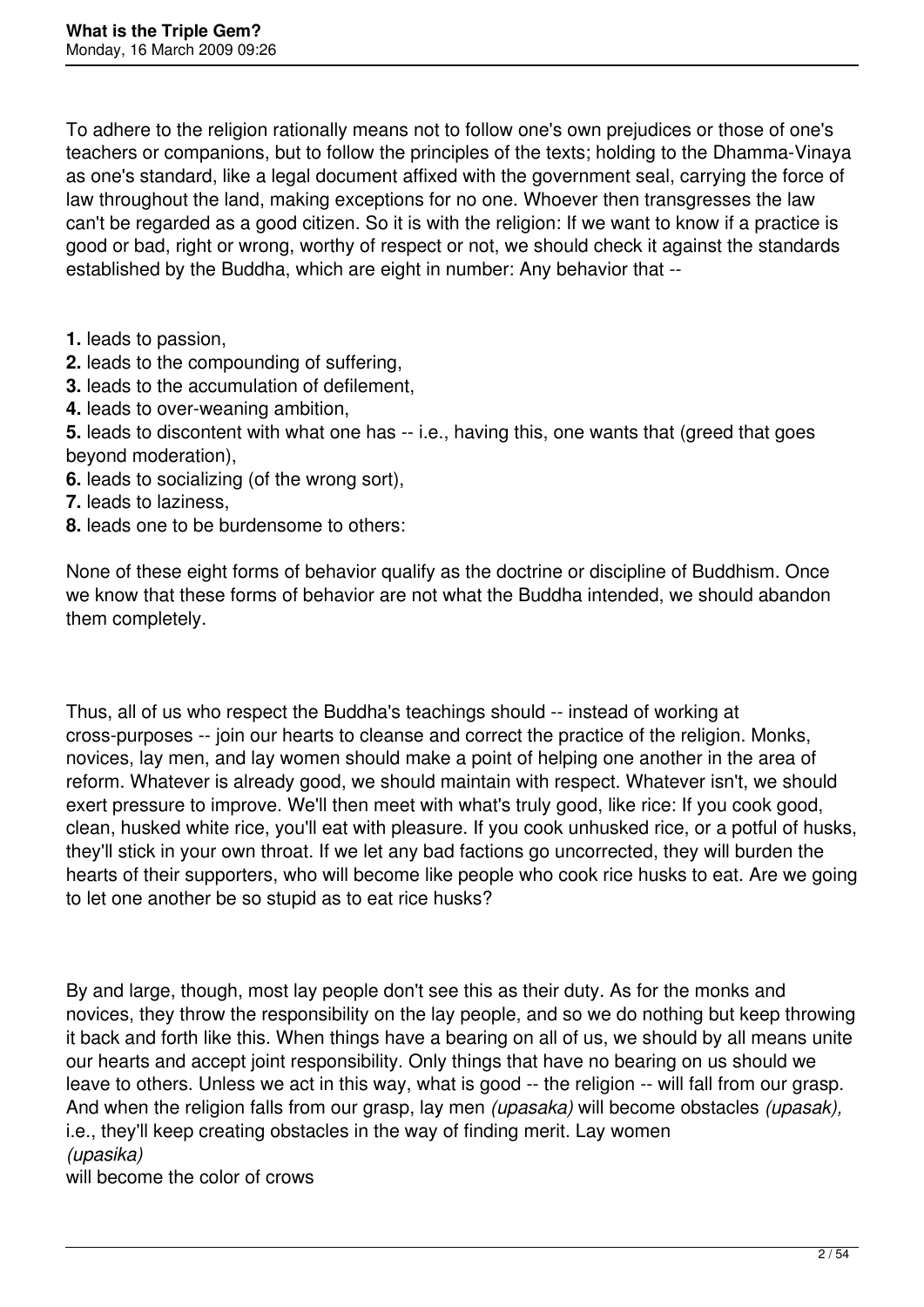To adhere to the religion rationally means not to follow one's own prejudices or those of one's teachers or companions, but to follow the principles of the texts; holding to the Dhamma-Vinaya as one's standard, like a legal document affixed with the government seal, carrying the force of law throughout the land, making exceptions for no one. Whoever then transgresses the law can't be regarded as a good citizen. So it is with the religion: If we want to know if a practice is good or bad, right or wrong, worthy of respect or not, we should check it against the standards established by the Buddha, which are eight in number: Any behavior that --

**1.** leads to passion,
**2.** leads to the compounding of suffering,
**3.** leads to the accumulation of defilement,
**4.** leads to over-weaning ambition,
**5.** leads to discontent with what one has -- i.e., having this, one wants that (greed that goes beyond moderation),
**6.** leads to socializing (of the wrong sort),
**7.** leads to laziness,
**8.** leads one to be burdensome to others:

None of these eight forms of behavior qualify as the doctrine or discipline of Buddhism. Once we know that these forms of behavior are not what the Buddha intended, we should abandon them completely.

Thus, all of us who respect the Buddha's teachings should -- instead of working at cross-purposes -- join our hearts to cleanse and correct the practice of the religion. Monks, novices, lay men, and lay women should make a point of helping one another in the area of reform. Whatever is already good, we should maintain with respect. Whatever isn't, we should exert pressure to improve. We'll then meet with what's truly good, like rice: If you cook good, clean, husked white rice, you'll eat with pleasure. If you cook unhusked rice, or a potful of husks, they'll stick in your own throat. If we let any bad factions go uncorrected, they will burden the hearts of their supporters, who will become like people who cook rice husks to eat. Are we going to let one another be so stupid as to eat rice husks?

By and large, though, most lay people don't see this as their duty. As for the monks and novices, they throw the responsibility on the lay people, and so we do nothing but keep throwing it back and forth like this. When things have a bearing on all of us, we should by all means unite our hearts and accept joint responsibility. Only things that have no bearing on us should we leave to others. Unless we act in this way, what is good -- the religion -- will fall from our grasp. And when the religion falls from our grasp, lay men *(upasaka)* will become obstacles *(upasak),* i.e., they'll keep creating obstacles in the way of finding merit. Lay women *(upasika)* will become the color of crows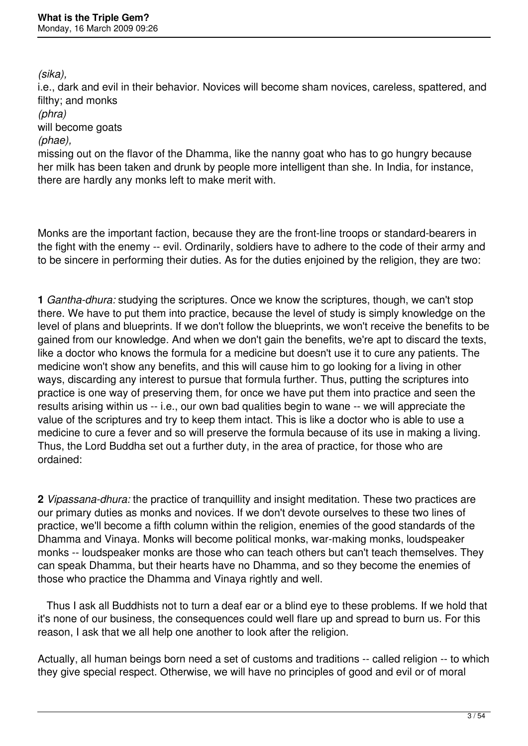*(sika),*
i.e., dark and evil in their behavior. Novices will become sham novices, careless, spattered, and filthy; and monks
*(phra)*
will become goats
*(phae),*
missing out on the flavor of the Dhamma, like the nanny goat who has to go hungry because her milk has been taken and drunk by people more intelligent than she. In India, for instance, there are hardly any monks left to make merit with.

Monks are the important faction, because they are the front-line troops or standard-bearers in the fight with the enemy -- evil. Ordinarily, soldiers have to adhere to the code of their army and to be sincere in performing their duties. As for the duties enjoined by the religion, they are two:

**1** *Gantha-dhura:* studying the scriptures. Once we know the scriptures, though, we can't stop there. We have to put them into practice, because the level of study is simply knowledge on the level of plans and blueprints. If we don't follow the blueprints, we won't receive the benefits to be gained from our knowledge. And when we don't gain the benefits, we're apt to discard the texts, like a doctor who knows the formula for a medicine but doesn't use it to cure any patients. The medicine won't show any benefits, and this will cause him to go looking for a living in other ways, discarding any interest to pursue that formula further. Thus, putting the scriptures into practice is one way of preserving them, for once we have put them into practice and seen the results arising within us -- i.e., our own bad qualities begin to wane -- we will appreciate the value of the scriptures and try to keep them intact. This is like a doctor who is able to use a medicine to cure a fever and so will preserve the formula because of its use in making a living. Thus, the Lord Buddha set out a further duty, in the area of practice, for those who are ordained:

**2** *Vipassana-dhura:* the practice of tranquillity and insight meditation. These two practices are our primary duties as monks and novices. If we don't devote ourselves to these two lines of practice, we'll become a fifth column within the religion, enemies of the good standards of the Dhamma and Vinaya. Monks will become political monks, war-making monks, loudspeaker monks -- loudspeaker monks are those who can teach others but can't teach themselves. They can speak Dhamma, but their hearts have no Dhamma, and so they become the enemies of those who practice the Dhamma and Vinaya rightly and well.

Thus I ask all Buddhists not to turn a deaf ear or a blind eye to these problems. If we hold that it's none of our business, the consequences could well flare up and spread to burn us. For this reason, I ask that we all help one another to look after the religion.

Actually, all human beings born need a set of customs and traditions -- called religion -- to which they give special respect. Otherwise, we will have no principles of good and evil or of moral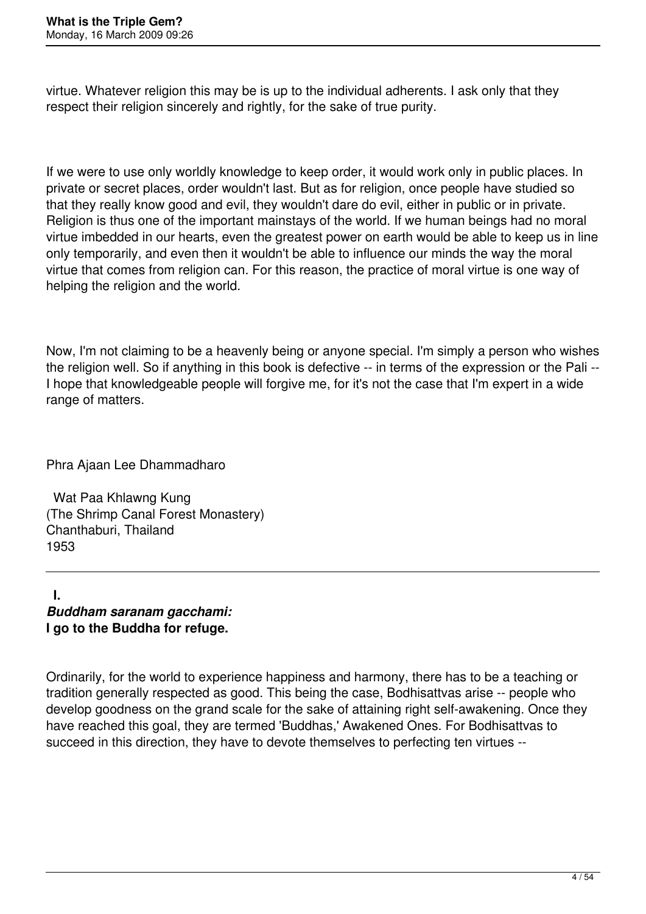virtue. Whatever religion this may be is up to the individual adherents. I ask only that they respect their religion sincerely and rightly, for the sake of true purity.

If we were to use only worldly knowledge to keep order, it would work only in public places. In private or secret places, order wouldn't last. But as for religion, once people have studied so that they really know good and evil, they wouldn't dare do evil, either in public or in private. Religion is thus one of the important mainstays of the world. If we human beings had no moral virtue imbedded in our hearts, even the greatest power on earth would be able to keep us in line only temporarily, and even then it wouldn't be able to influence our minds the way the moral virtue that comes from religion can. For this reason, the practice of moral virtue is one way of helping the religion and the world.

Now, I'm not claiming to be a heavenly being or anyone special. I'm simply a person who wishes the religion well. So if anything in this book is defective -- in terms of the expression or the Pali -- I hope that knowledgeable people will forgive me, for it's not the case that I'm expert in a wide range of matters.

Phra Ajaan Lee Dhammadharo

Wat Paa Khlawng Kung
(The Shrimp Canal Forest Monastery)
Chanthaburi, Thailand
1953

---

## I.
### ***Buddham saranam gacchami:***
### **I go to the Buddha for refuge.**

Ordinarily, for the world to experience happiness and harmony, there has to be a teaching or tradition generally respected as good. This being the case, Bodhisattvas arise -- people who develop goodness on the grand scale for the sake of attaining right self-awakening. Once they have reached this goal, they are termed 'Buddhas,' Awakened Ones. For Bodhisattvas to succeed in this direction, they have to devote themselves to perfecting ten virtues --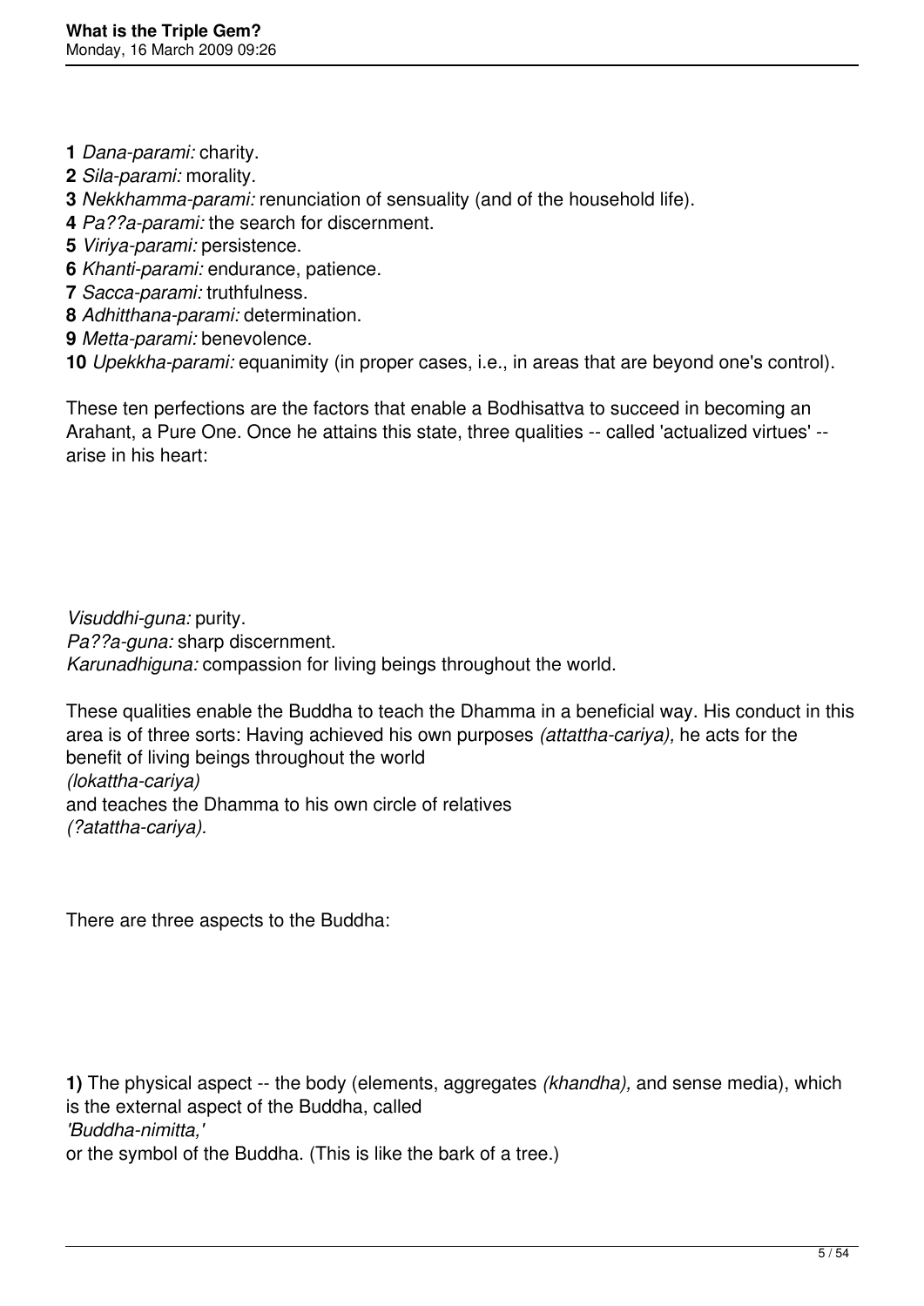**1** *Dana-parami:* charity.
**2** *Sila-parami:* morality.
**3** *Nekkhamma-parami:* renunciation of sensuality (and of the household life).
**4** *Pa??a-parami:* the search for discernment.
**5** *Viriya-parami:* persistence.
**6** *Khanti-parami:* endurance, patience.
**7** *Sacca-parami:* truthfulness.
**8** *Adhitthana-parami:* determination.
**9** *Metta-parami:* benevolence.
**10** *Upekkha-parami:* equanimity (in proper cases, i.e., in areas that are beyond one's control).

These ten perfections are the factors that enable a Bodhisattva to succeed in becoming an Arahant, a Pure One. Once he attains this state, three qualities -- called 'actualized virtues' -- arise in his heart:

*Visuddhi-guna:* purity.
*Pa??a-guna:* sharp discernment.
*Karunadhiguna:* compassion for living beings throughout the world.

These qualities enable the Buddha to teach the Dhamma in a beneficial way. His conduct in this area is of three sorts: Having achieved his own purposes *(attattha-cariya),* he acts for the benefit of living beings throughout the world *(lokattha-cariya)* and teaches the Dhamma to his own circle of relatives *(?atattha-cariya).*

There are three aspects to the Buddha:

**1)** The physical aspect -- the body (elements, aggregates *(khandha),* and sense media), which is the external aspect of the Buddha, called *'Buddha-nimitta,'* or the symbol of the Buddha. (This is like the bark of a tree.)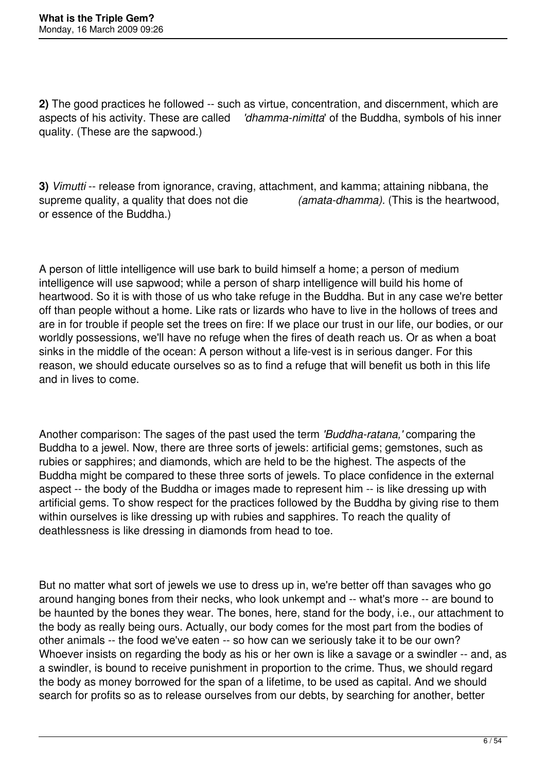**2)** The good practices he followed -- such as virtue, concentration, and discernment, which are aspects of his activity. These are called *'dhamma-nimitta*' of the Buddha, symbols of his inner quality. (These are the sapwood.)

**3)** *Vimutti* -- release from ignorance, craving, attachment, and kamma; attaining nibbana, the supreme quality, a quality that does not die *(amata-dhamma).* (This is the heartwood, or essence of the Buddha.)

A person of little intelligence will use bark to build himself a home; a person of medium intelligence will use sapwood; while a person of sharp intelligence will build his home of heartwood. So it is with those of us who take refuge in the Buddha. But in any case we're better off than people without a home. Like rats or lizards who have to live in the hollows of trees and are in for trouble if people set the trees on fire: If we place our trust in our life, our bodies, or our worldly possessions, we'll have no refuge when the fires of death reach us. Or as when a boat sinks in the middle of the ocean: A person without a life-vest is in serious danger. For this reason, we should educate ourselves so as to find a refuge that will benefit us both in this life and in lives to come.

Another comparison: The sages of the past used the term *'Buddha-ratana,'* comparing the Buddha to a jewel. Now, there are three sorts of jewels: artificial gems; gemstones, such as rubies or sapphires; and diamonds, which are held to be the highest. The aspects of the Buddha might be compared to these three sorts of jewels. To place confidence in the external aspect -- the body of the Buddha or images made to represent him -- is like dressing up with artificial gems. To show respect for the practices followed by the Buddha by giving rise to them within ourselves is like dressing up with rubies and sapphires. To reach the quality of deathlessness is like dressing in diamonds from head to toe.

But no matter what sort of jewels we use to dress up in, we're better off than savages who go around hanging bones from their necks, who look unkempt and -- what's more -- are bound to be haunted by the bones they wear. The bones, here, stand for the body, i.e., our attachment to the body as really being ours. Actually, our body comes for the most part from the bodies of other animals -- the food we've eaten -- so how can we seriously take it to be our own? Whoever insists on regarding the body as his or her own is like a savage or a swindler -- and, as a swindler, is bound to receive punishment in proportion to the crime. Thus, we should regard the body as money borrowed for the span of a lifetime, to be used as capital. And we should search for profits so as to release ourselves from our debts, by searching for another, better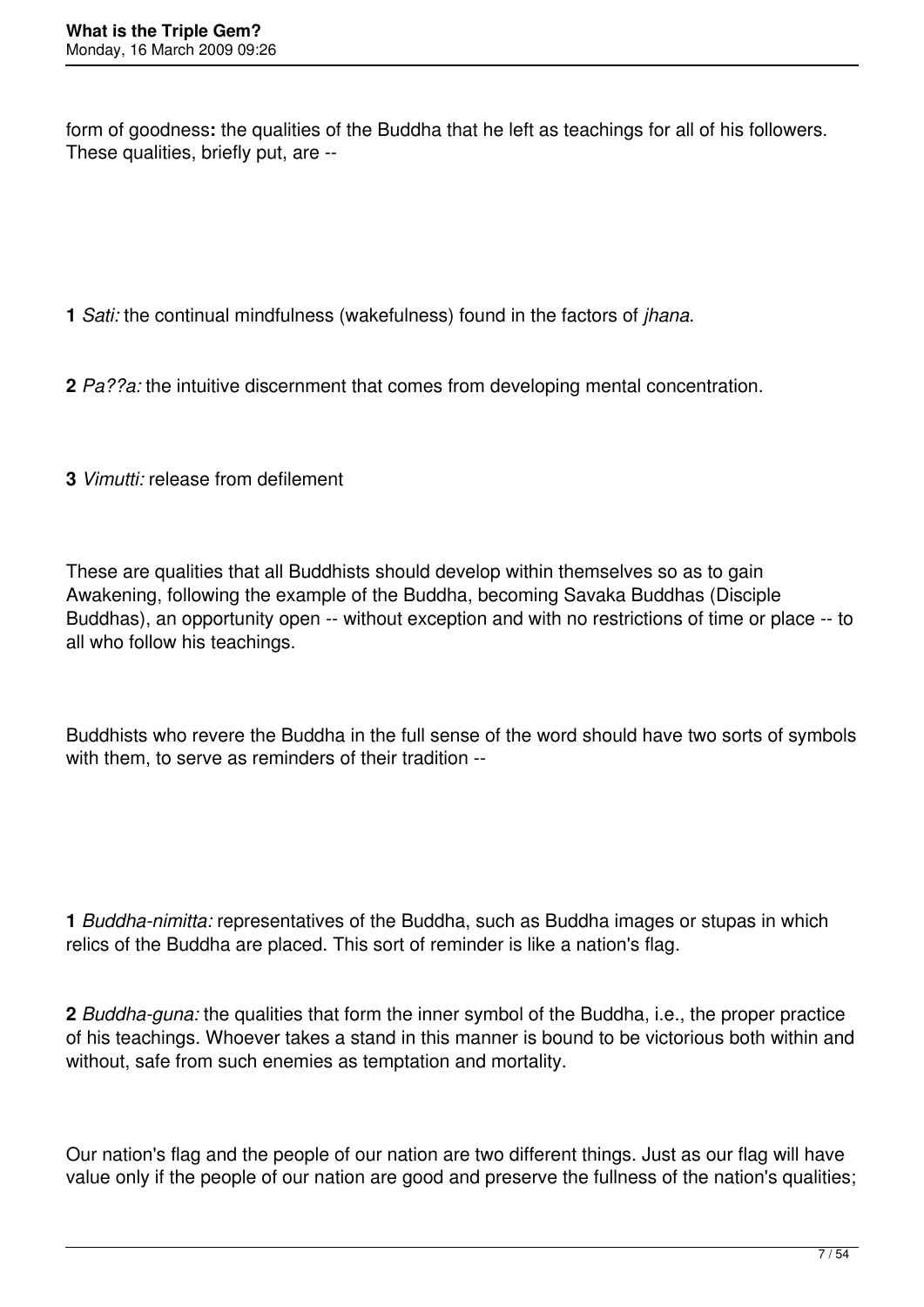form of goodness**:** the qualities of the Buddha that he left as teachings for all of his followers. These qualities, briefly put, are --

**1** *Sati:* the continual mindfulness (wakefulness) found in the factors of *jhana.*

**2** *Pa??a:* the intuitive discernment that comes from developing mental concentration.

**3** *Vimutti:* release from defilement

These are qualities that all Buddhists should develop within themselves so as to gain Awakening, following the example of the Buddha, becoming Savaka Buddhas (Disciple Buddhas), an opportunity open -- without exception and with no restrictions of time or place -- to all who follow his teachings.

Buddhists who revere the Buddha in the full sense of the word should have two sorts of symbols with them, to serve as reminders of their tradition --

**1** *Buddha-nimitta:* representatives of the Buddha, such as Buddha images or stupas in which relics of the Buddha are placed. This sort of reminder is like a nation's flag.

**2** *Buddha-guna:* the qualities that form the inner symbol of the Buddha, i.e., the proper practice of his teachings. Whoever takes a stand in this manner is bound to be victorious both within and without, safe from such enemies as temptation and mortality.

Our nation's flag and the people of our nation are two different things. Just as our flag will have value only if the people of our nation are good and preserve the fullness of the nation's qualities;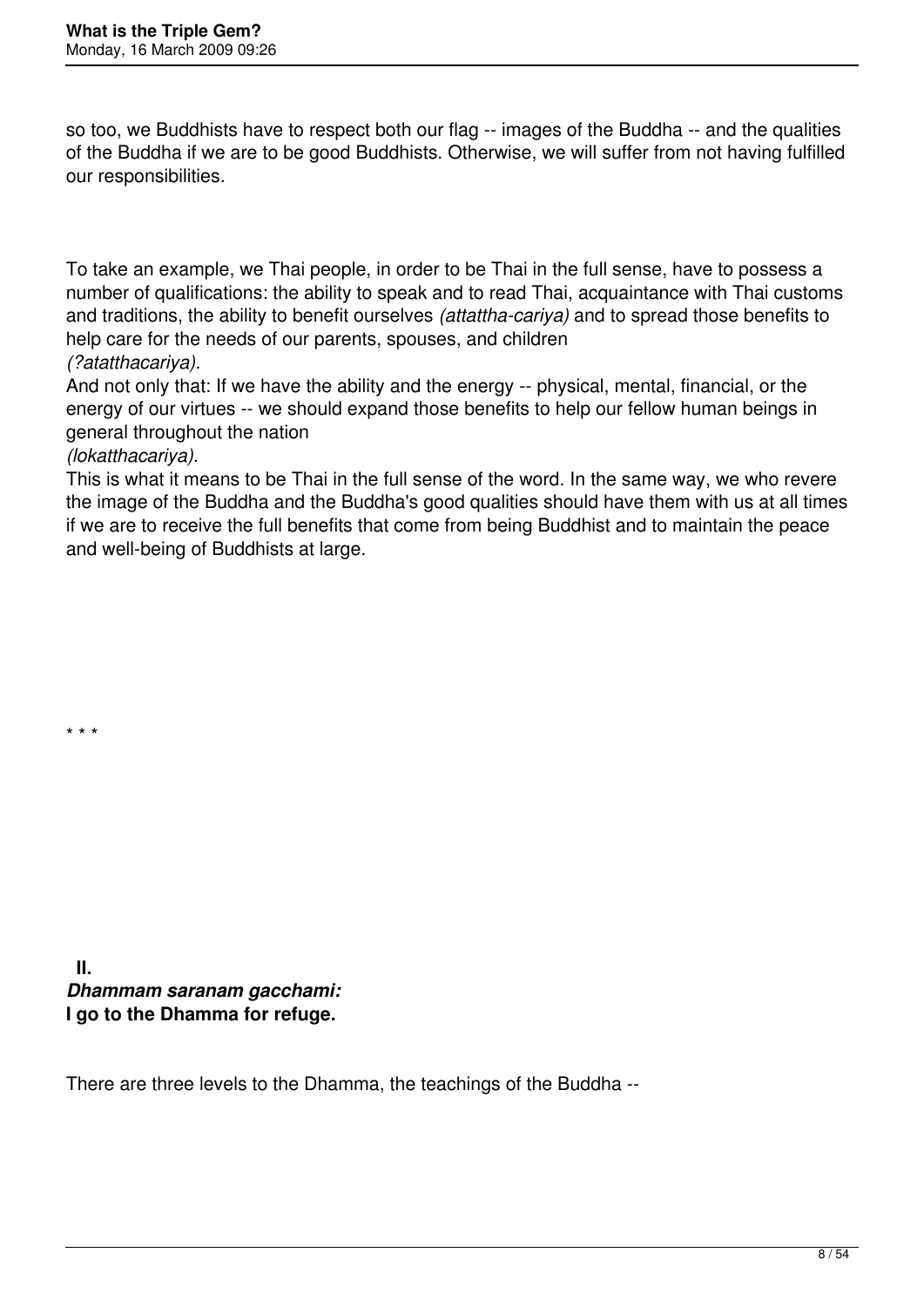so too, we Buddhists have to respect both our flag -- images of the Buddha -- and the qualities of the Buddha if we are to be good Buddhists. Otherwise, we will suffer from not having fulfilled our responsibilities.

To take an example, we Thai people, in order to be Thai in the full sense, have to possess a number of qualifications: the ability to speak and to read Thai, acquaintance with Thai customs and traditions, the ability to benefit ourselves *(attattha-cariya)* and to spread those benefits to help care for the needs of our parents, spouses, and children *(?atatthacariya).*
And not only that: If we have the ability and the energy -- physical, mental, financial, or the energy of our virtues -- we should expand those benefits to help our fellow human beings in general throughout the nation *(lokatthacariya).*
This is what it means to be Thai in the full sense of the word. In the same way, we who revere the image of the Buddha and the Buddha's good qualities should have them with us at all times if we are to receive the full benefits that come from being Buddhist and to maintain the peace and well-being of Buddhists at large.

\* \* \*

## II.
***Dhammam saranam gacchami:***
**I go to the Dhamma for refuge.**

There are three levels to the Dhamma, the teachings of the Buddha --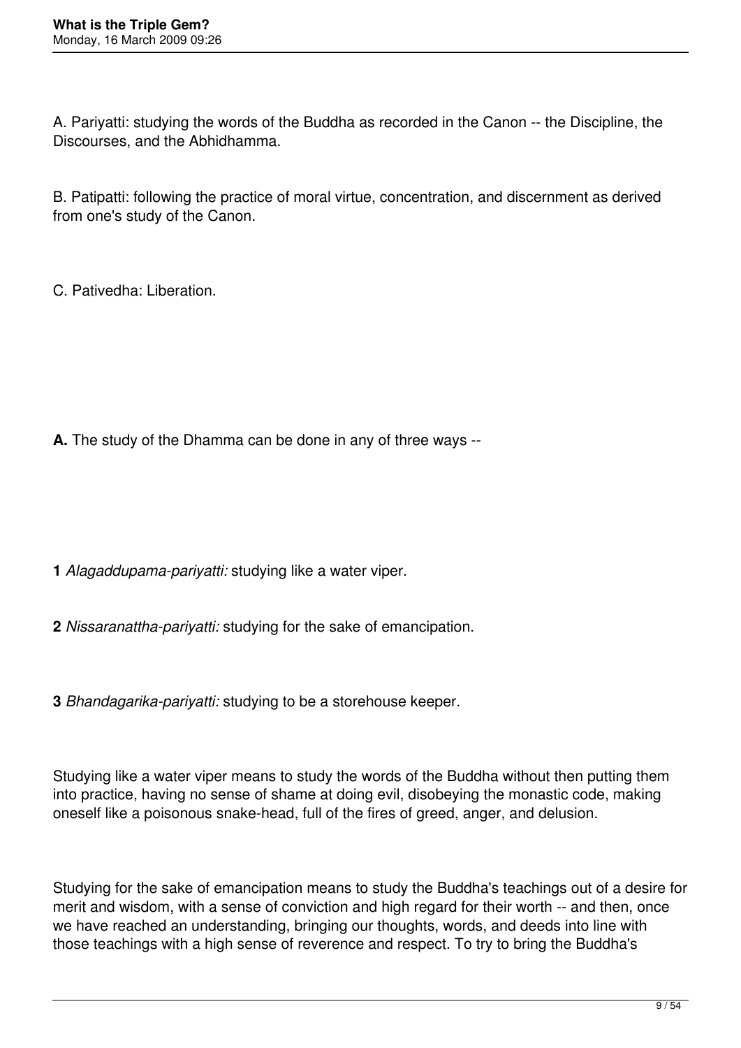A. Pariyatti: studying the words of the Buddha as recorded in the Canon -- the Discipline, the Discourses, and the Abhidhamma.

B. Patipatti: following the practice of moral virtue, concentration, and discernment as derived from one's study of the Canon.

C. Pativedha: Liberation.

**A.** The study of the Dhamma can be done in any of three ways --

**1** *Alagaddupama-pariyatti:* studying like a water viper.

**2** *Nissaranattha-pariyatti:* studying for the sake of emancipation.

**3** *Bhandagarika-pariyatti:* studying to be a storehouse keeper.

Studying like a water viper means to study the words of the Buddha without then putting them into practice, having no sense of shame at doing evil, disobeying the monastic code, making oneself like a poisonous snake-head, full of the fires of greed, anger, and delusion.

Studying for the sake of emancipation means to study the Buddha's teachings out of a desire for merit and wisdom, with a sense of conviction and high regard for their worth -- and then, once we have reached an understanding, bringing our thoughts, words, and deeds into line with those teachings with a high sense of reverence and respect. To try to bring the Buddha's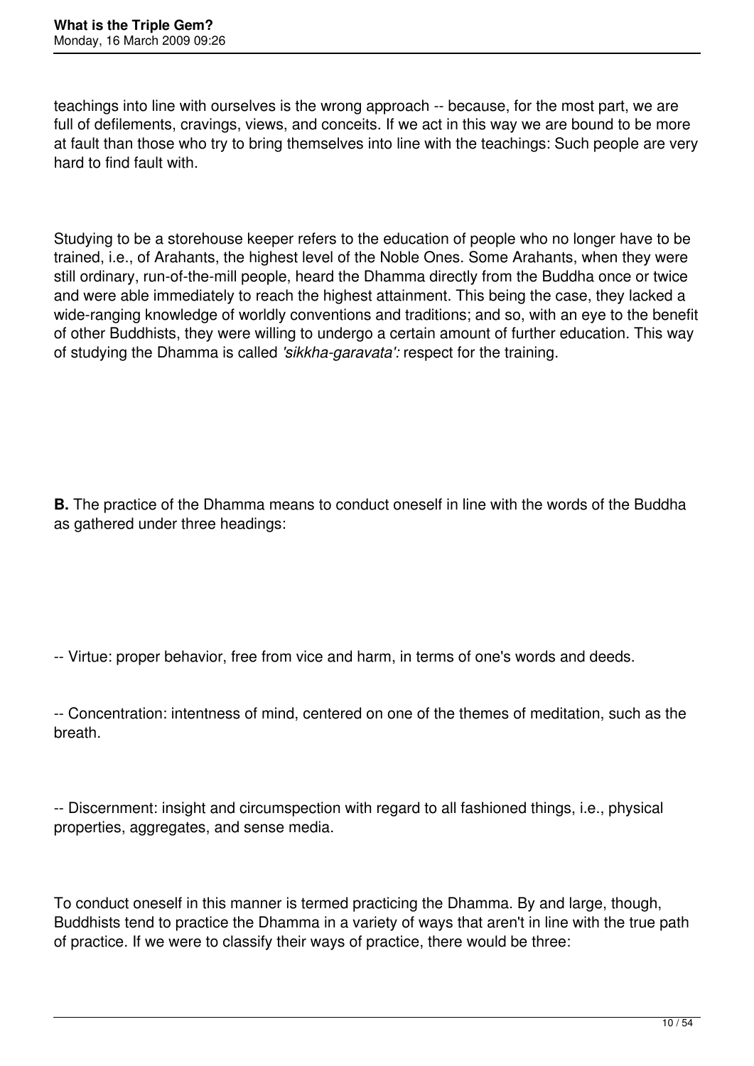teachings into line with ourselves is the wrong approach -- because, for the most part, we are full of defilements, cravings, views, and conceits. If we act in this way we are bound to be more at fault than those who try to bring themselves into line with the teachings: Such people are very hard to find fault with.

Studying to be a storehouse keeper refers to the education of people who no longer have to be trained, i.e., of Arahants, the highest level of the Noble Ones. Some Arahants, when they were still ordinary, run-of-the-mill people, heard the Dhamma directly from the Buddha once or twice and were able immediately to reach the highest attainment. This being the case, they lacked a wide-ranging knowledge of worldly conventions and traditions; and so, with an eye to the benefit of other Buddhists, they were willing to undergo a certain amount of further education. This way of studying the Dhamma is called *'sikkha-garavata':* respect for the training.

**B.** The practice of the Dhamma means to conduct oneself in line with the words of the Buddha as gathered under three headings:

-- Virtue: proper behavior, free from vice and harm, in terms of one's words and deeds.

-- Concentration: intentness of mind, centered on one of the themes of meditation, such as the breath.

-- Discernment: insight and circumspection with regard to all fashioned things, i.e., physical properties, aggregates, and sense media.

To conduct oneself in this manner is termed practicing the Dhamma. By and large, though, Buddhists tend to practice the Dhamma in a variety of ways that aren't in line with the true path of practice. If we were to classify their ways of practice, there would be three: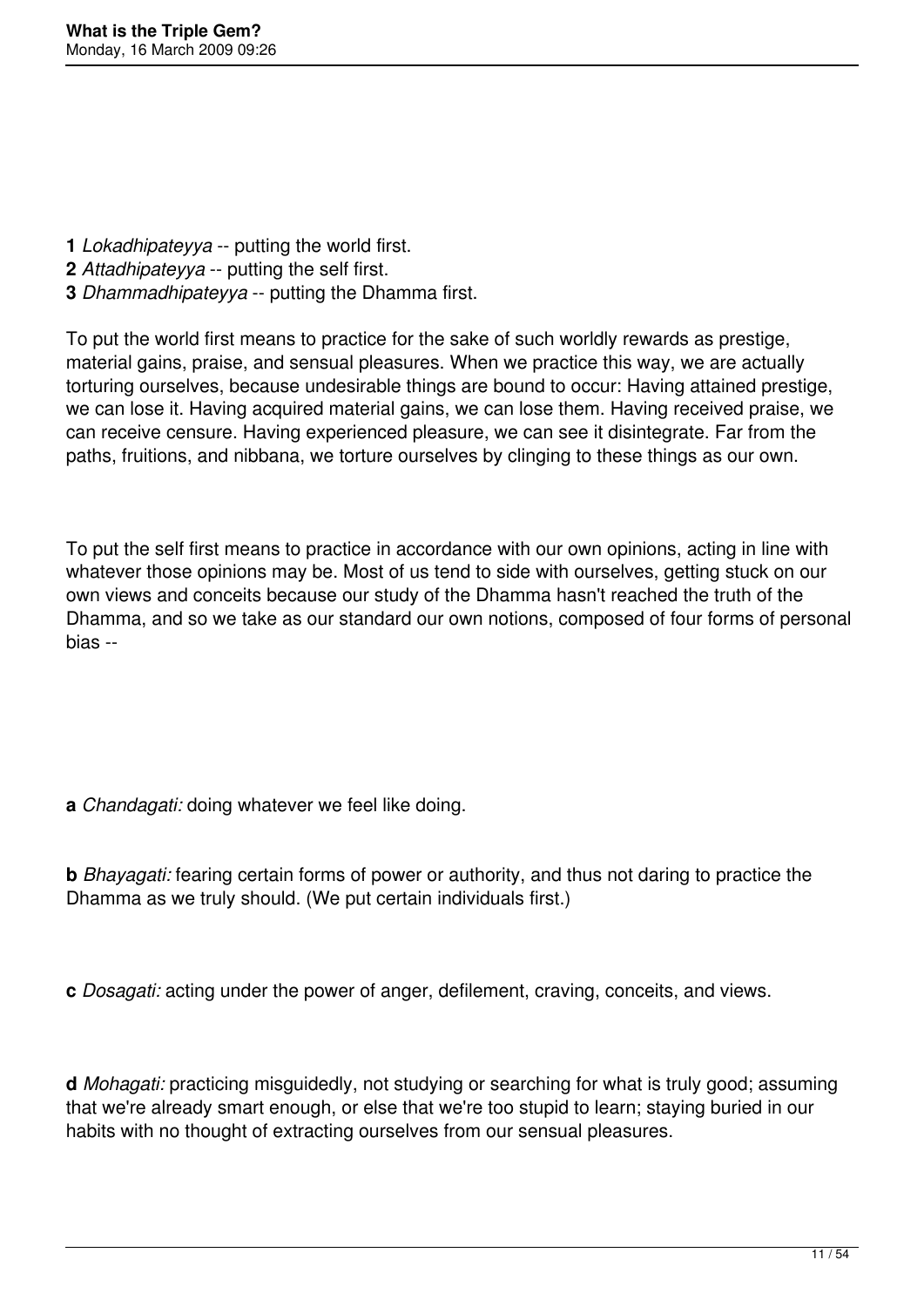**1** *Lokadhipateyya* -- putting the world first.
**2** *Attadhipateyya* -- putting the self first.
**3** *Dhammadhipateyya* -- putting the Dhamma first.

To put the world first means to practice for the sake of such worldly rewards as prestige, material gains, praise, and sensual pleasures. When we practice this way, we are actually torturing ourselves, because undesirable things are bound to occur: Having attained prestige, we can lose it. Having acquired material gains, we can lose them. Having received praise, we can receive censure. Having experienced pleasure, we can see it disintegrate. Far from the paths, fruitions, and nibbana, we torture ourselves by clinging to these things as our own.

To put the self first means to practice in accordance with our own opinions, acting in line with whatever those opinions may be. Most of us tend to side with ourselves, getting stuck on our own views and conceits because our study of the Dhamma hasn't reached the truth of the Dhamma, and so we take as our standard our own notions, composed of four forms of personal bias --

**a** *Chandagati:* doing whatever we feel like doing.

**b** *Bhayagati:* fearing certain forms of power or authority, and thus not daring to practice the Dhamma as we truly should. (We put certain individuals first.)

**c** *Dosagati:* acting under the power of anger, defilement, craving, conceits, and views.

**d** *Mohagati:* practicing misguidedly, not studying or searching for what is truly good; assuming that we're already smart enough, or else that we're too stupid to learn; staying buried in our habits with no thought of extracting ourselves from our sensual pleasures.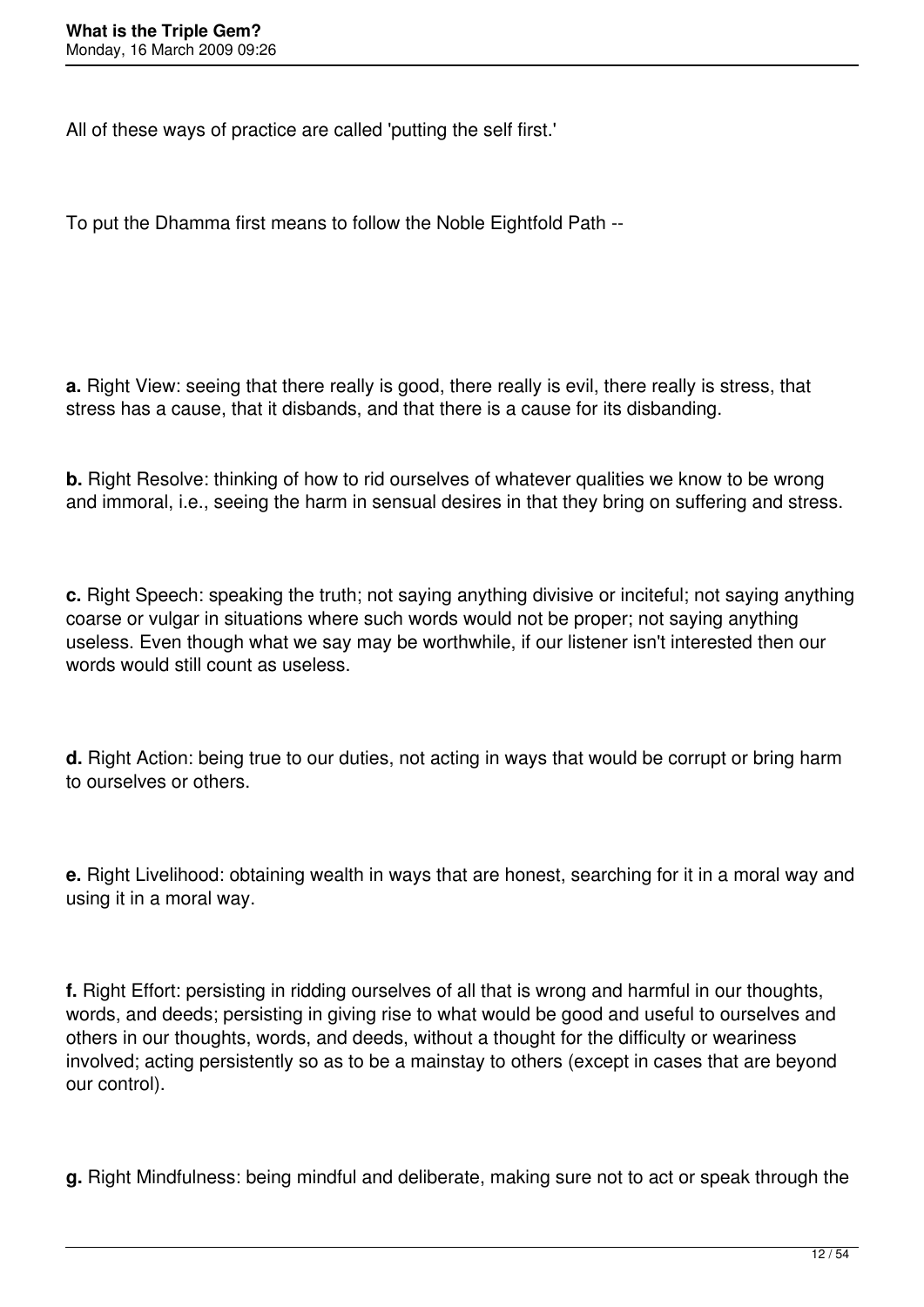All of these ways of practice are called 'putting the self first.'

To put the Dhamma first means to follow the Noble Eightfold Path --

**a.** Right View: seeing that there really is good, there really is evil, there really is stress, that stress has a cause, that it disbands, and that there is a cause for its disbanding.

**b.** Right Resolve: thinking of how to rid ourselves of whatever qualities we know to be wrong and immoral, i.e., seeing the harm in sensual desires in that they bring on suffering and stress.

**c.** Right Speech: speaking the truth; not saying anything divisive or inciteful; not saying anything coarse or vulgar in situations where such words would not be proper; not saying anything useless. Even though what we say may be worthwhile, if our listener isn't interested then our words would still count as useless.

**d.** Right Action: being true to our duties, not acting in ways that would be corrupt or bring harm to ourselves or others.

**e.** Right Livelihood: obtaining wealth in ways that are honest, searching for it in a moral way and using it in a moral way.

**f.** Right Effort: persisting in ridding ourselves of all that is wrong and harmful in our thoughts, words, and deeds; persisting in giving rise to what would be good and useful to ourselves and others in our thoughts, words, and deeds, without a thought for the difficulty or weariness involved; acting persistently so as to be a mainstay to others (except in cases that are beyond our control).

**g.** Right Mindfulness: being mindful and deliberate, making sure not to act or speak through the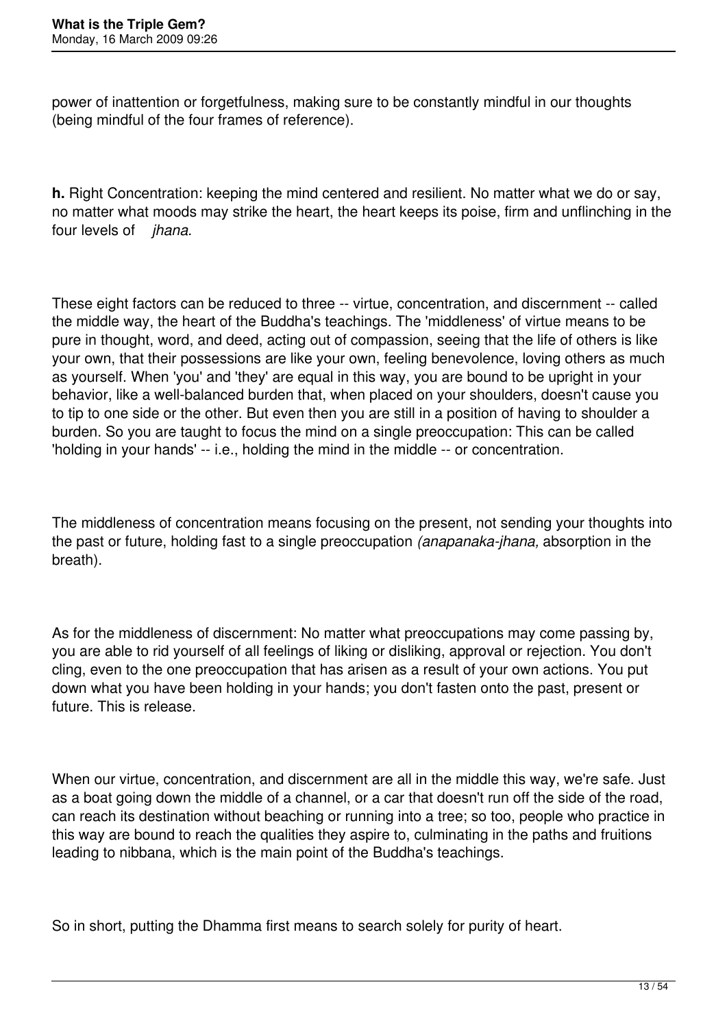power of inattention or forgetfulness, making sure to be constantly mindful in our thoughts (being mindful of the four frames of reference).

**h.** Right Concentration: keeping the mind centered and resilient. No matter what we do or say, no matter what moods may strike the heart, the heart keeps its poise, firm and unflinching in the four levels of *jhana.*

These eight factors can be reduced to three -- virtue, concentration, and discernment -- called the middle way, the heart of the Buddha's teachings. The 'middleness' of virtue means to be pure in thought, word, and deed, acting out of compassion, seeing that the life of others is like your own, that their possessions are like your own, feeling benevolence, loving others as much as yourself. When 'you' and 'they' are equal in this way, you are bound to be upright in your behavior, like a well-balanced burden that, when placed on your shoulders, doesn't cause you to tip to one side or the other. But even then you are still in a position of having to shoulder a burden. So you are taught to focus the mind on a single preoccupation: This can be called 'holding in your hands' -- i.e., holding the mind in the middle -- or concentration.

The middleness of concentration means focusing on the present, not sending your thoughts into the past or future, holding fast to a single preoccupation *(anapanaka-jhana,* absorption in the breath).

As for the middleness of discernment: No matter what preoccupations may come passing by, you are able to rid yourself of all feelings of liking or disliking, approval or rejection. You don't cling, even to the one preoccupation that has arisen as a result of your own actions. You put down what you have been holding in your hands; you don't fasten onto the past, present or future. This is release.

When our virtue, concentration, and discernment are all in the middle this way, we're safe. Just as a boat going down the middle of a channel, or a car that doesn't run off the side of the road, can reach its destination without beaching or running into a tree; so too, people who practice in this way are bound to reach the qualities they aspire to, culminating in the paths and fruitions leading to nibbana, which is the main point of the Buddha's teachings.

So in short, putting the Dhamma first means to search solely for purity of heart.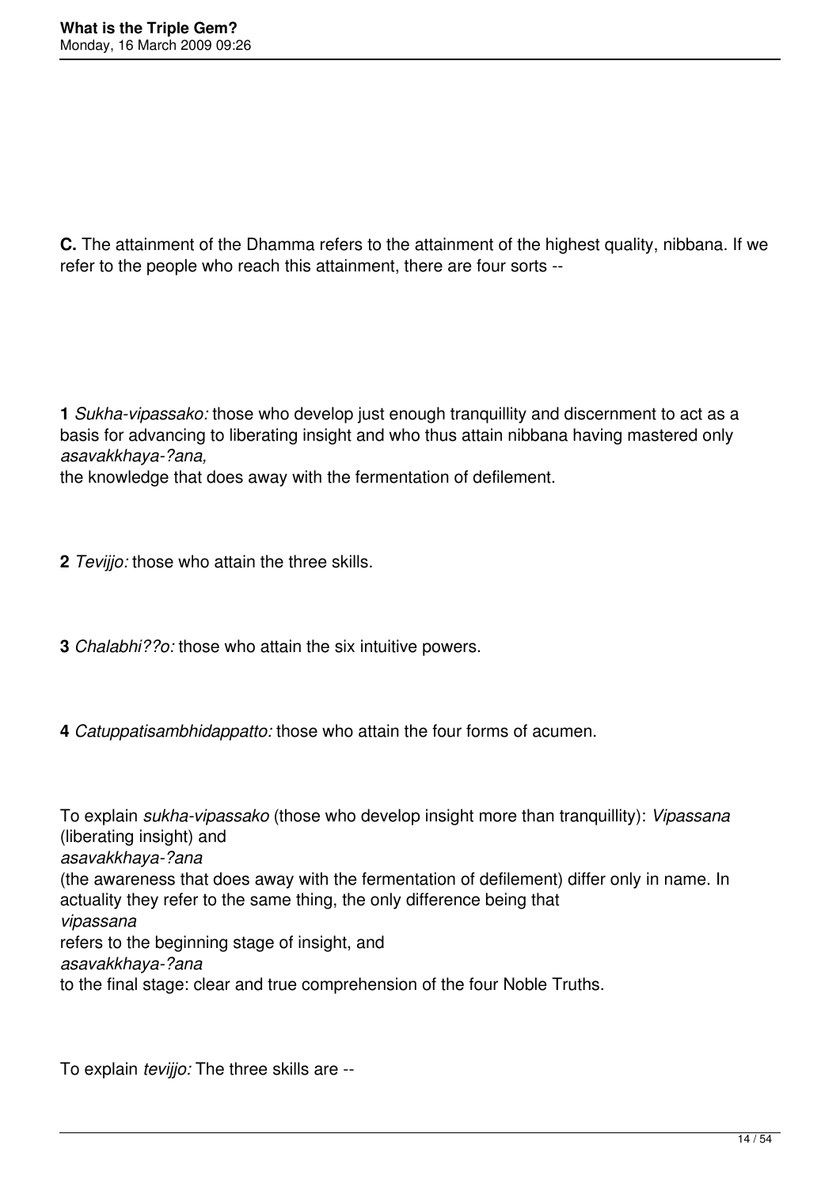**C.** The attainment of the Dhamma refers to the attainment of the highest quality, nibbana. If we refer to the people who reach this attainment, there are four sorts --

**1** *Sukha-vipassako:* those who develop just enough tranquillity and discernment to act as a basis for advancing to liberating insight and who thus attain nibbana having mastered only *asavakkhaya-?ana,* the knowledge that does away with the fermentation of defilement.

**2** *Tevijjo:* those who attain the three skills.

**3** *Chalabhi??o:* those who attain the six intuitive powers.

**4** *Catuppatisambhidappatto:* those who attain the four forms of acumen.

To explain *sukha-vipassako* (those who develop insight more than tranquillity): *Vipassana* (liberating insight) and *asavakkhaya-?ana* (the awareness that does away with the fermentation of defilement) differ only in name. In actuality they refer to the same thing, the only difference being that *vipassana* refers to the beginning stage of insight, and *asavakkhaya-?ana* to the final stage: clear and true comprehension of the four Noble Truths.

To explain *tevijjo:* The three skills are --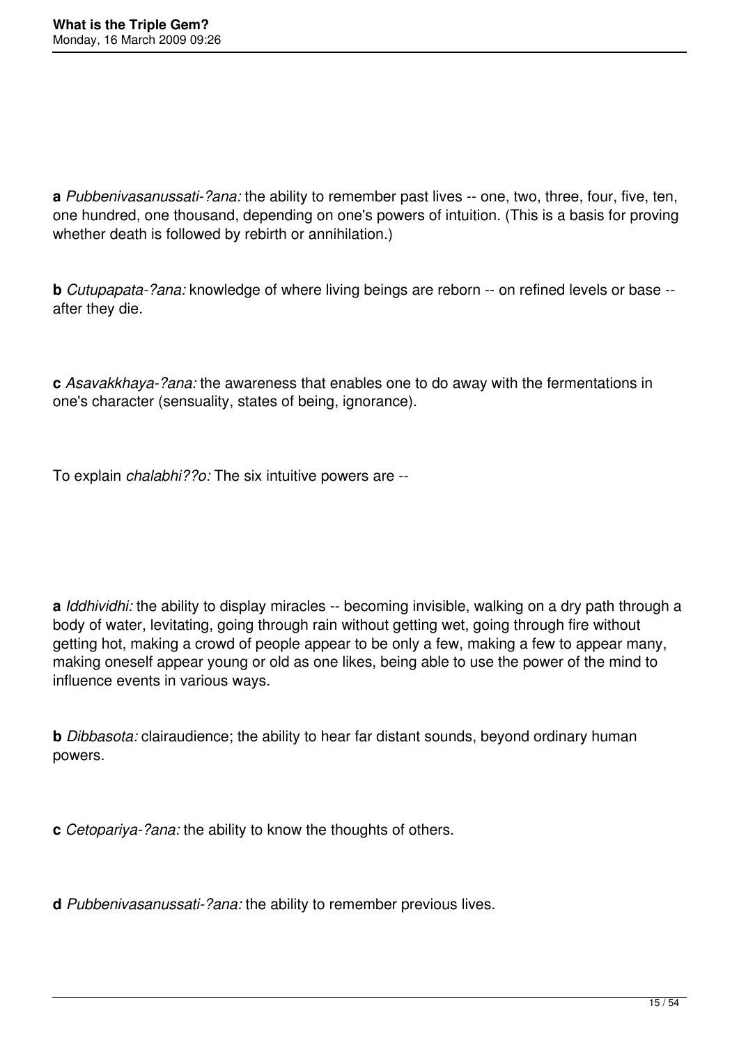**a** *Pubbenivasanussati-?ana:* the ability to remember past lives -- one, two, three, four, five, ten, one hundred, one thousand, depending on one's powers of intuition. (This is a basis for proving whether death is followed by rebirth or annihilation.)

**b** *Cutupapata-?ana:* knowledge of where living beings are reborn -- on refined levels or base -- after they die.

**c** *Asavakkhaya-?ana:* the awareness that enables one to do away with the fermentations in one's character (sensuality, states of being, ignorance).

To explain *chalabhi??o:* The six intuitive powers are --

**a** *Iddhividhi:* the ability to display miracles -- becoming invisible, walking on a dry path through a body of water, levitating, going through rain without getting wet, going through fire without getting hot, making a crowd of people appear to be only a few, making a few to appear many, making oneself appear young or old as one likes, being able to use the power of the mind to influence events in various ways.

**b** *Dibbasota:* clairaudience; the ability to hear far distant sounds, beyond ordinary human powers.

**c** *Cetopariya-?ana:* the ability to know the thoughts of others.

**d** *Pubbenivasanussati-?ana:* the ability to remember previous lives.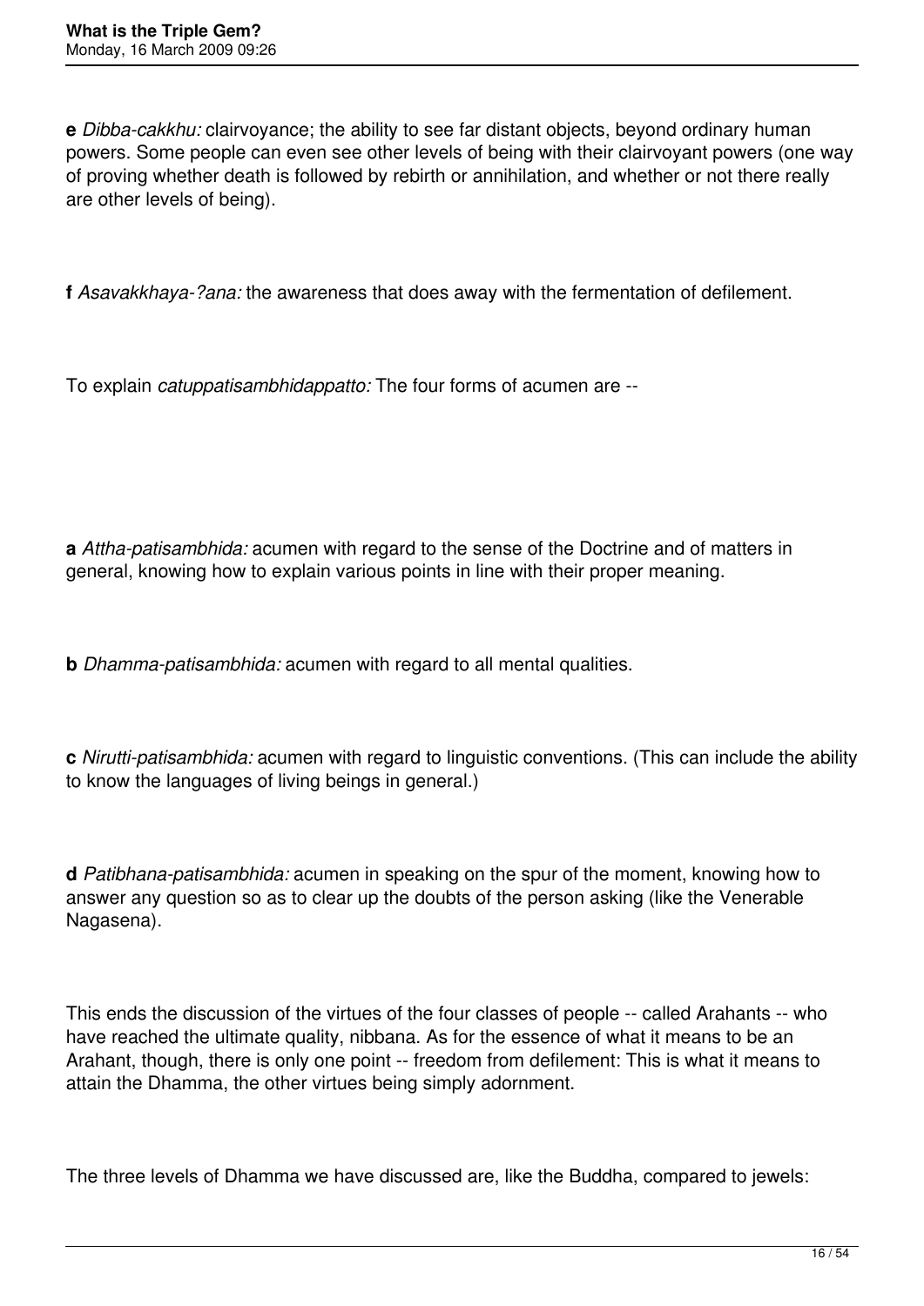**e** *Dibba-cakkhu:* clairvoyance; the ability to see far distant objects, beyond ordinary human powers. Some people can even see other levels of being with their clairvoyant powers (one way of proving whether death is followed by rebirth or annihilation, and whether or not there really are other levels of being).

**f** *Asavakkhaya-?ana:* the awareness that does away with the fermentation of defilement.

To explain *catuppatisambhidappatto:* The four forms of acumen are --

**a** *Attha-patisambhida:* acumen with regard to the sense of the Doctrine and of matters in general, knowing how to explain various points in line with their proper meaning.

**b** *Dhamma-patisambhida:* acumen with regard to all mental qualities.

**c** *Nirutti-patisambhida:* acumen with regard to linguistic conventions. (This can include the ability to know the languages of living beings in general.)

**d** *Patibhana-patisambhida:* acumen in speaking on the spur of the moment, knowing how to answer any question so as to clear up the doubts of the person asking (like the Venerable Nagasena).

This ends the discussion of the virtues of the four classes of people -- called Arahants -- who have reached the ultimate quality, nibbana. As for the essence of what it means to be an Arahant, though, there is only one point -- freedom from defilement: This is what it means to attain the Dhamma, the other virtues being simply adornment.

The three levels of Dhamma we have discussed are, like the Buddha, compared to jewels: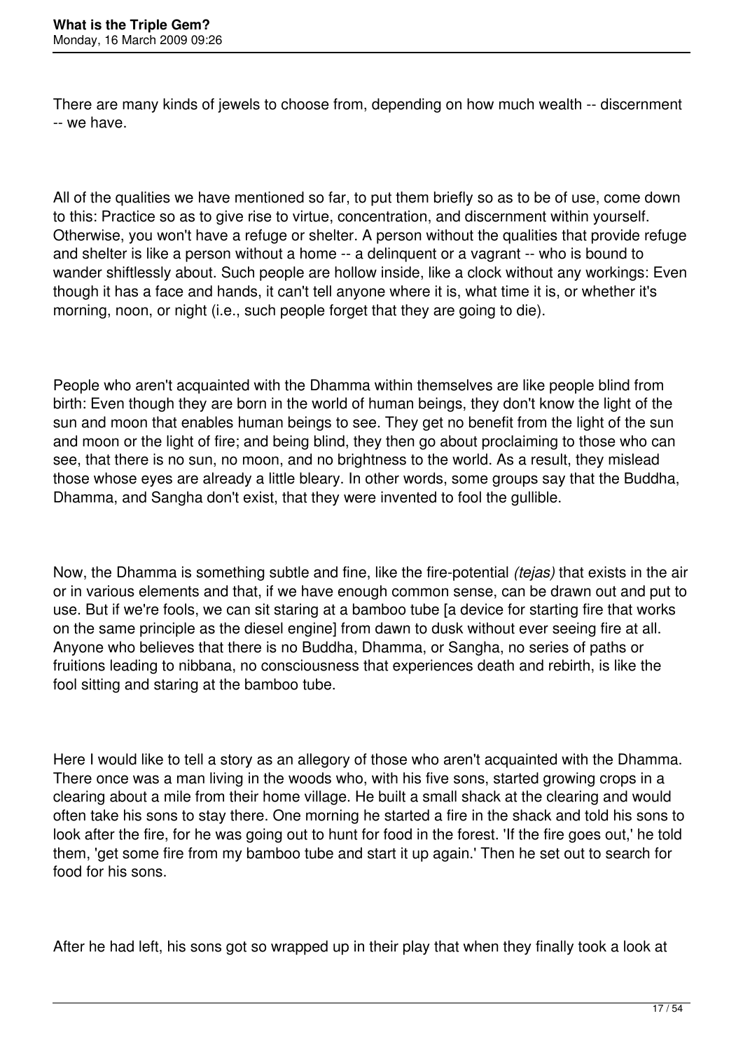There are many kinds of jewels to choose from, depending on how much wealth -- discernment -- we have.

All of the qualities we have mentioned so far, to put them briefly so as to be of use, come down to this: Practice so as to give rise to virtue, concentration, and discernment within yourself. Otherwise, you won't have a refuge or shelter. A person without the qualities that provide refuge and shelter is like a person without a home -- a delinquent or a vagrant -- who is bound to wander shiftlessly about. Such people are hollow inside, like a clock without any workings: Even though it has a face and hands, it can't tell anyone where it is, what time it is, or whether it's morning, noon, or night (i.e., such people forget that they are going to die).

People who aren't acquainted with the Dhamma within themselves are like people blind from birth: Even though they are born in the world of human beings, they don't know the light of the sun and moon that enables human beings to see. They get no benefit from the light of the sun and moon or the light of fire; and being blind, they then go about proclaiming to those who can see, that there is no sun, no moon, and no brightness to the world. As a result, they mislead those whose eyes are already a little bleary. In other words, some groups say that the Buddha, Dhamma, and Sangha don't exist, that they were invented to fool the gullible.

Now, the Dhamma is something subtle and fine, like the fire-potential *(tejas)* that exists in the air or in various elements and that, if we have enough common sense, can be drawn out and put to use. But if we're fools, we can sit staring at a bamboo tube [a device for starting fire that works on the same principle as the diesel engine] from dawn to dusk without ever seeing fire at all. Anyone who believes that there is no Buddha, Dhamma, or Sangha, no series of paths or fruitions leading to nibbana, no consciousness that experiences death and rebirth, is like the fool sitting and staring at the bamboo tube.

Here I would like to tell a story as an allegory of those who aren't acquainted with the Dhamma. There once was a man living in the woods who, with his five sons, started growing crops in a clearing about a mile from their home village. He built a small shack at the clearing and would often take his sons to stay there. One morning he started a fire in the shack and told his sons to look after the fire, for he was going out to hunt for food in the forest. 'If the fire goes out,' he told them, 'get some fire from my bamboo tube and start it up again.' Then he set out to search for food for his sons.

After he had left, his sons got so wrapped up in their play that when they finally took a look at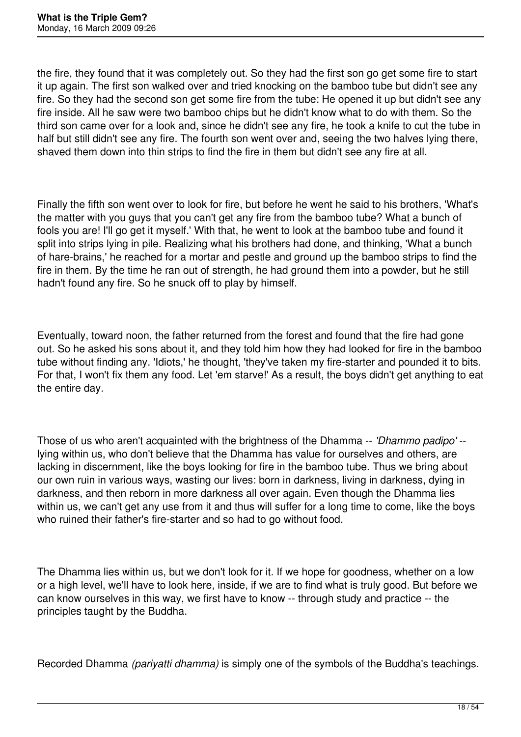the fire, they found that it was completely out. So they had the first son go get some fire to start it up again. The first son walked over and tried knocking on the bamboo tube but didn't see any fire. So they had the second son get some fire from the tube: He opened it up but didn't see any fire inside. All he saw were two bamboo chips but he didn't know what to do with them. So the third son came over for a look and, since he didn't see any fire, he took a knife to cut the tube in half but still didn't see any fire. The fourth son went over and, seeing the two halves lying there, shaved them down into thin strips to find the fire in them but didn't see any fire at all.

Finally the fifth son went over to look for fire, but before he went he said to his brothers, 'What's the matter with you guys that you can't get any fire from the bamboo tube? What a bunch of fools you are! I'll go get it myself.' With that, he went to look at the bamboo tube and found it split into strips lying in pile. Realizing what his brothers had done, and thinking, 'What a bunch of hare-brains,' he reached for a mortar and pestle and ground up the bamboo strips to find the fire in them. By the time he ran out of strength, he had ground them into a powder, but he still hadn't found any fire. So he snuck off to play by himself.

Eventually, toward noon, the father returned from the forest and found that the fire had gone out. So he asked his sons about it, and they told him how they had looked for fire in the bamboo tube without finding any. 'Idiots,' he thought, 'they've taken my fire-starter and pounded it to bits. For that, I won't fix them any food. Let 'em starve!' As a result, the boys didn't get anything to eat the entire day.

Those of us who aren't acquainted with the brightness of the Dhamma -- *'Dhammo padipo'* -- lying within us, who don't believe that the Dhamma has value for ourselves and others, are lacking in discernment, like the boys looking for fire in the bamboo tube. Thus we bring about our own ruin in various ways, wasting our lives: born in darkness, living in darkness, dying in darkness, and then reborn in more darkness all over again. Even though the Dhamma lies within us, we can't get any use from it and thus will suffer for a long time to come, like the boys who ruined their father's fire-starter and so had to go without food.

The Dhamma lies within us, but we don't look for it. If we hope for goodness, whether on a low or a high level, we'll have to look here, inside, if we are to find what is truly good. But before we can know ourselves in this way, we first have to know -- through study and practice -- the principles taught by the Buddha.

Recorded Dhamma *(pariyatti dhamma)* is simply one of the symbols of the Buddha's teachings.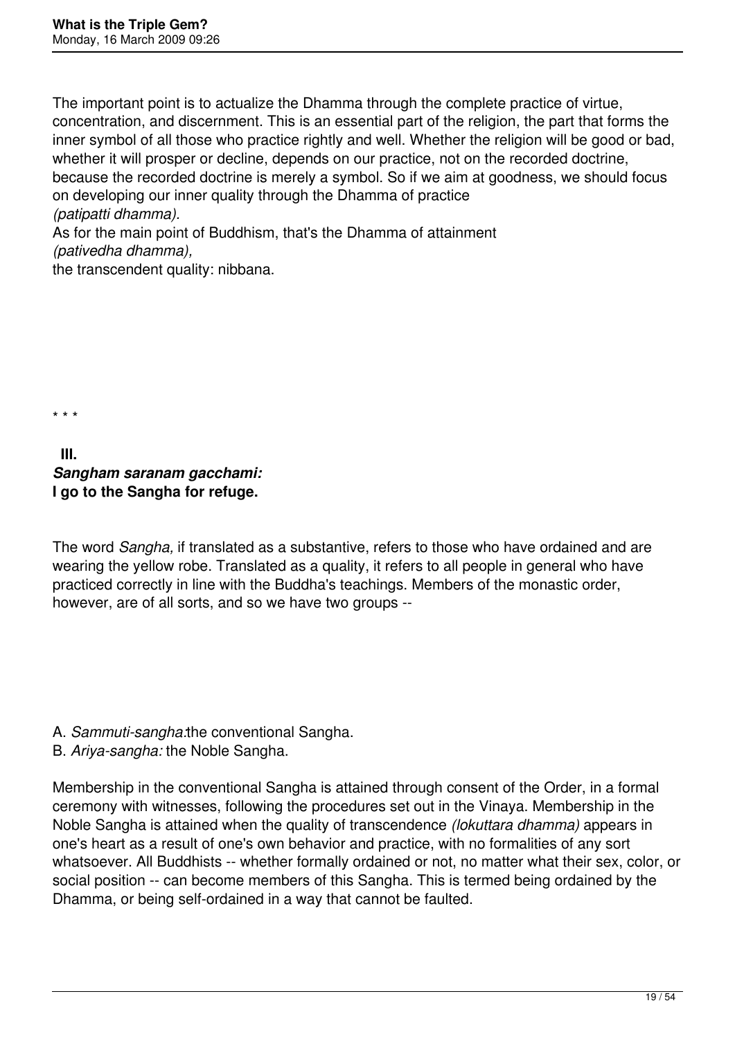The important point is to actualize the Dhamma through the complete practice of virtue, concentration, and discernment. This is an essential part of the religion, the part that forms the inner symbol of all those who practice rightly and well. Whether the religion will be good or bad, whether it will prosper or decline, depends on our practice, not on the recorded doctrine, because the recorded doctrine is merely a symbol. So if we aim at goodness, we should focus on developing our inner quality through the Dhamma of practice *(patipatti dhamma).*

As for the main point of Buddhism, that's the Dhamma of attainment *(pativedha dhamma),* the transcendent quality: nibbana.

* * *

## III.
## ***Sangham saranam gacchami:***
## **I go to the Sangha for refuge.**

The word *Sangha,* if translated as a substantive, refers to those who have ordained and are wearing the yellow robe. Translated as a quality, it refers to all people in general who have practiced correctly in line with the Buddha's teachings. Members of the monastic order, however, are of all sorts, and so we have two groups --

A. *Sammuti-sangha:*the conventional Sangha.
B. *Ariya-sangha:* the Noble Sangha.

Membership in the conventional Sangha is attained through consent of the Order, in a formal ceremony with witnesses, following the procedures set out in the Vinaya. Membership in the Noble Sangha is attained when the quality of transcendence *(lokuttara dhamma)* appears in one's heart as a result of one's own behavior and practice, with no formalities of any sort whatsoever. All Buddhists -- whether formally ordained or not, no matter what their sex, color, or social position -- can become members of this Sangha. This is termed being ordained by the Dhamma, or being self-ordained in a way that cannot be faulted.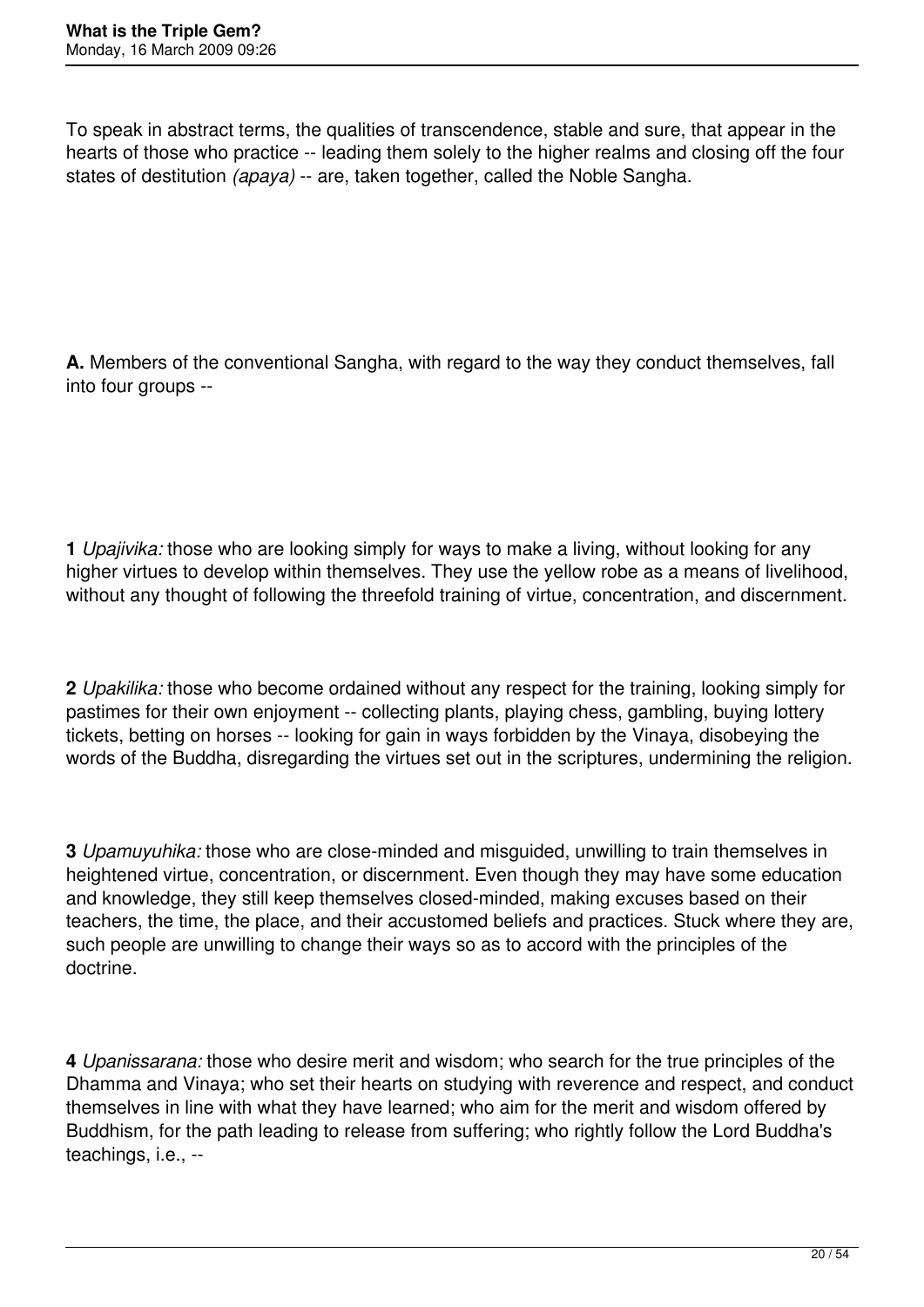To speak in abstract terms, the qualities of transcendence, stable and sure, that appear in the hearts of those who practice -- leading them solely to the higher realms and closing off the four states of destitution *(apaya)* -- are, taken together, called the Noble Sangha.

**A.** Members of the conventional Sangha, with regard to the way they conduct themselves, fall into four groups --

**1** *Upajivika:* those who are looking simply for ways to make a living, without looking for any higher virtues to develop within themselves. They use the yellow robe as a means of livelihood, without any thought of following the threefold training of virtue, concentration, and discernment.

**2** *Upakilika:* those who become ordained without any respect for the training, looking simply for pastimes for their own enjoyment -- collecting plants, playing chess, gambling, buying lottery tickets, betting on horses -- looking for gain in ways forbidden by the Vinaya, disobeying the words of the Buddha, disregarding the virtues set out in the scriptures, undermining the religion.

**3** *Upamuyuhika:* those who are close-minded and misguided, unwilling to train themselves in heightened virtue, concentration, or discernment. Even though they may have some education and knowledge, they still keep themselves closed-minded, making excuses based on their teachers, the time, the place, and their accustomed beliefs and practices. Stuck where they are, such people are unwilling to change their ways so as to accord with the principles of the doctrine.

**4** *Upanissarana:* those who desire merit and wisdom; who search for the true principles of the Dhamma and Vinaya; who set their hearts on studying with reverence and respect, and conduct themselves in line with what they have learned; who aim for the merit and wisdom offered by Buddhism, for the path leading to release from suffering; who rightly follow the Lord Buddha's teachings, i.e., --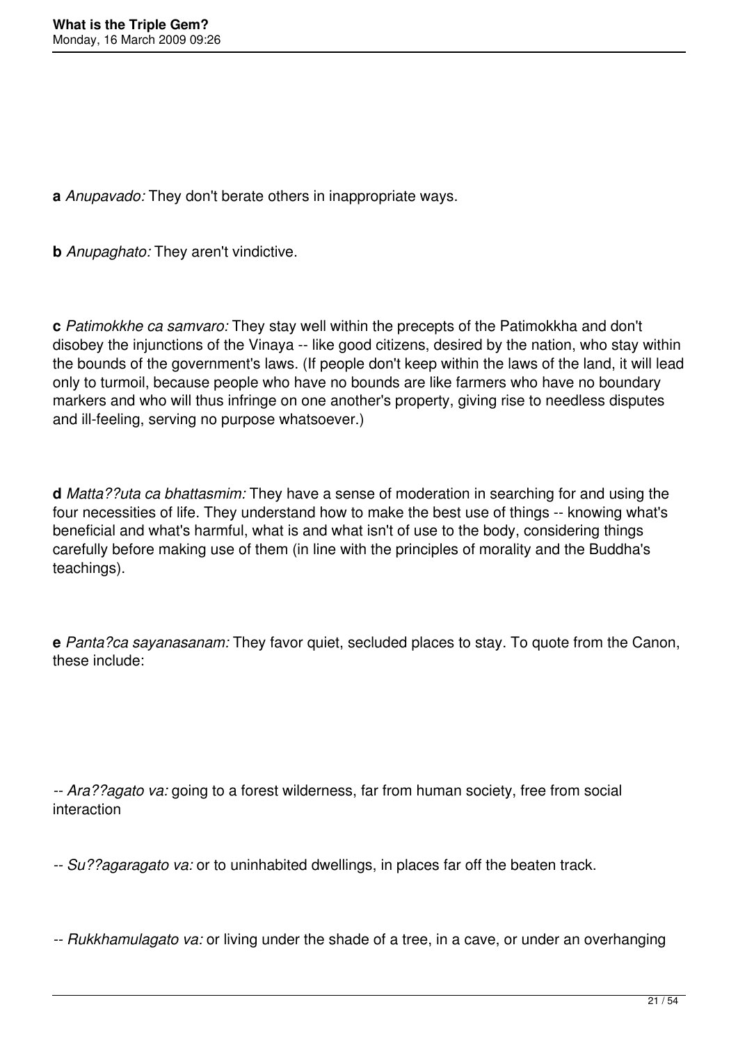**a** *Anupavado:* They don't berate others in inappropriate ways.

**b** *Anupaghato:* They aren't vindictive.

**c** *Patimokkhe ca samvaro:* They stay well within the precepts of the Patimokkha and don't disobey the injunctions of the Vinaya -- like good citizens, desired by the nation, who stay within the bounds of the government's laws. (If people don't keep within the laws of the land, it will lead only to turmoil, because people who have no bounds are like farmers who have no boundary markers and who will thus infringe on one another's property, giving rise to needless disputes and ill-feeling, serving no purpose whatsoever.)

**d** *Matta??uta ca bhattasmim:* They have a sense of moderation in searching for and using the four necessities of life. They understand how to make the best use of things -- knowing what's beneficial and what's harmful, what is and what isn't of use to the body, considering things carefully before making use of them (in line with the principles of morality and the Buddha's teachings).

**e** *Panta?ca sayanasanam:* They favor quiet, secluded places to stay. To quote from the Canon, these include:

-- *Ara??agato va:* going to a forest wilderness, far from human society, free from social interaction

-- *Su??agaragato va:* or to uninhabited dwellings, in places far off the beaten track.

-- *Rukkhamulagato va:* or living under the shade of a tree, in a cave, or under an overhanging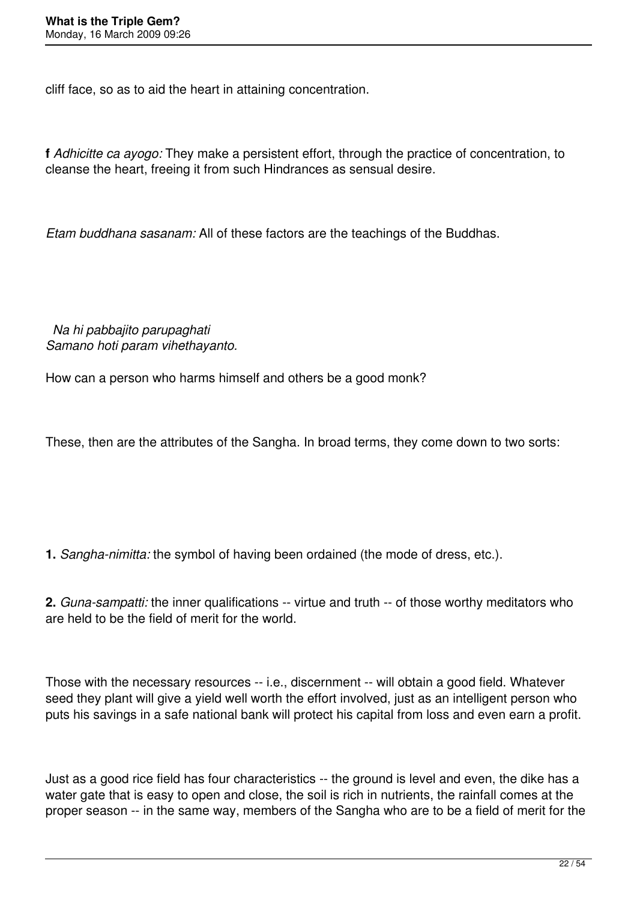cliff face, so as to aid the heart in attaining concentration.

**f** *Adhicitte ca ayogo:* They make a persistent effort, through the practice of concentration, to cleanse the heart, freeing it from such Hindrances as sensual desire.

*Etam buddhana sasanam:* All of these factors are the teachings of the Buddhas.

*Na hi pabbajito parupaghati*
*Samano hoti param vihethayanto.*

How can a person who harms himself and others be a good monk?

These, then are the attributes of the Sangha. In broad terms, they come down to two sorts:

**1.** *Sangha-nimitta:* the symbol of having been ordained (the mode of dress, etc.).

**2.** *Guna-sampatti:* the inner qualifications -- virtue and truth -- of those worthy meditators who are held to be the field of merit for the world.

Those with the necessary resources -- i.e., discernment -- will obtain a good field. Whatever seed they plant will give a yield well worth the effort involved, just as an intelligent person who puts his savings in a safe national bank will protect his capital from loss and even earn a profit.

Just as a good rice field has four characteristics -- the ground is level and even, the dike has a water gate that is easy to open and close, the soil is rich in nutrients, the rainfall comes at the proper season -- in the same way, members of the Sangha who are to be a field of merit for the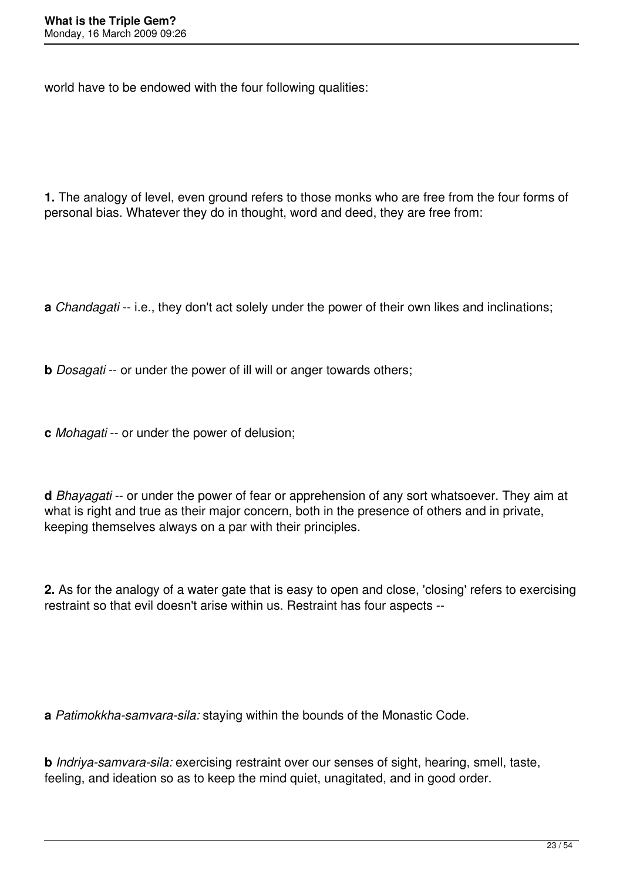world have to be endowed with the four following qualities:

**1.** The analogy of level, even ground refers to those monks who are free from the four forms of personal bias. Whatever they do in thought, word and deed, they are free from:

**a** *Chandagati* -- i.e., they don't act solely under the power of their own likes and inclinations;

**b** *Dosagati* -- or under the power of ill will or anger towards others;

**c** *Mohagati* -- or under the power of delusion;

**d** *Bhayagati* -- or under the power of fear or apprehension of any sort whatsoever. They aim at what is right and true as their major concern, both in the presence of others and in private, keeping themselves always on a par with their principles.

**2.** As for the analogy of a water gate that is easy to open and close, 'closing' refers to exercising restraint so that evil doesn't arise within us. Restraint has four aspects --

**a** *Patimokkha-samvara-sila:* staying within the bounds of the Monastic Code.

**b** *Indriya-samvara-sila:* exercising restraint over our senses of sight, hearing, smell, taste, feeling, and ideation so as to keep the mind quiet, unagitated, and in good order.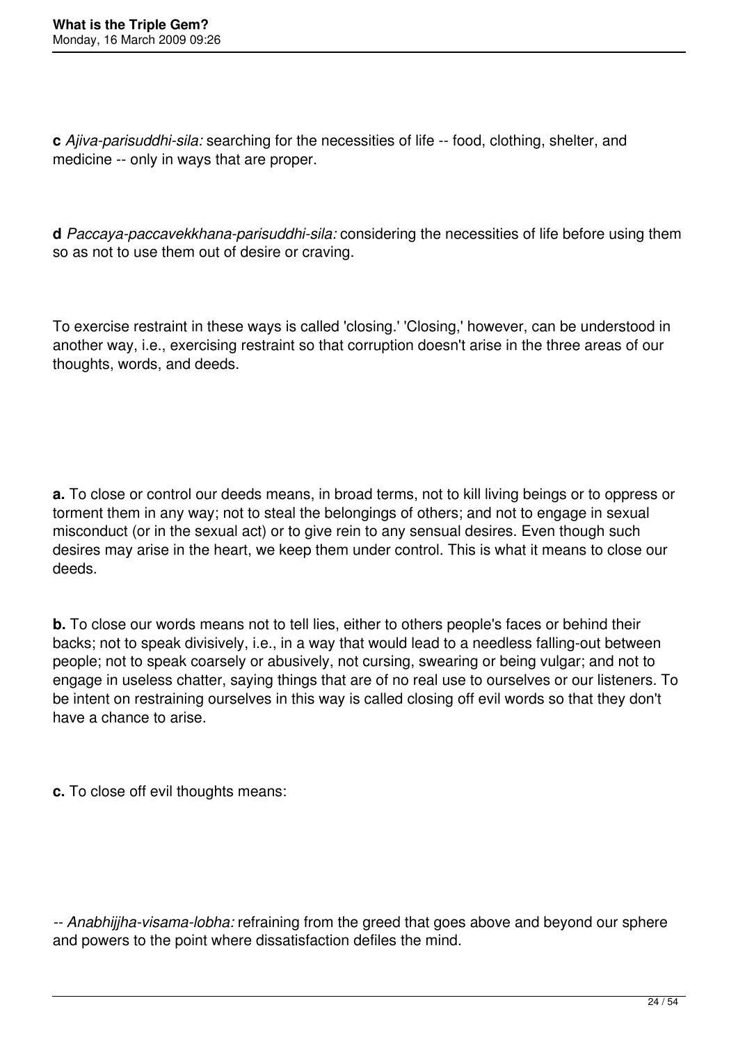**c** *Ajiva-parisuddhi-sila:* searching for the necessities of life -- food, clothing, shelter, and medicine -- only in ways that are proper.

**d** *Paccaya-paccavekkhana-parisuddhi-sila:* considering the necessities of life before using them so as not to use them out of desire or craving.

To exercise restraint in these ways is called 'closing.' 'Closing,' however, can be understood in another way, i.e., exercising restraint so that corruption doesn't arise in the three areas of our thoughts, words, and deeds.

**a.** To close or control our deeds means, in broad terms, not to kill living beings or to oppress or torment them in any way; not to steal the belongings of others; and not to engage in sexual misconduct (or in the sexual act) or to give rein to any sensual desires. Even though such desires may arise in the heart, we keep them under control. This is what it means to close our deeds.

**b.** To close our words means not to tell lies, either to others people's faces or behind their backs; not to speak divisively, i.e., in a way that would lead to a needless falling-out between people; not to speak coarsely or abusively, not cursing, swearing or being vulgar; and not to engage in useless chatter, saying things that are of no real use to ourselves or our listeners. To be intent on restraining ourselves in this way is called closing off evil words so that they don't have a chance to arise.

**c.** To close off evil thoughts means:

-- *Anabhijjha-visama-lobha:* refraining from the greed that goes above and beyond our sphere and powers to the point where dissatisfaction defiles the mind.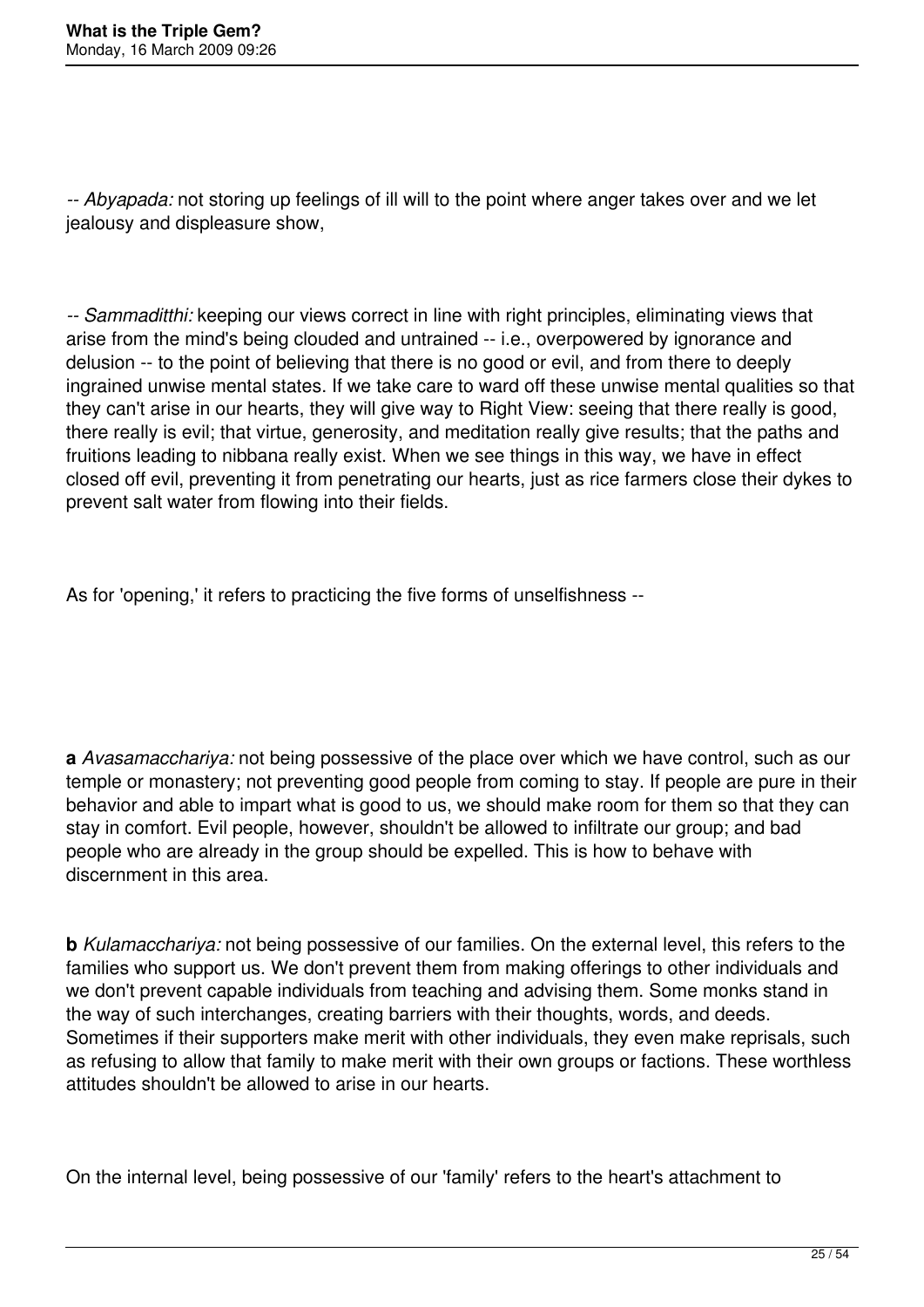-- *Abyapada:* not storing up feelings of ill will to the point where anger takes over and we let jealousy and displeasure show,

-- *Sammaditthi:* keeping our views correct in line with right principles, eliminating views that arise from the mind's being clouded and untrained -- i.e., overpowered by ignorance and delusion -- to the point of believing that there is no good or evil, and from there to deeply ingrained unwise mental states. If we take care to ward off these unwise mental qualities so that they can't arise in our hearts, they will give way to Right View: seeing that there really is good, there really is evil; that virtue, generosity, and meditation really give results; that the paths and fruitions leading to nibbana really exist. When we see things in this way, we have in effect closed off evil, preventing it from penetrating our hearts, just as rice farmers close their dykes to prevent salt water from flowing into their fields.

As for 'opening,' it refers to practicing the five forms of unselfishness --

**a** *Avasamacchariya:* not being possessive of the place over which we have control, such as our temple or monastery; not preventing good people from coming to stay. If people are pure in their behavior and able to impart what is good to us, we should make room for them so that they can stay in comfort. Evil people, however, shouldn't be allowed to infiltrate our group; and bad people who are already in the group should be expelled. This is how to behave with discernment in this area.

**b** *Kulamacchariya:* not being possessive of our families. On the external level, this refers to the families who support us. We don't prevent them from making offerings to other individuals and we don't prevent capable individuals from teaching and advising them. Some monks stand in the way of such interchanges, creating barriers with their thoughts, words, and deeds. Sometimes if their supporters make merit with other individuals, they even make reprisals, such as refusing to allow that family to make merit with their own groups or factions. These worthless attitudes shouldn't be allowed to arise in our hearts.

On the internal level, being possessive of our 'family' refers to the heart's attachment to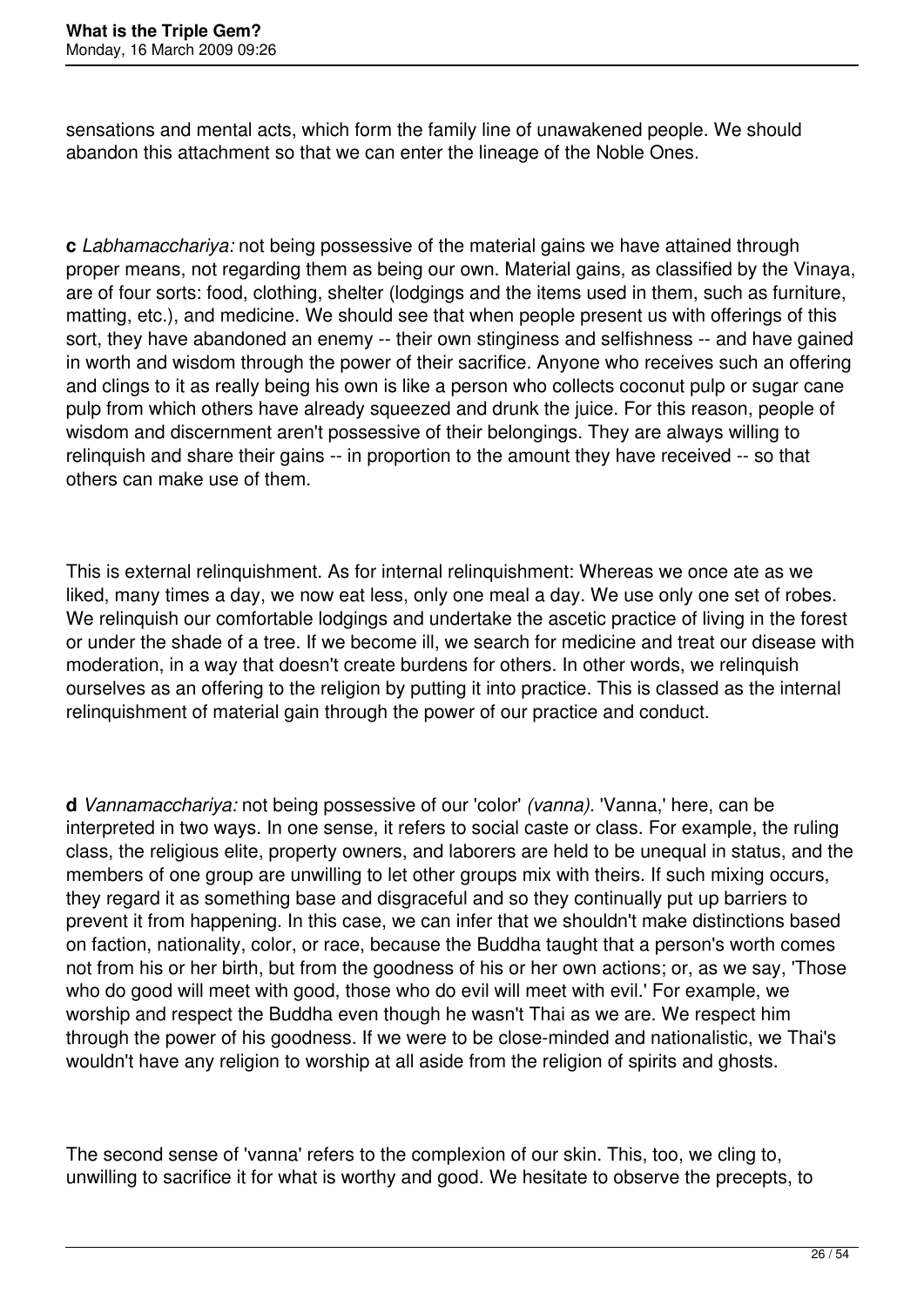sensations and mental acts, which form the family line of unawakened people. We should abandon this attachment so that we can enter the lineage of the Noble Ones.

**c** *Labhamacchariya:* not being possessive of the material gains we have attained through proper means, not regarding them as being our own. Material gains, as classified by the Vinaya, are of four sorts: food, clothing, shelter (lodgings and the items used in them, such as furniture, matting, etc.), and medicine. We should see that when people present us with offerings of this sort, they have abandoned an enemy -- their own stinginess and selfishness -- and have gained in worth and wisdom through the power of their sacrifice. Anyone who receives such an offering and clings to it as really being his own is like a person who collects coconut pulp or sugar cane pulp from which others have already squeezed and drunk the juice. For this reason, people of wisdom and discernment aren't possessive of their belongings. They are always willing to relinquish and share their gains -- in proportion to the amount they have received -- so that others can make use of them.

This is external relinquishment. As for internal relinquishment: Whereas we once ate as we liked, many times a day, we now eat less, only one meal a day. We use only one set of robes. We relinquish our comfortable lodgings and undertake the ascetic practice of living in the forest or under the shade of a tree. If we become ill, we search for medicine and treat our disease with moderation, in a way that doesn't create burdens for others. In other words, we relinquish ourselves as an offering to the religion by putting it into practice. This is classed as the internal relinquishment of material gain through the power of our practice and conduct.

**d** *Vannamacchariya:* not being possessive of our 'color' *(vanna).* 'Vanna,' here, can be interpreted in two ways. In one sense, it refers to social caste or class. For example, the ruling class, the religious elite, property owners, and laborers are held to be unequal in status, and the members of one group are unwilling to let other groups mix with theirs. If such mixing occurs, they regard it as something base and disgraceful and so they continually put up barriers to prevent it from happening. In this case, we can infer that we shouldn't make distinctions based on faction, nationality, color, or race, because the Buddha taught that a person's worth comes not from his or her birth, but from the goodness of his or her own actions; or, as we say, 'Those who do good will meet with good, those who do evil will meet with evil.' For example, we worship and respect the Buddha even though he wasn't Thai as we are. We respect him through the power of his goodness. If we were to be close-minded and nationalistic, we Thai's wouldn't have any religion to worship at all aside from the religion of spirits and ghosts.

The second sense of 'vanna' refers to the complexion of our skin. This, too, we cling to, unwilling to sacrifice it for what is worthy and good. We hesitate to observe the precepts, to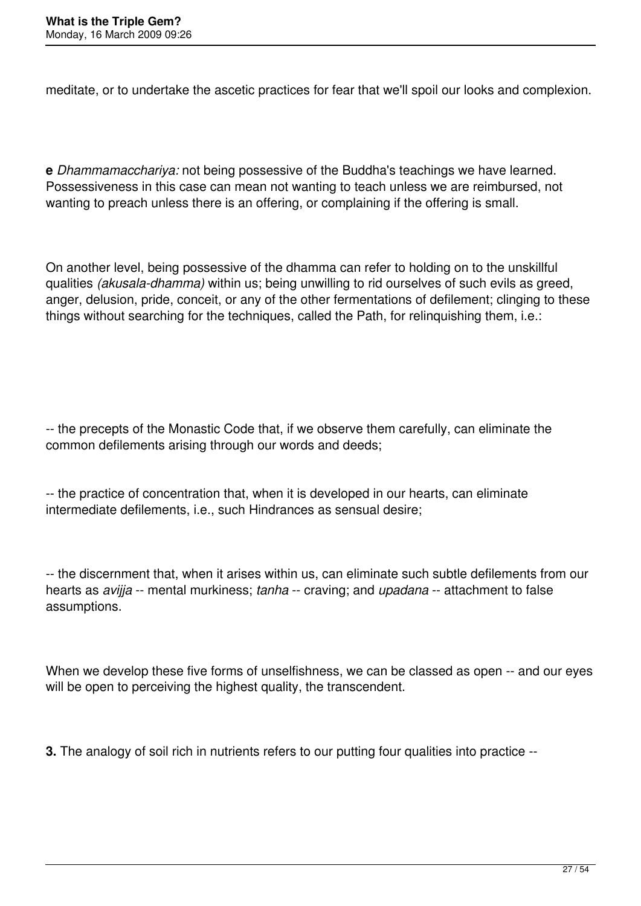meditate, or to undertake the ascetic practices for fear that we'll spoil our looks and complexion.

**e** *Dhammamacchariya:* not being possessive of the Buddha's teachings we have learned. Possessiveness in this case can mean not wanting to teach unless we are reimbursed, not wanting to preach unless there is an offering, or complaining if the offering is small.

On another level, being possessive of the dhamma can refer to holding on to the unskillful qualities *(akusala-dhamma)* within us; being unwilling to rid ourselves of such evils as greed, anger, delusion, pride, conceit, or any of the other fermentations of defilement; clinging to these things without searching for the techniques, called the Path, for relinquishing them, i.e.:

-- the precepts of the Monastic Code that, if we observe them carefully, can eliminate the common defilements arising through our words and deeds;

-- the practice of concentration that, when it is developed in our hearts, can eliminate intermediate defilements, i.e., such Hindrances as sensual desire;

-- the discernment that, when it arises within us, can eliminate such subtle defilements from our hearts as *avijja* -- mental murkiness; *tanha* -- craving; and *upadana* -- attachment to false assumptions.

When we develop these five forms of unselfishness, we can be classed as open -- and our eyes will be open to perceiving the highest quality, the transcendent.

**3.** The analogy of soil rich in nutrients refers to our putting four qualities into practice --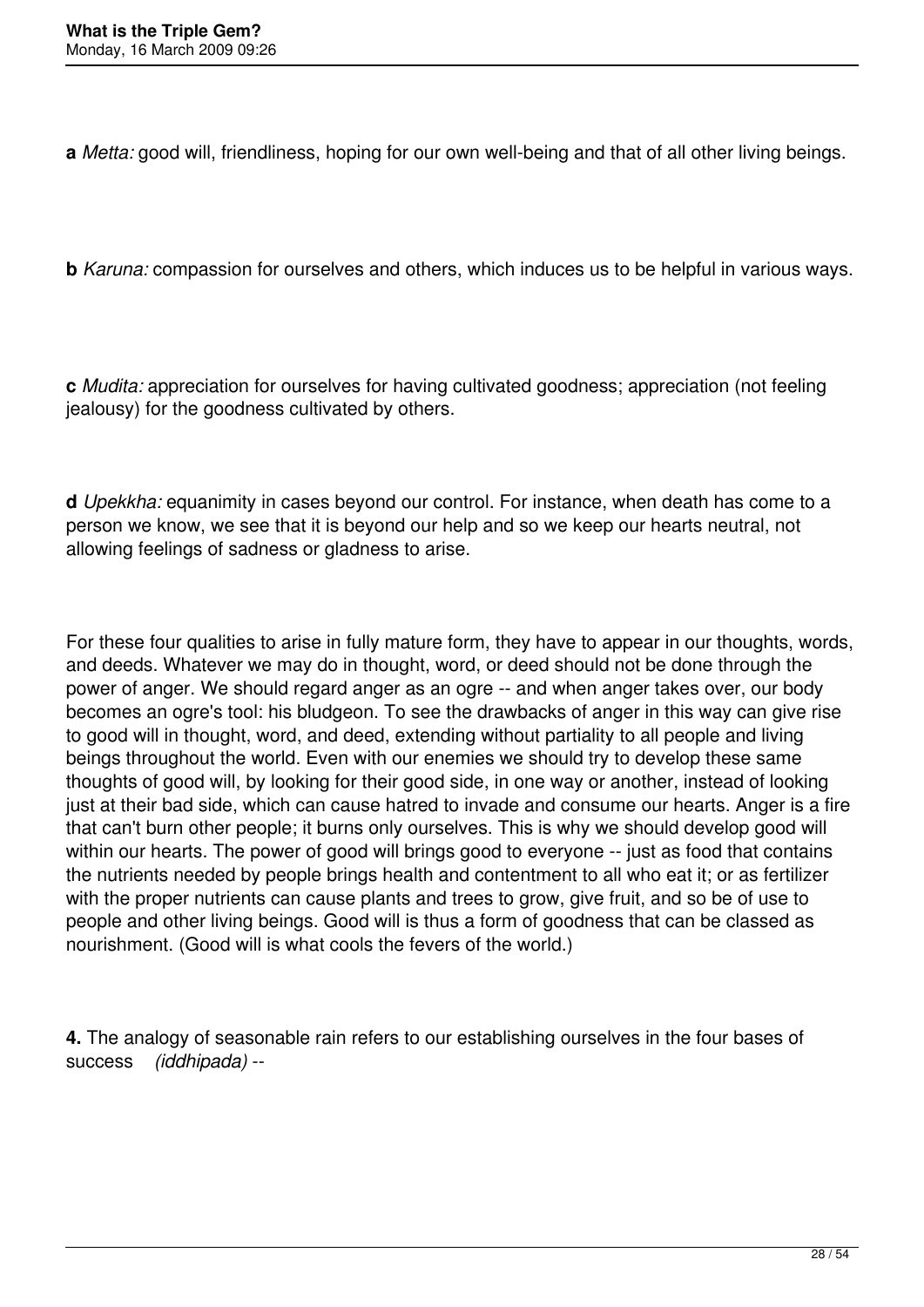**a** *Metta:* good will, friendliness, hoping for our own well-being and that of all other living beings.

**b** *Karuna:* compassion for ourselves and others, which induces us to be helpful in various ways.

**c** *Mudita:* appreciation for ourselves for having cultivated goodness; appreciation (not feeling jealousy) for the goodness cultivated by others.

**d** *Upekkha:* equanimity in cases beyond our control. For instance, when death has come to a person we know, we see that it is beyond our help and so we keep our hearts neutral, not allowing feelings of sadness or gladness to arise.

For these four qualities to arise in fully mature form, they have to appear in our thoughts, words, and deeds. Whatever we may do in thought, word, or deed should not be done through the power of anger. We should regard anger as an ogre -- and when anger takes over, our body becomes an ogre's tool: his bludgeon. To see the drawbacks of anger in this way can give rise to good will in thought, word, and deed, extending without partiality to all people and living beings throughout the world. Even with our enemies we should try to develop these same thoughts of good will, by looking for their good side, in one way or another, instead of looking just at their bad side, which can cause hatred to invade and consume our hearts. Anger is a fire that can't burn other people; it burns only ourselves. This is why we should develop good will within our hearts. The power of good will brings good to everyone -- just as food that contains the nutrients needed by people brings health and contentment to all who eat it; or as fertilizer with the proper nutrients can cause plants and trees to grow, give fruit, and so be of use to people and other living beings. Good will is thus a form of goodness that can be classed as nourishment. (Good will is what cools the fevers of the world.)

**4.** The analogy of seasonable rain refers to our establishing ourselves in the four bases of success *(iddhipada)* --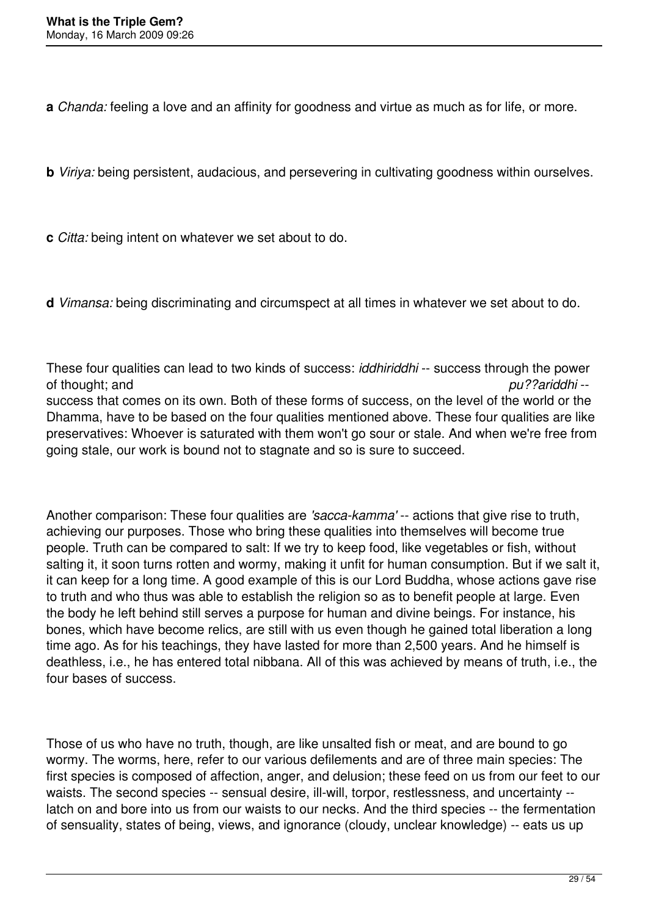**a** *Chanda:* feeling a love and an affinity for goodness and virtue as much as for life, or more.

**b** *Viriya:* being persistent, audacious, and persevering in cultivating goodness within ourselves.

**c** *Citta:* being intent on whatever we set about to do.

**d** *Vimansa:* being discriminating and circumspect at all times in whatever we set about to do.

These four qualities can lead to two kinds of success: *iddhiriddhi* -- success through the power of thought; and *pu??ariddhi* -- success that comes on its own. Both of these forms of success, on the level of the world or the Dhamma, have to be based on the four qualities mentioned above. These four qualities are like preservatives: Whoever is saturated with them won't go sour or stale. And when we're free from going stale, our work is bound not to stagnate and so is sure to succeed.

Another comparison: These four qualities are *'sacca-kamma'* -- actions that give rise to truth, achieving our purposes. Those who bring these qualities into themselves will become true people. Truth can be compared to salt: If we try to keep food, like vegetables or fish, without salting it, it soon turns rotten and wormy, making it unfit for human consumption. But if we salt it, it can keep for a long time. A good example of this is our Lord Buddha, whose actions gave rise to truth and who thus was able to establish the religion so as to benefit people at large. Even the body he left behind still serves a purpose for human and divine beings. For instance, his bones, which have become relics, are still with us even though he gained total liberation a long time ago. As for his teachings, they have lasted for more than 2,500 years. And he himself is deathless, i.e., he has entered total nibbana. All of this was achieved by means of truth, i.e., the four bases of success.

Those of us who have no truth, though, are like unsalted fish or meat, and are bound to go wormy. The worms, here, refer to our various defilements and are of three main species: The first species is composed of affection, anger, and delusion; these feed on us from our feet to our waists. The second species -- sensual desire, ill-will, torpor, restlessness, and uncertainty -- latch on and bore into us from our waists to our necks. And the third species -- the fermentation of sensuality, states of being, views, and ignorance (cloudy, unclear knowledge) -- eats us up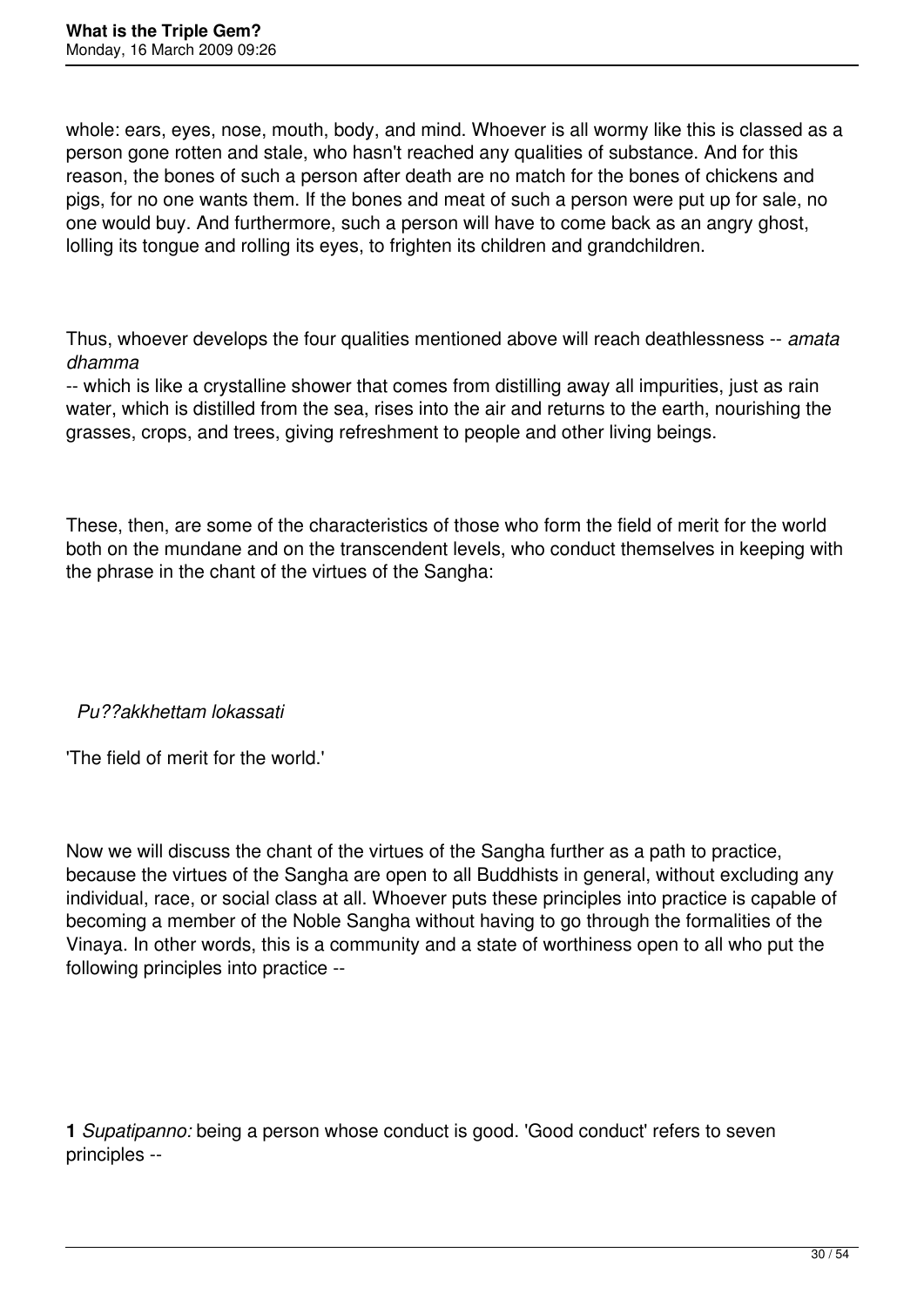whole: ears, eyes, nose, mouth, body, and mind. Whoever is all wormy like this is classed as a person gone rotten and stale, who hasn't reached any qualities of substance. And for this reason, the bones of such a person after death are no match for the bones of chickens and pigs, for no one wants them. If the bones and meat of such a person were put up for sale, no one would buy. And furthermore, such a person will have to come back as an angry ghost, lolling its tongue and rolling its eyes, to frighten its children and grandchildren.

Thus, whoever develops the four qualities mentioned above will reach deathlessness -- *amata dhamma* -- which is like a crystalline shower that comes from distilling away all impurities, just as rain water, which is distilled from the sea, rises into the air and returns to the earth, nourishing the grasses, crops, and trees, giving refreshment to people and other living beings.

These, then, are some of the characteristics of those who form the field of merit for the world both on the mundane and on the transcendent levels, who conduct themselves in keeping with the phrase in the chant of the virtues of the Sangha:

*Pu??akkhettam lokassati*

'The field of merit for the world.'

Now we will discuss the chant of the virtues of the Sangha further as a path to practice, because the virtues of the Sangha are open to all Buddhists in general, without excluding any individual, race, or social class at all. Whoever puts these principles into practice is capable of becoming a member of the Noble Sangha without having to go through the formalities of the Vinaya. In other words, this is a community and a state of worthiness open to all who put the following principles into practice --

**1** *Supatipanno:* being a person whose conduct is good. 'Good conduct' refers to seven principles --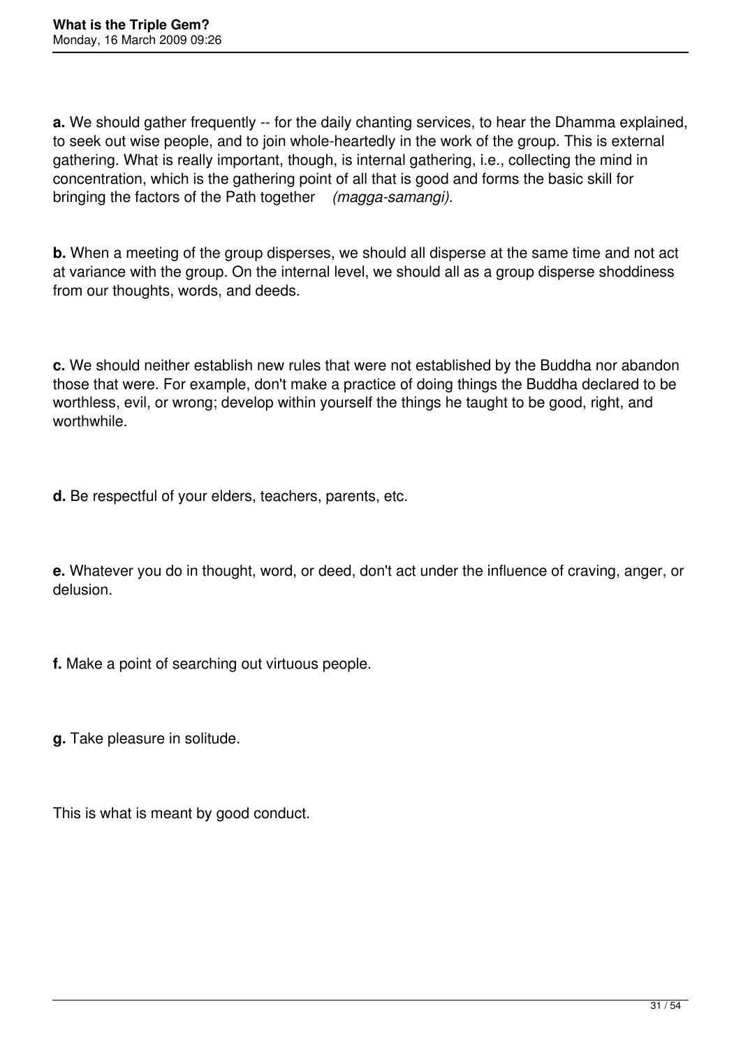**a.** We should gather frequently -- for the daily chanting services, to hear the Dhamma explained, to seek out wise people, and to join whole-heartedly in the work of the group. This is external gathering. What is really important, though, is internal gathering, i.e., collecting the mind in concentration, which is the gathering point of all that is good and forms the basic skill for bringing the factors of the Path together *(magga-samangi).*

**b.** When a meeting of the group disperses, we should all disperse at the same time and not act at variance with the group. On the internal level, we should all as a group disperse shoddiness from our thoughts, words, and deeds.

**c.** We should neither establish new rules that were not established by the Buddha nor abandon those that were. For example, don't make a practice of doing things the Buddha declared to be worthless, evil, or wrong; develop within yourself the things he taught to be good, right, and worthwhile.

**d.** Be respectful of your elders, teachers, parents, etc.

**e.** Whatever you do in thought, word, or deed, don't act under the influence of craving, anger, or delusion.

**f.** Make a point of searching out virtuous people.

**g.** Take pleasure in solitude.

This is what is meant by good conduct.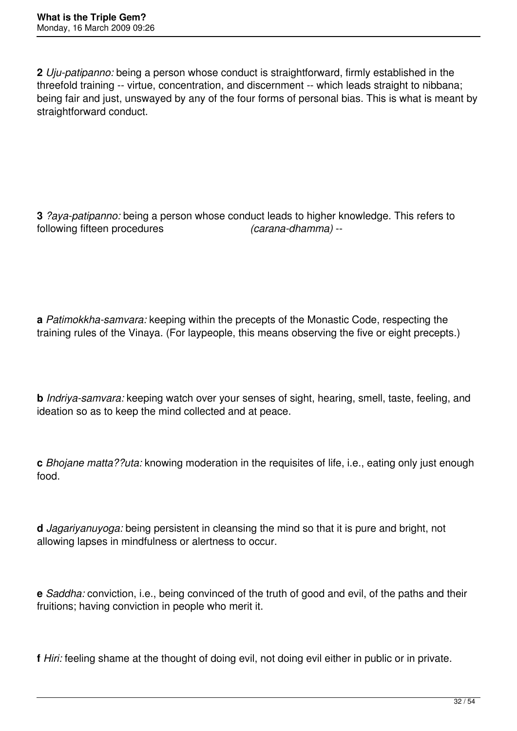**2** *Uju-patipanno:* being a person whose conduct is straightforward, firmly established in the threefold training -- virtue, concentration, and discernment -- which leads straight to nibbana; being fair and just, unswayed by any of the four forms of personal bias. This is what is meant by straightforward conduct.

**3** *?aya-patipanno:* being a person whose conduct leads to higher knowledge. This refers to following fifteen procedures *(carana-dhamma)* --

**a** *Patimokkha-samvara:* keeping within the precepts of the Monastic Code, respecting the training rules of the Vinaya. (For laypeople, this means observing the five or eight precepts.)

**b** *Indriya-samvara:* keeping watch over your senses of sight, hearing, smell, taste, feeling, and ideation so as to keep the mind collected and at peace.

**c** *Bhojane matta??uta:* knowing moderation in the requisites of life, i.e., eating only just enough food.

**d** *Jagariyanuyoga:* being persistent in cleansing the mind so that it is pure and bright, not allowing lapses in mindfulness or alertness to occur.

**e** *Saddha:* conviction, i.e., being convinced of the truth of good and evil, of the paths and their fruitions; having conviction in people who merit it.

**f** *Hiri:* feeling shame at the thought of doing evil, not doing evil either in public or in private.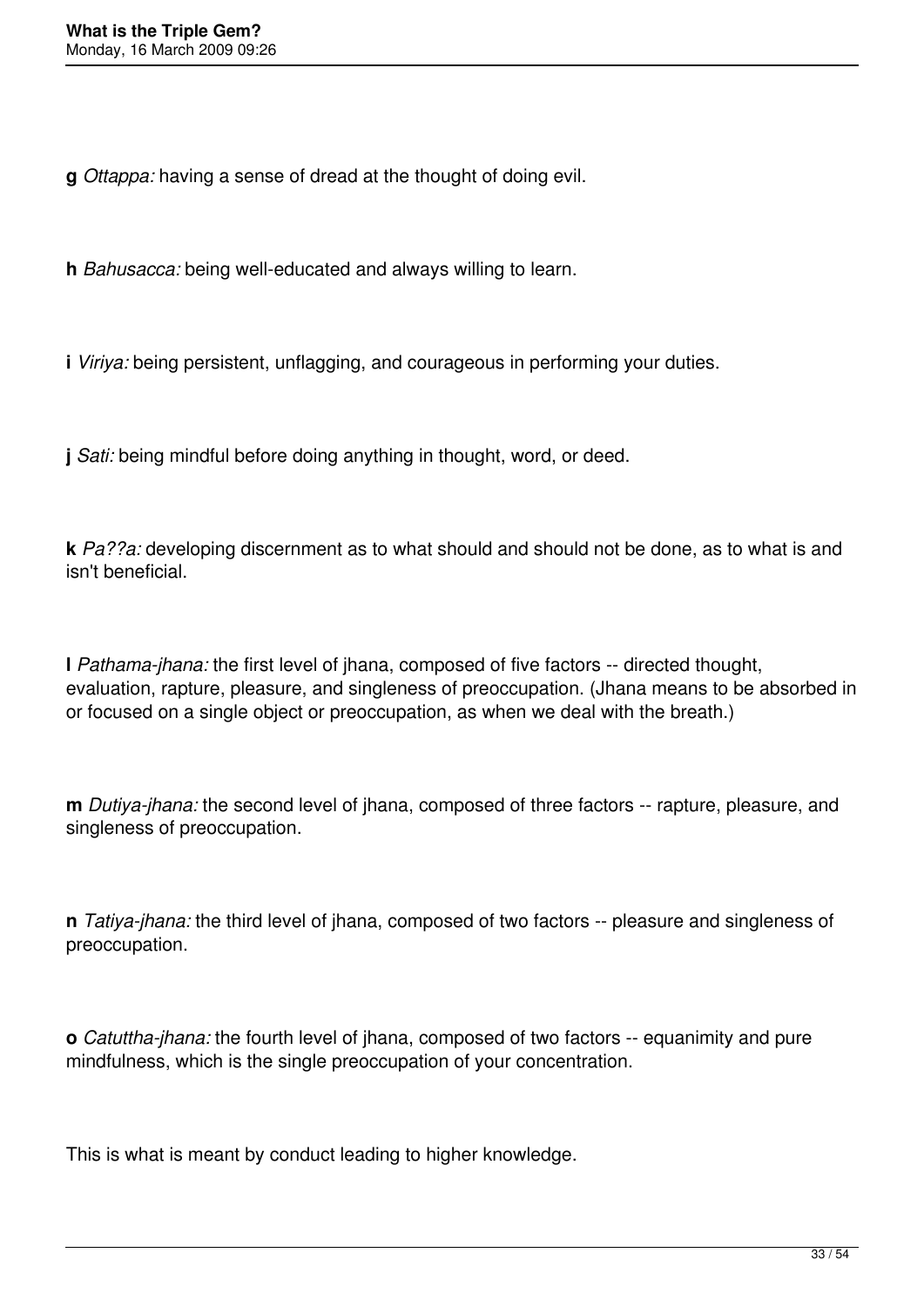**g** *Ottappa:* having a sense of dread at the thought of doing evil.

**h** *Bahusacca:* being well-educated and always willing to learn.

**i** *Viriya:* being persistent, unflagging, and courageous in performing your duties.

**j** *Sati:* being mindful before doing anything in thought, word, or deed.

**k** *Pa??a:* developing discernment as to what should and should not be done, as to what is and isn't beneficial.

**l** *Pathama-jhana:* the first level of jhana, composed of five factors -- directed thought, evaluation, rapture, pleasure, and singleness of preoccupation. (Jhana means to be absorbed in or focused on a single object or preoccupation, as when we deal with the breath.)

**m** *Dutiya-jhana:* the second level of jhana, composed of three factors -- rapture, pleasure, and singleness of preoccupation.

**n** *Tatiya-jhana:* the third level of jhana, composed of two factors -- pleasure and singleness of preoccupation.

**o** *Catuttha-jhana:* the fourth level of jhana, composed of two factors -- equanimity and pure mindfulness, which is the single preoccupation of your concentration.

This is what is meant by conduct leading to higher knowledge.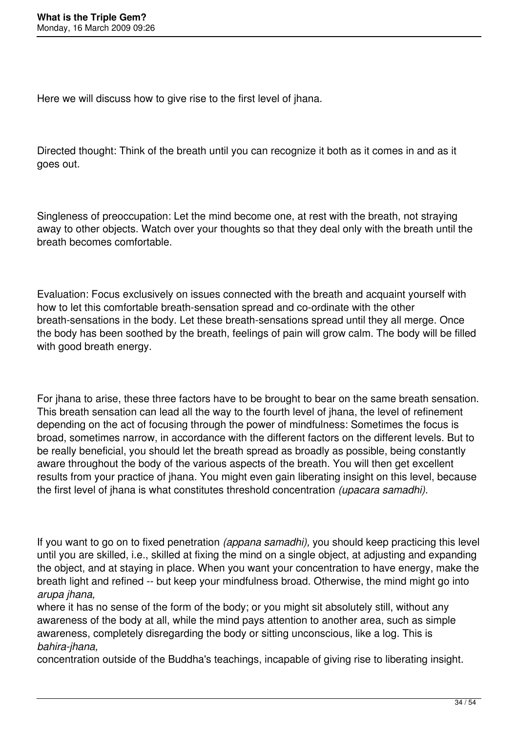Here we will discuss how to give rise to the first level of jhana.

Directed thought: Think of the breath until you can recognize it both as it comes in and as it goes out.

Singleness of preoccupation: Let the mind become one, at rest with the breath, not straying away to other objects. Watch over your thoughts so that they deal only with the breath until the breath becomes comfortable.

Evaluation: Focus exclusively on issues connected with the breath and acquaint yourself with how to let this comfortable breath-sensation spread and co-ordinate with the other breath-sensations in the body. Let these breath-sensations spread until they all merge. Once the body has been soothed by the breath, feelings of pain will grow calm. The body will be filled with good breath energy.

For jhana to arise, these three factors have to be brought to bear on the same breath sensation. This breath sensation can lead all the way to the fourth level of jhana, the level of refinement depending on the act of focusing through the power of mindfulness: Sometimes the focus is broad, sometimes narrow, in accordance with the different factors on the different levels. But to be really beneficial, you should let the breath spread as broadly as possible, being constantly aware throughout the body of the various aspects of the breath. You will then get excellent results from your practice of jhana. You might even gain liberating insight on this level, because the first level of jhana is what constitutes threshold concentration *(upacara samadhi).*

If you want to go on to fixed penetration *(appana samadhi),* you should keep practicing this level until you are skilled, i.e., skilled at fixing the mind on a single object, at adjusting and expanding the object, and at staying in place. When you want your concentration to have energy, make the breath light and refined -- but keep your mindfulness broad. Otherwise, the mind might go into *arupa jhana,* where it has no sense of the form of the body; or you might sit absolutely still, without any awareness of the body at all, while the mind pays attention to another area, such as simple awareness, completely disregarding the body or sitting unconscious, like a log. This is *bahira-jhana,* concentration outside of the Buddha's teachings, incapable of giving rise to liberating insight.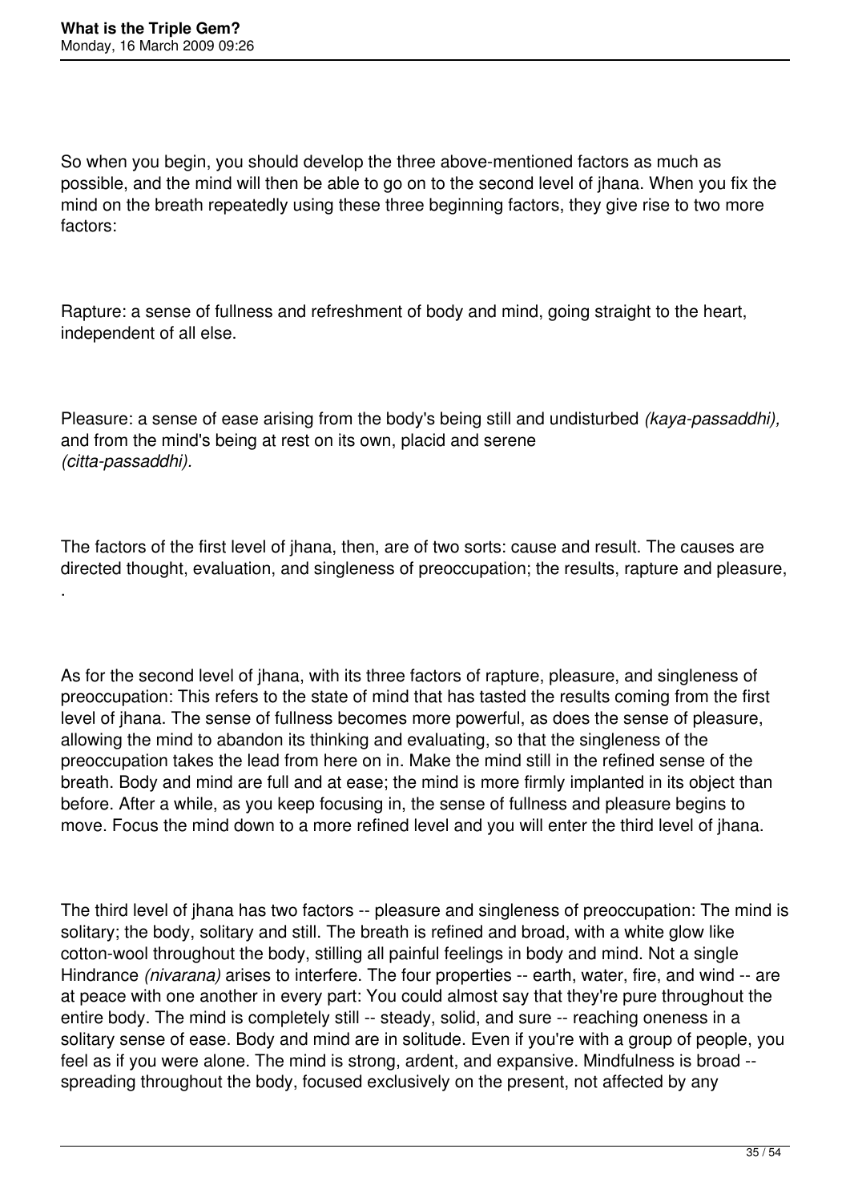So when you begin, you should develop the three above-mentioned factors as much as possible, and the mind will then be able to go on to the second level of jhana. When you fix the mind on the breath repeatedly using these three beginning factors, they give rise to two more factors:

Rapture: a sense of fullness and refreshment of body and mind, going straight to the heart, independent of all else.

Pleasure: a sense of ease arising from the body's being still and undisturbed *(kaya-passaddhi),* and from the mind's being at rest on its own, placid and serene *(citta-passaddhi).*

The factors of the first level of jhana, then, are of two sorts: cause and result. The causes are directed thought, evaluation, and singleness of preoccupation; the results, rapture and pleasure, .

As for the second level of jhana, with its three factors of rapture, pleasure, and singleness of preoccupation: This refers to the state of mind that has tasted the results coming from the first level of jhana. The sense of fullness becomes more powerful, as does the sense of pleasure, allowing the mind to abandon its thinking and evaluating, so that the singleness of the preoccupation takes the lead from here on in. Make the mind still in the refined sense of the breath. Body and mind are full and at ease; the mind is more firmly implanted in its object than before. After a while, as you keep focusing in, the sense of fullness and pleasure begins to move. Focus the mind down to a more refined level and you will enter the third level of jhana.

The third level of jhana has two factors -- pleasure and singleness of preoccupation: The mind is solitary; the body, solitary and still. The breath is refined and broad, with a white glow like cotton-wool throughout the body, stilling all painful feelings in body and mind. Not a single Hindrance *(nivarana)* arises to interfere. The four properties -- earth, water, fire, and wind -- are at peace with one another in every part: You could almost say that they're pure throughout the entire body. The mind is completely still -- steady, solid, and sure -- reaching oneness in a solitary sense of ease. Body and mind are in solitude. Even if you're with a group of people, you feel as if you were alone. The mind is strong, ardent, and expansive. Mindfulness is broad -- spreading throughout the body, focused exclusively on the present, not affected by any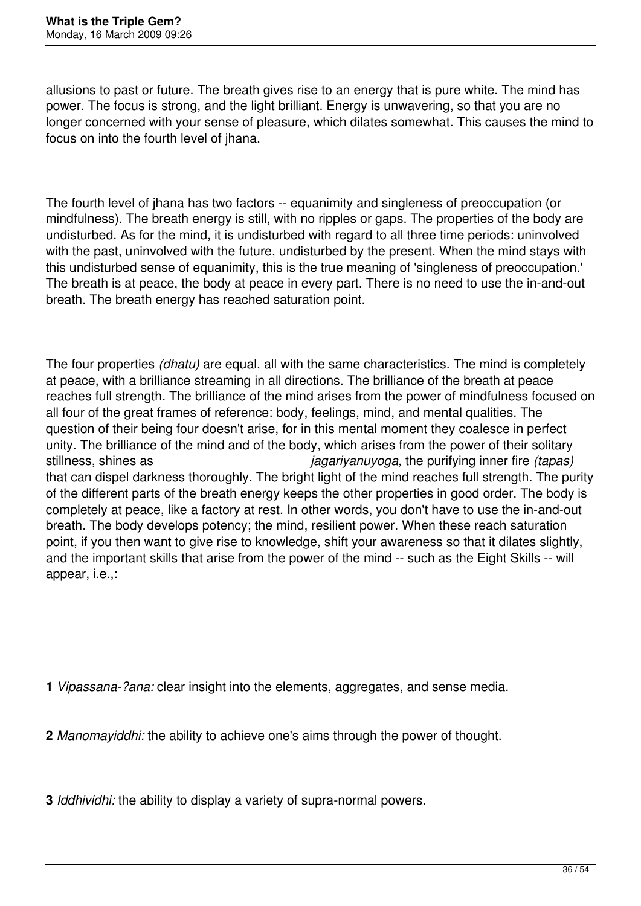allusions to past or future. The breath gives rise to an energy that is pure white. The mind has power. The focus is strong, and the light brilliant. Energy is unwavering, so that you are no longer concerned with your sense of pleasure, which dilates somewhat. This causes the mind to focus on into the fourth level of jhana.

The fourth level of jhana has two factors -- equanimity and singleness of preoccupation (or mindfulness). The breath energy is still, with no ripples or gaps. The properties of the body are undisturbed. As for the mind, it is undisturbed with regard to all three time periods: uninvolved with the past, uninvolved with the future, undisturbed by the present. When the mind stays with this undisturbed sense of equanimity, this is the true meaning of 'singleness of preoccupation.' The breath is at peace, the body at peace in every part. There is no need to use the in-and-out breath. The breath energy has reached saturation point.

The four properties *(dhatu)* are equal, all with the same characteristics. The mind is completely at peace, with a brilliance streaming in all directions. The brilliance of the breath at peace reaches full strength. The brilliance of the mind arises from the power of mindfulness focused on all four of the great frames of reference: body, feelings, mind, and mental qualities. The question of their being four doesn't arise, for in this mental moment they coalesce in perfect unity. The brilliance of the mind and of the body, which arises from the power of their solitary stillness, shines as *jagariyanuyoga,* the purifying inner fire *(tapas)* that can dispel darkness thoroughly. The bright light of the mind reaches full strength. The purity of the different parts of the breath energy keeps the other properties in good order. The body is completely at peace, like a factory at rest. In other words, you don't have to use the in-and-out breath. The body develops potency; the mind, resilient power. When these reach saturation point, if you then want to give rise to knowledge, shift your awareness so that it dilates slightly, and the important skills that arise from the power of the mind -- such as the Eight Skills -- will appear, i.e.,:

**1** *Vipassana-?ana:* clear insight into the elements, aggregates, and sense media.

**2** *Manomayiddhi:* the ability to achieve one's aims through the power of thought.

**3** *Iddhividhi:* the ability to display a variety of supra-normal powers.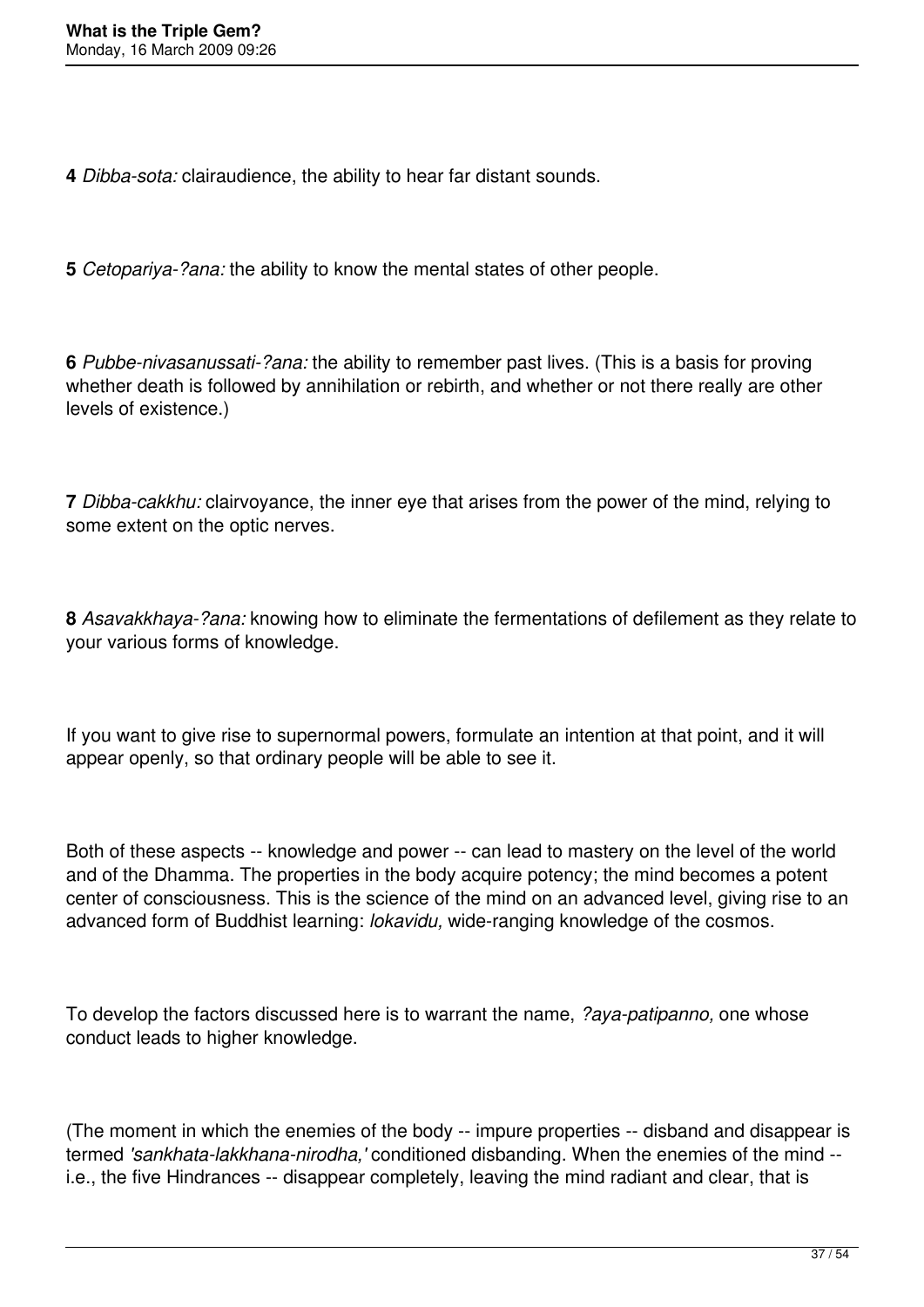**4** *Dibba-sota:* clairaudience, the ability to hear far distant sounds.

**5** *Cetopariya-?ana:* the ability to know the mental states of other people.

**6** *Pubbe-nivasanussati-?ana:* the ability to remember past lives. (This is a basis for proving whether death is followed by annihilation or rebirth, and whether or not there really are other levels of existence.)

**7** *Dibba-cakkhu:* clairvoyance, the inner eye that arises from the power of the mind, relying to some extent on the optic nerves.

**8** *Asavakkhaya-?ana:* knowing how to eliminate the fermentations of defilement as they relate to your various forms of knowledge.

If you want to give rise to supernormal powers, formulate an intention at that point, and it will appear openly, so that ordinary people will be able to see it.

Both of these aspects -- knowledge and power -- can lead to mastery on the level of the world and of the Dhamma. The properties in the body acquire potency; the mind becomes a potent center of consciousness. This is the science of the mind on an advanced level, giving rise to an advanced form of Buddhist learning: *lokavidu,* wide-ranging knowledge of the cosmos.

To develop the factors discussed here is to warrant the name, *?aya-patipanno,* one whose conduct leads to higher knowledge.

(The moment in which the enemies of the body -- impure properties -- disband and disappear is termed *'sankhata-lakkhana-nirodha,'* conditioned disbanding. When the enemies of the mind -- i.e., the five Hindrances -- disappear completely, leaving the mind radiant and clear, that is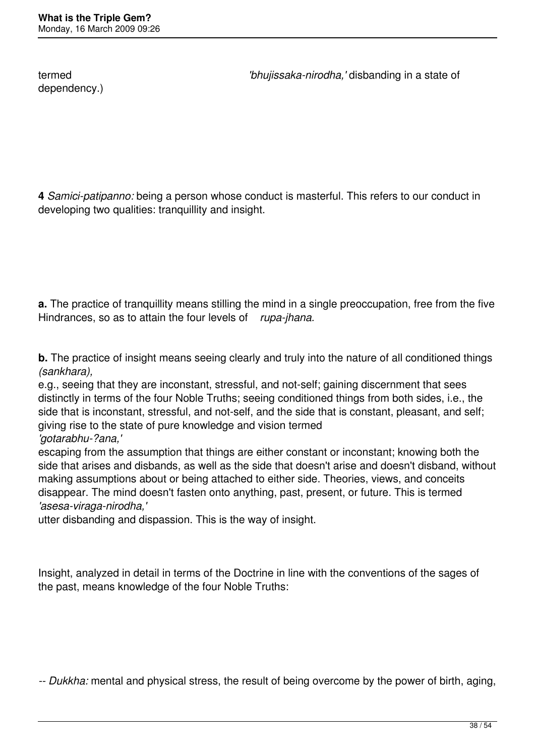termed *'bhujissaka-nirodha,'* disbanding in a state of dependency.)

**4** *Samici-patipanno:* being a person whose conduct is masterful. This refers to our conduct in developing two qualities: tranquillity and insight.

**a.** The practice of tranquillity means stilling the mind in a single preoccupation, free from the five Hindrances, so as to attain the four levels of *rupa-jhana.*

**b.** The practice of insight means seeing clearly and truly into the nature of all conditioned things *(sankhara),* e.g., seeing that they are inconstant, stressful, and not-self; gaining discernment that sees distinctly in terms of the four Noble Truths; seeing conditioned things from both sides, i.e., the side that is inconstant, stressful, and not-self, and the side that is constant, pleasant, and self; giving rise to the state of pure knowledge and vision termed *'gotarabhu-?ana,'* escaping from the assumption that things are either constant or inconstant; knowing both the side that arises and disbands, as well as the side that doesn't arise and doesn't disband, without making assumptions about or being attached to either side. Theories, views, and conceits disappear. The mind doesn't fasten onto anything, past, present, or future. This is termed *'asesa-viraga-nirodha,'* utter disbanding and dispassion. This is the way of insight.

Insight, analyzed in detail in terms of the Doctrine in line with the conventions of the sages of the past, means knowledge of the four Noble Truths:

-- *Dukkha:* mental and physical stress, the result of being overcome by the power of birth, aging,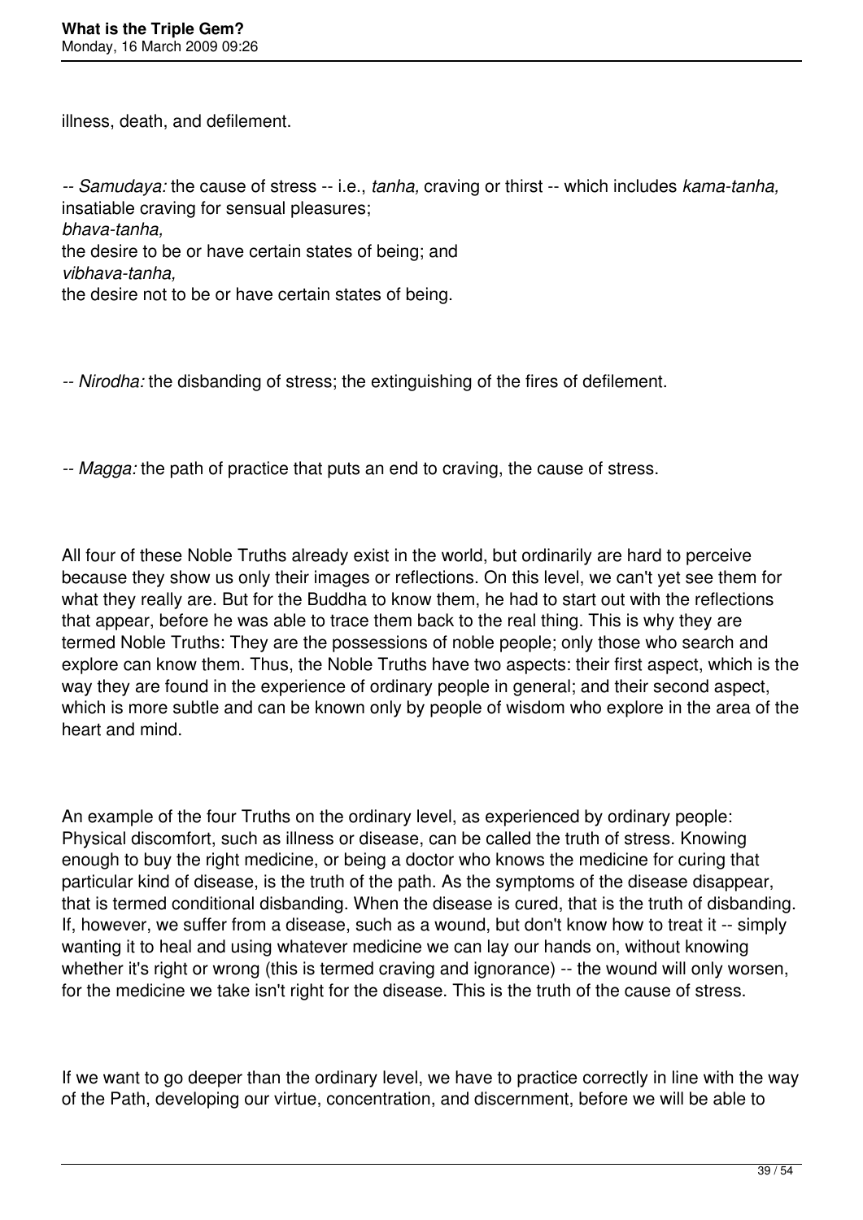illness, death, and defilement.

-- *Samudaya:* the cause of stress -- i.e., *tanha,* craving or thirst -- which includes *kama-tanha,* insatiable craving for sensual pleasures; *bhava-tanha,* the desire to be or have certain states of being; and *vibhava-tanha,* the desire not to be or have certain states of being.

-- *Nirodha:* the disbanding of stress; the extinguishing of the fires of defilement.

-- *Magga:* the path of practice that puts an end to craving, the cause of stress.

All four of these Noble Truths already exist in the world, but ordinarily are hard to perceive because they show us only their images or reflections. On this level, we can't yet see them for what they really are. But for the Buddha to know them, he had to start out with the reflections that appear, before he was able to trace them back to the real thing. This is why they are termed Noble Truths: They are the possessions of noble people; only those who search and explore can know them. Thus, the Noble Truths have two aspects: their first aspect, which is the way they are found in the experience of ordinary people in general; and their second aspect, which is more subtle and can be known only by people of wisdom who explore in the area of the heart and mind.

An example of the four Truths on the ordinary level, as experienced by ordinary people: Physical discomfort, such as illness or disease, can be called the truth of stress. Knowing enough to buy the right medicine, or being a doctor who knows the medicine for curing that particular kind of disease, is the truth of the path. As the symptoms of the disease disappear, that is termed conditional disbanding. When the disease is cured, that is the truth of disbanding. If, however, we suffer from a disease, such as a wound, but don't know how to treat it -- simply wanting it to heal and using whatever medicine we can lay our hands on, without knowing whether it's right or wrong (this is termed craving and ignorance) -- the wound will only worsen, for the medicine we take isn't right for the disease. This is the truth of the cause of stress.

If we want to go deeper than the ordinary level, we have to practice correctly in line with the way of the Path, developing our virtue, concentration, and discernment, before we will be able to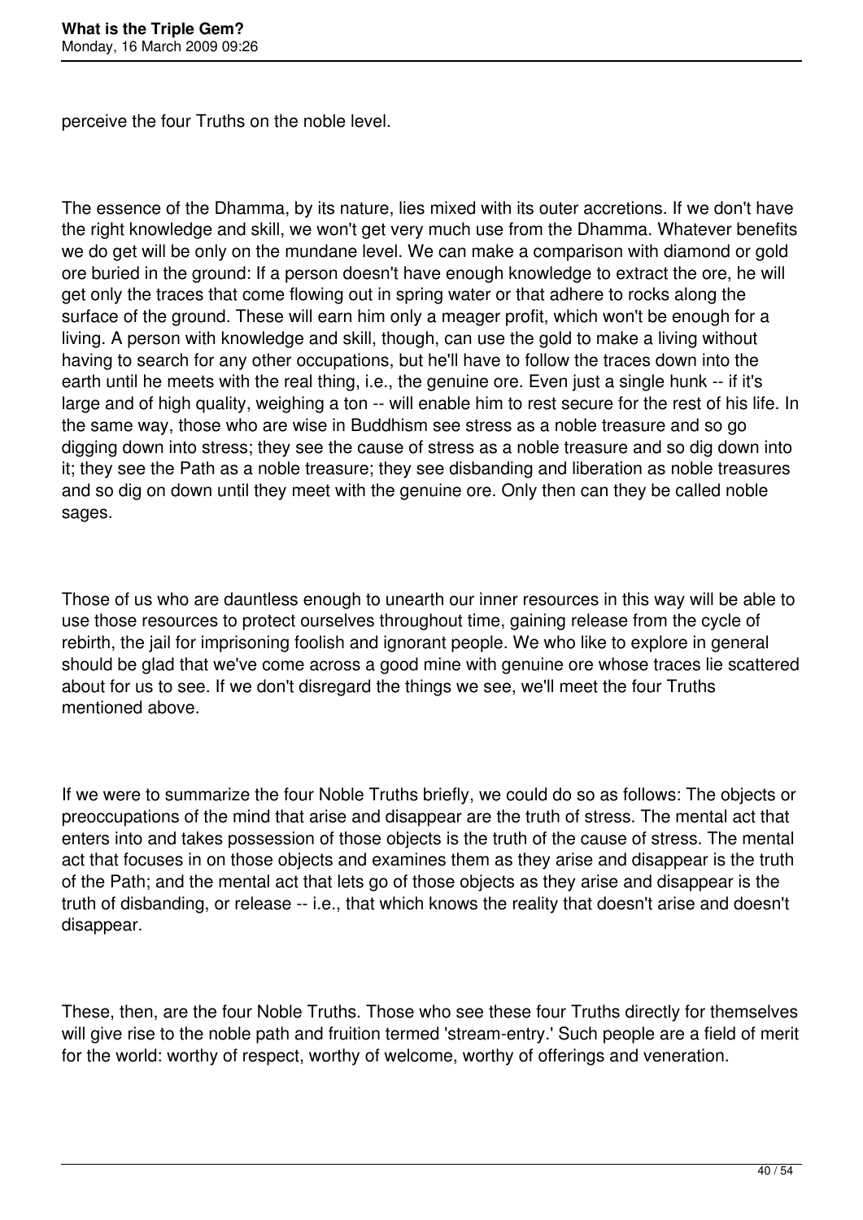perceive the four Truths on the noble level.

The essence of the Dhamma, by its nature, lies mixed with its outer accretions. If we don't have the right knowledge and skill, we won't get very much use from the Dhamma. Whatever benefits we do get will be only on the mundane level. We can make a comparison with diamond or gold ore buried in the ground: If a person doesn't have enough knowledge to extract the ore, he will get only the traces that come flowing out in spring water or that adhere to rocks along the surface of the ground. These will earn him only a meager profit, which won't be enough for a living. A person with knowledge and skill, though, can use the gold to make a living without having to search for any other occupations, but he'll have to follow the traces down into the earth until he meets with the real thing, i.e., the genuine ore. Even just a single hunk -- if it's large and of high quality, weighing a ton -- will enable him to rest secure for the rest of his life. In the same way, those who are wise in Buddhism see stress as a noble treasure and so go digging down into stress; they see the cause of stress as a noble treasure and so dig down into it; they see the Path as a noble treasure; they see disbanding and liberation as noble treasures and so dig on down until they meet with the genuine ore. Only then can they be called noble sages.

Those of us who are dauntless enough to unearth our inner resources in this way will be able to use those resources to protect ourselves throughout time, gaining release from the cycle of rebirth, the jail for imprisoning foolish and ignorant people. We who like to explore in general should be glad that we've come across a good mine with genuine ore whose traces lie scattered about for us to see. If we don't disregard the things we see, we'll meet the four Truths mentioned above.

If we were to summarize the four Noble Truths briefly, we could do so as follows: The objects or preoccupations of the mind that arise and disappear are the truth of stress. The mental act that enters into and takes possession of those objects is the truth of the cause of stress. The mental act that focuses in on those objects and examines them as they arise and disappear is the truth of the Path; and the mental act that lets go of those objects as they arise and disappear is the truth of disbanding, or release -- i.e., that which knows the reality that doesn't arise and doesn't disappear.

These, then, are the four Noble Truths. Those who see these four Truths directly for themselves will give rise to the noble path and fruition termed 'stream-entry.' Such people are a field of merit for the world: worthy of respect, worthy of welcome, worthy of offerings and veneration.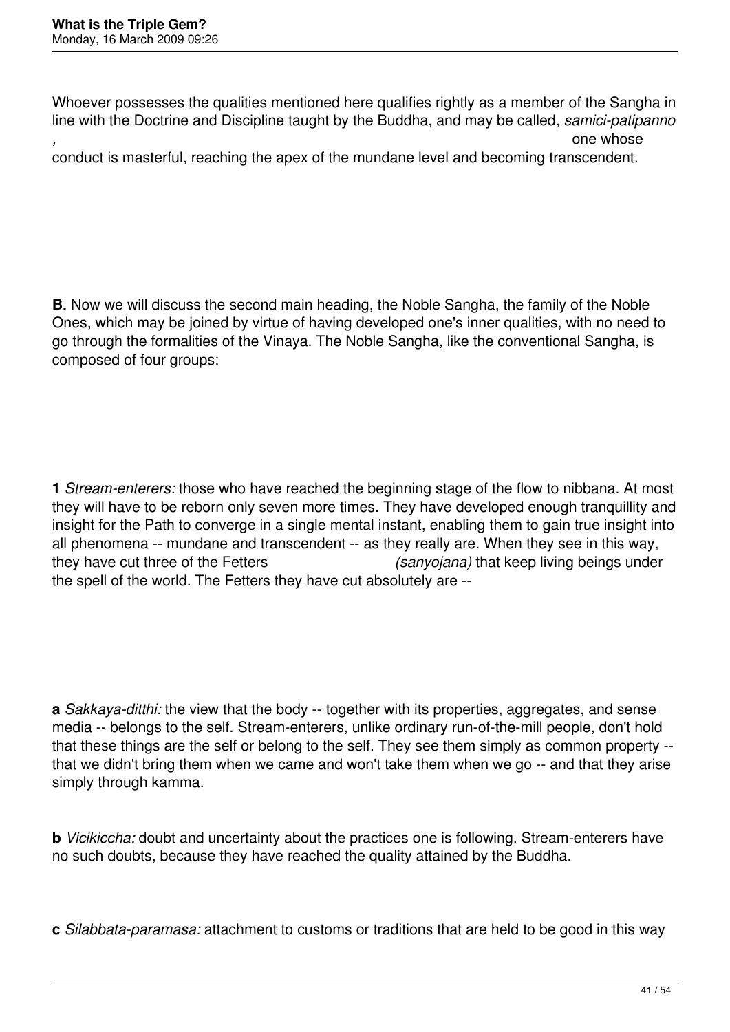Whoever possesses the qualities mentioned here qualifies rightly as a member of the Sangha in line with the Doctrine and Discipline taught by the Buddha, and may be called, *samici-patipanno*, one whose conduct is masterful, reaching the apex of the mundane level and becoming transcendent.

**B.** Now we will discuss the second main heading, the Noble Sangha, the family of the Noble Ones, which may be joined by virtue of having developed one's inner qualities, with no need to go through the formalities of the Vinaya. The Noble Sangha, like the conventional Sangha, is composed of four groups:

**1** *Stream-enterers:* those who have reached the beginning stage of the flow to nibbana. At most they will have to be reborn only seven more times. They have developed enough tranquillity and insight for the Path to converge in a single mental instant, enabling them to gain true insight into all phenomena -- mundane and transcendent -- as they really are. When they see in this way, they have cut three of the Fetters *(sanyojana)* that keep living beings under the spell of the world. The Fetters they have cut absolutely are --

**a** *Sakkaya-ditthi:* the view that the body -- together with its properties, aggregates, and sense media -- belongs to the self. Stream-enterers, unlike ordinary run-of-the-mill people, don't hold that these things are the self or belong to the self. They see them simply as common property -- that we didn't bring them when we came and won't take them when we go -- and that they arise simply through kamma.

**b** *Vicikiccha:* doubt and uncertainty about the practices one is following. Stream-enterers have no such doubts, because they have reached the quality attained by the Buddha.

**c** *Silabbata-paramasa:* attachment to customs or traditions that are held to be good in this way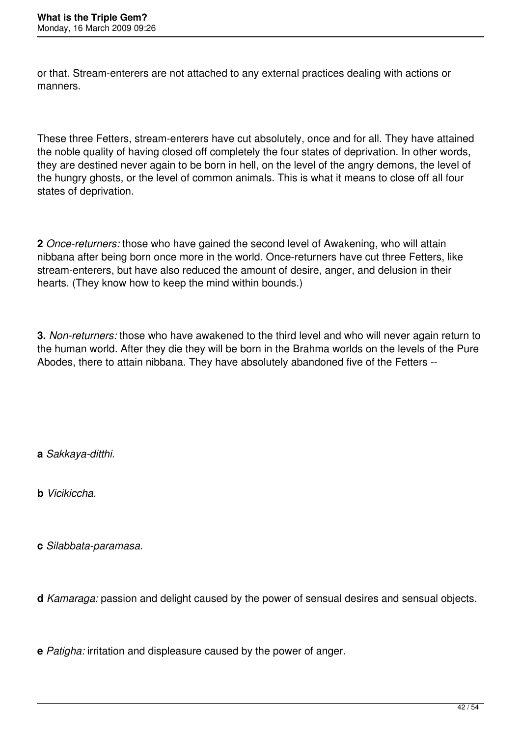or that. Stream-enterers are not attached to any external practices dealing with actions or manners.

These three Fetters, stream-enterers have cut absolutely, once and for all. They have attained the noble quality of having closed off completely the four states of deprivation. In other words, they are destined never again to be born in hell, on the level of the angry demons, the level of the hungry ghosts, or the level of common animals. This is what it means to close off all four states of deprivation.

**2** *Once-returners:* those who have gained the second level of Awakening, who will attain nibbana after being born once more in the world. Once-returners have cut three Fetters, like stream-enterers, but have also reduced the amount of desire, anger, and delusion in their hearts. (They know how to keep the mind within bounds.)

**3.** *Non-returners:* those who have awakened to the third level and who will never again return to the human world. After they die they will be born in the Brahma worlds on the levels of the Pure Abodes, there to attain nibbana. They have absolutely abandoned five of the Fetters --

**a** *Sakkaya-ditthi.*

**b** *Vicikiccha.*

**c** *Silabbata-paramasa.*

**d** *Kamaraga:* passion and delight caused by the power of sensual desires and sensual objects.

**e** *Patigha:* irritation and displeasure caused by the power of anger.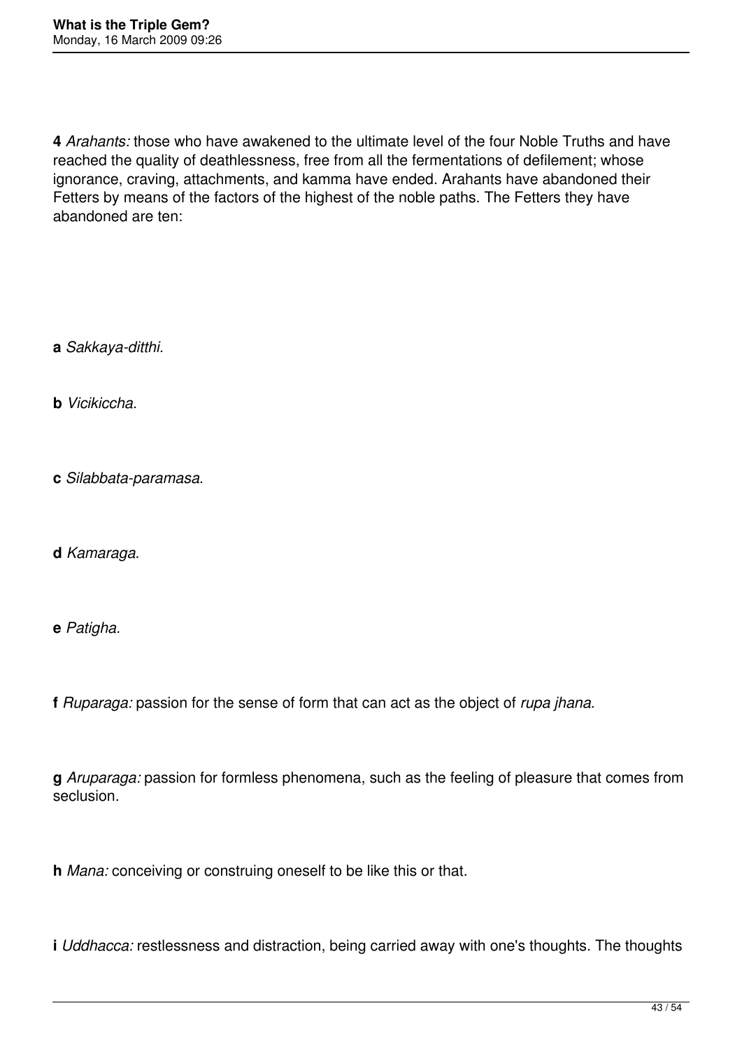**4** *Arahants:* those who have awakened to the ultimate level of the four Noble Truths and have reached the quality of deathlessness, free from all the fermentations of defilement; whose ignorance, craving, attachments, and kamma have ended. Arahants have abandoned their Fetters by means of the factors of the highest of the noble paths. The Fetters they have abandoned are ten:

**a** *Sakkaya-ditthi.*

**b** *Vicikiccha.*

**c** *Silabbata-paramasa.*

**d** *Kamaraga.*

**e** *Patigha.*

**f** *Ruparaga:* passion for the sense of form that can act as the object of *rupa jhana.*

**g** *Aruparaga:* passion for formless phenomena, such as the feeling of pleasure that comes from seclusion.

**h** *Mana:* conceiving or construing oneself to be like this or that.

**i** *Uddhacca:* restlessness and distraction, being carried away with one's thoughts. The thoughts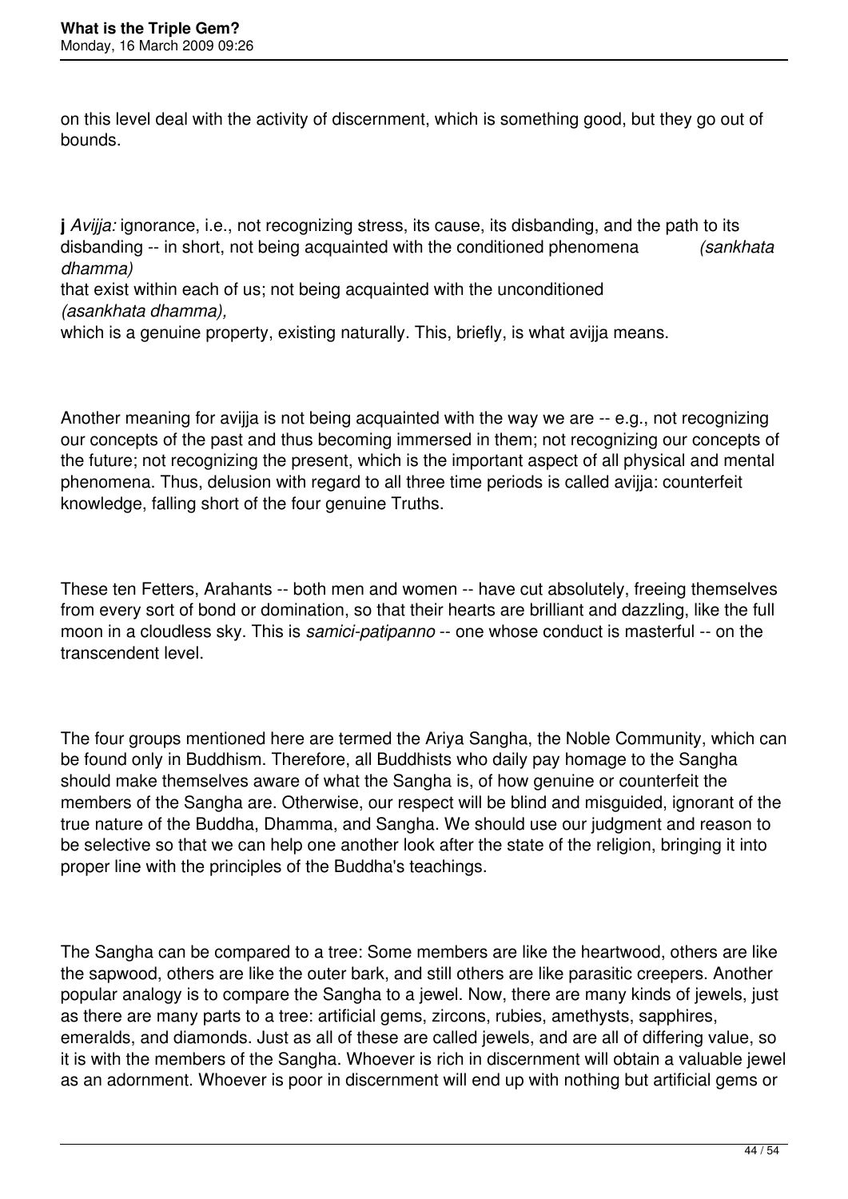on this level deal with the activity of discernment, which is something good, but they go out of bounds.

**j** *Avijja:* ignorance, i.e., not recognizing stress, its cause, its disbanding, and the path to its disbanding -- in short, not being acquainted with the conditioned phenomena *(sankhata dhamma)* that exist within each of us; not being acquainted with the unconditioned *(asankhata dhamma),* which is a genuine property, existing naturally. This, briefly, is what avijja means.

Another meaning for avijja is not being acquainted with the way we are -- e.g., not recognizing our concepts of the past and thus becoming immersed in them; not recognizing our concepts of the future; not recognizing the present, which is the important aspect of all physical and mental phenomena. Thus, delusion with regard to all three time periods is called avijja: counterfeit knowledge, falling short of the four genuine Truths.

These ten Fetters, Arahants -- both men and women -- have cut absolutely, freeing themselves from every sort of bond or domination, so that their hearts are brilliant and dazzling, like the full moon in a cloudless sky. This is *samici-patipanno* -- one whose conduct is masterful -- on the transcendent level.

The four groups mentioned here are termed the Ariya Sangha, the Noble Community, which can be found only in Buddhism. Therefore, all Buddhists who daily pay homage to the Sangha should make themselves aware of what the Sangha is, of how genuine or counterfeit the members of the Sangha are. Otherwise, our respect will be blind and misguided, ignorant of the true nature of the Buddha, Dhamma, and Sangha. We should use our judgment and reason to be selective so that we can help one another look after the state of the religion, bringing it into proper line with the principles of the Buddha's teachings.

The Sangha can be compared to a tree: Some members are like the heartwood, others are like the sapwood, others are like the outer bark, and still others are like parasitic creepers. Another popular analogy is to compare the Sangha to a jewel. Now, there are many kinds of jewels, just as there are many parts to a tree: artificial gems, zircons, rubies, amethysts, sapphires, emeralds, and diamonds. Just as all of these are called jewels, and are all of differing value, so it is with the members of the Sangha. Whoever is rich in discernment will obtain a valuable jewel as an adornment. Whoever is poor in discernment will end up with nothing but artificial gems or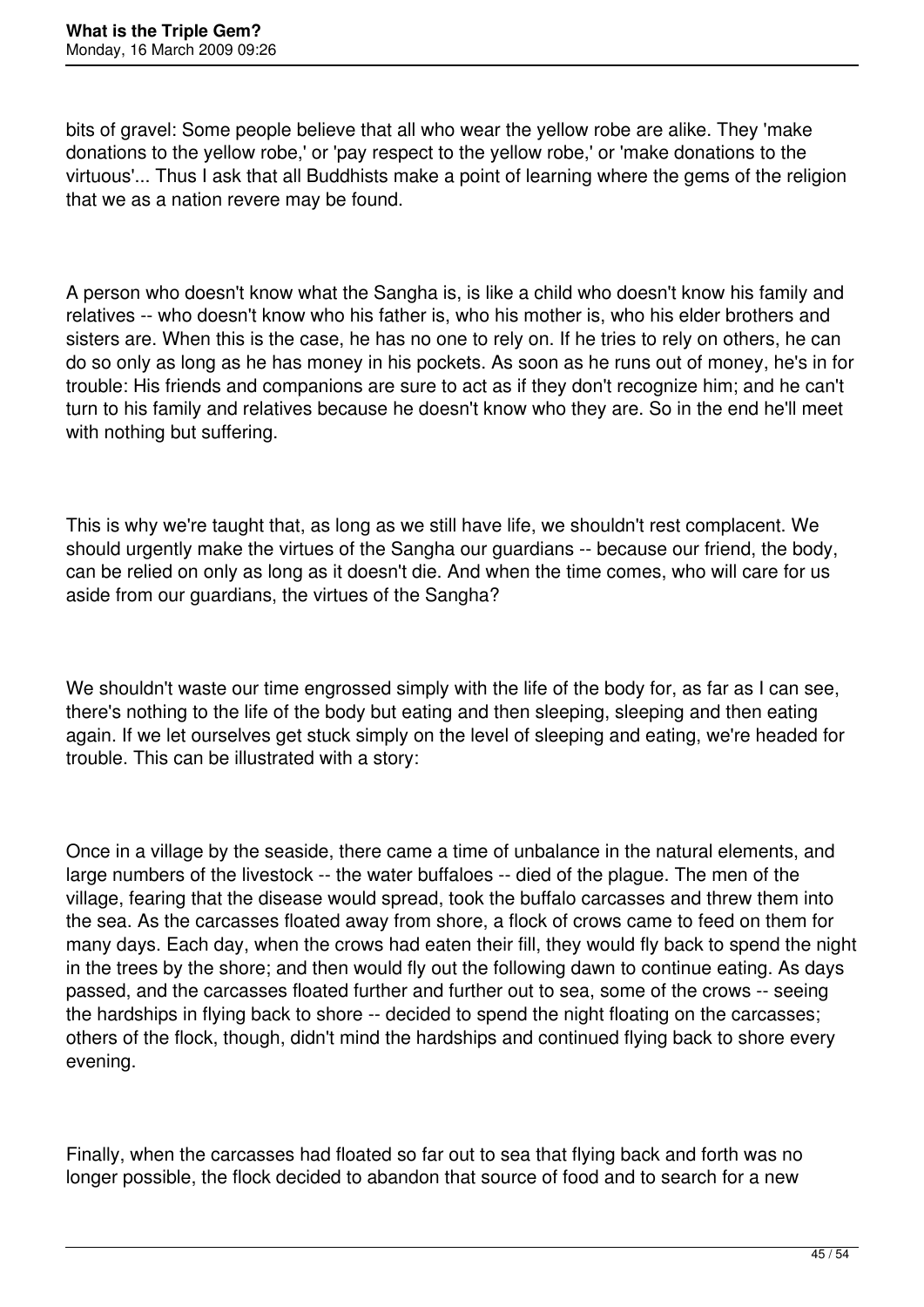bits of gravel: Some people believe that all who wear the yellow robe are alike. They 'make donations to the yellow robe,' or 'pay respect to the yellow robe,' or 'make donations to the virtuous'... Thus I ask that all Buddhists make a point of learning where the gems of the religion that we as a nation revere may be found.

A person who doesn't know what the Sangha is, is like a child who doesn't know his family and relatives -- who doesn't know who his father is, who his mother is, who his elder brothers and sisters are. When this is the case, he has no one to rely on. If he tries to rely on others, he can do so only as long as he has money in his pockets. As soon as he runs out of money, he's in for trouble: His friends and companions are sure to act as if they don't recognize him; and he can't turn to his family and relatives because he doesn't know who they are. So in the end he'll meet with nothing but suffering.

This is why we're taught that, as long as we still have life, we shouldn't rest complacent. We should urgently make the virtues of the Sangha our guardians -- because our friend, the body, can be relied on only as long as it doesn't die. And when the time comes, who will care for us aside from our guardians, the virtues of the Sangha?

We shouldn't waste our time engrossed simply with the life of the body for, as far as I can see, there's nothing to the life of the body but eating and then sleeping, sleeping and then eating again. If we let ourselves get stuck simply on the level of sleeping and eating, we're headed for trouble. This can be illustrated with a story:

Once in a village by the seaside, there came a time of unbalance in the natural elements, and large numbers of the livestock -- the water buffaloes -- died of the plague. The men of the village, fearing that the disease would spread, took the buffalo carcasses and threw them into the sea. As the carcasses floated away from shore, a flock of crows came to feed on them for many days. Each day, when the crows had eaten their fill, they would fly back to spend the night in the trees by the shore; and then would fly out the following dawn to continue eating. As days passed, and the carcasses floated further and further out to sea, some of the crows -- seeing the hardships in flying back to shore -- decided to spend the night floating on the carcasses; others of the flock, though, didn't mind the hardships and continued flying back to shore every evening.

Finally, when the carcasses had floated so far out to sea that flying back and forth was no longer possible, the flock decided to abandon that source of food and to search for a new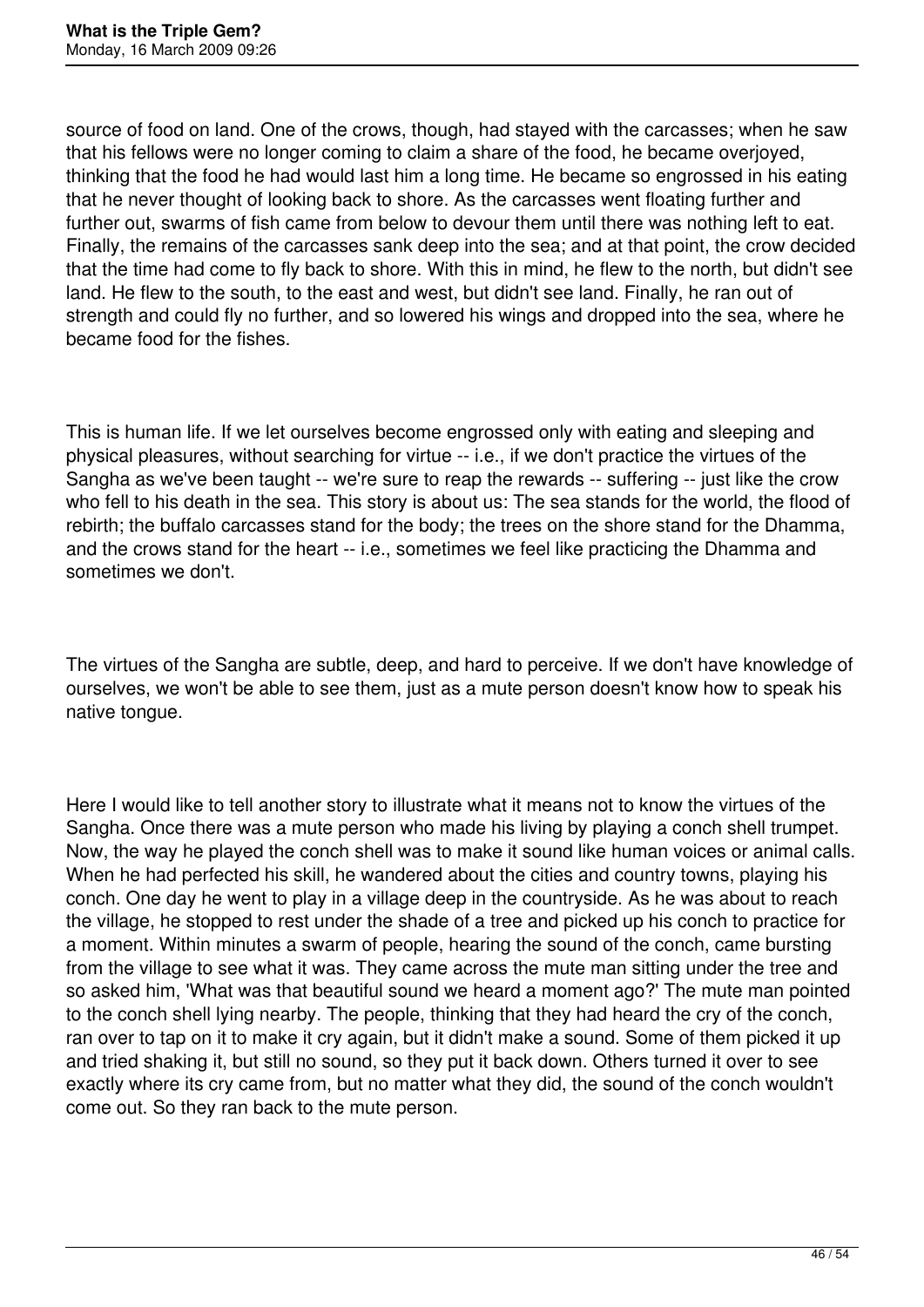source of food on land. One of the crows, though, had stayed with the carcasses; when he saw that his fellows were no longer coming to claim a share of the food, he became overjoyed, thinking that the food he had would last him a long time. He became so engrossed in his eating that he never thought of looking back to shore. As the carcasses went floating further and further out, swarms of fish came from below to devour them until there was nothing left to eat. Finally, the remains of the carcasses sank deep into the sea; and at that point, the crow decided that the time had come to fly back to shore. With this in mind, he flew to the north, but didn't see land. He flew to the south, to the east and west, but didn't see land. Finally, he ran out of strength and could fly no further, and so lowered his wings and dropped into the sea, where he became food for the fishes.

This is human life. If we let ourselves become engrossed only with eating and sleeping and physical pleasures, without searching for virtue -- i.e., if we don't practice the virtues of the Sangha as we've been taught -- we're sure to reap the rewards -- suffering -- just like the crow who fell to his death in the sea. This story is about us: The sea stands for the world, the flood of rebirth; the buffalo carcasses stand for the body; the trees on the shore stand for the Dhamma, and the crows stand for the heart -- i.e., sometimes we feel like practicing the Dhamma and sometimes we don't.

The virtues of the Sangha are subtle, deep, and hard to perceive. If we don't have knowledge of ourselves, we won't be able to see them, just as a mute person doesn't know how to speak his native tongue.

Here I would like to tell another story to illustrate what it means not to know the virtues of the Sangha. Once there was a mute person who made his living by playing a conch shell trumpet. Now, the way he played the conch shell was to make it sound like human voices or animal calls. When he had perfected his skill, he wandered about the cities and country towns, playing his conch. One day he went to play in a village deep in the countryside. As he was about to reach the village, he stopped to rest under the shade of a tree and picked up his conch to practice for a moment. Within minutes a swarm of people, hearing the sound of the conch, came bursting from the village to see what it was. They came across the mute man sitting under the tree and so asked him, 'What was that beautiful sound we heard a moment ago?' The mute man pointed to the conch shell lying nearby. The people, thinking that they had heard the cry of the conch, ran over to tap on it to make it cry again, but it didn't make a sound. Some of them picked it up and tried shaking it, but still no sound, so they put it back down. Others turned it over to see exactly where its cry came from, but no matter what they did, the sound of the conch wouldn't come out. So they ran back to the mute person.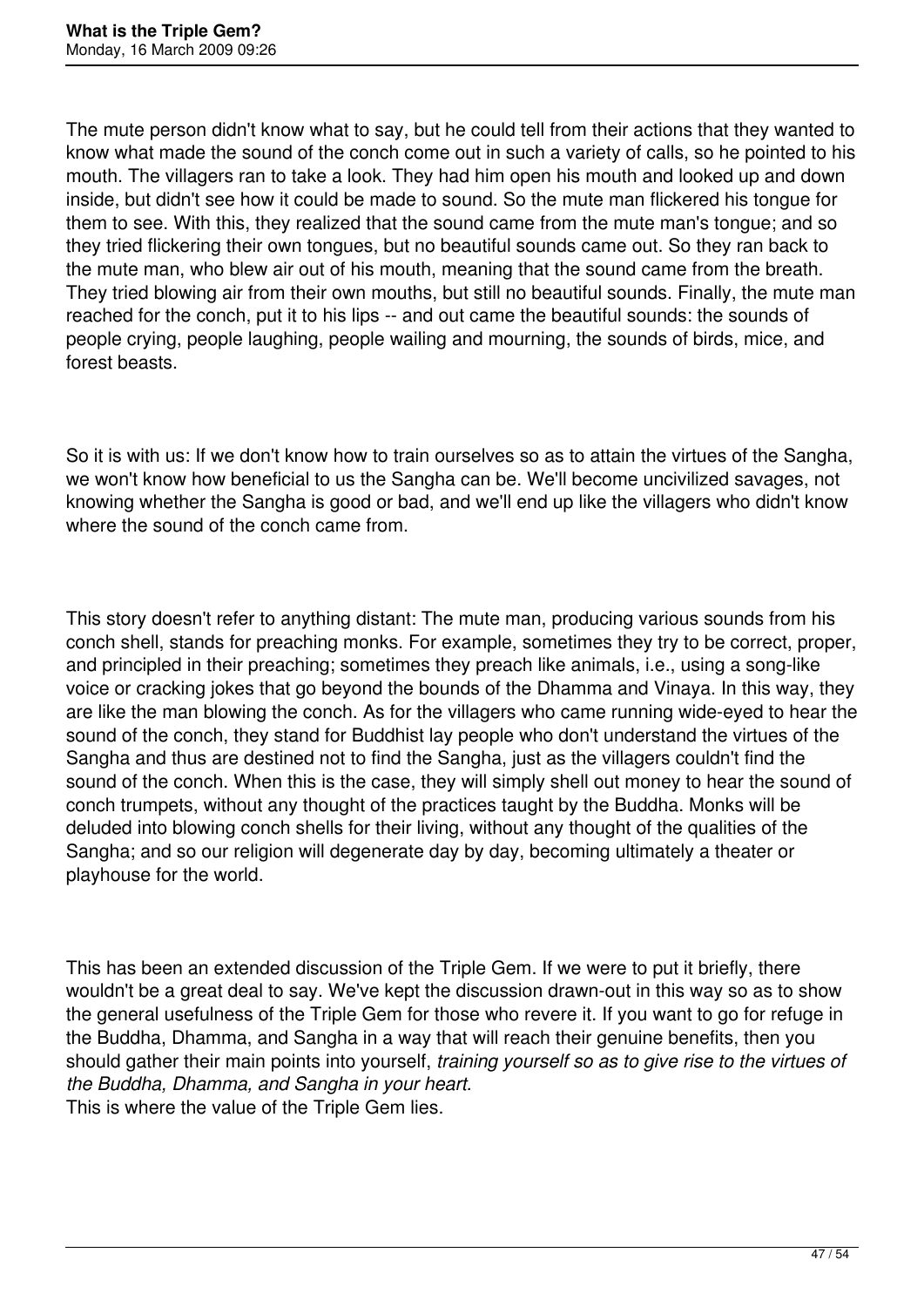The mute person didn't know what to say, but he could tell from their actions that they wanted to know what made the sound of the conch come out in such a variety of calls, so he pointed to his mouth. The villagers ran to take a look. They had him open his mouth and looked up and down inside, but didn't see how it could be made to sound. So the mute man flickered his tongue for them to see. With this, they realized that the sound came from the mute man's tongue; and so they tried flickering their own tongues, but no beautiful sounds came out. So they ran back to the mute man, who blew air out of his mouth, meaning that the sound came from the breath. They tried blowing air from their own mouths, but still no beautiful sounds. Finally, the mute man reached for the conch, put it to his lips -- and out came the beautiful sounds: the sounds of people crying, people laughing, people wailing and mourning, the sounds of birds, mice, and forest beasts.

So it is with us: If we don't know how to train ourselves so as to attain the virtues of the Sangha, we won't know how beneficial to us the Sangha can be. We'll become uncivilized savages, not knowing whether the Sangha is good or bad, and we'll end up like the villagers who didn't know where the sound of the conch came from.

This story doesn't refer to anything distant: The mute man, producing various sounds from his conch shell, stands for preaching monks. For example, sometimes they try to be correct, proper, and principled in their preaching; sometimes they preach like animals, i.e., using a song-like voice or cracking jokes that go beyond the bounds of the Dhamma and Vinaya. In this way, they are like the man blowing the conch. As for the villagers who came running wide-eyed to hear the sound of the conch, they stand for Buddhist lay people who don't understand the virtues of the Sangha and thus are destined not to find the Sangha, just as the villagers couldn't find the sound of the conch. When this is the case, they will simply shell out money to hear the sound of conch trumpets, without any thought of the practices taught by the Buddha. Monks will be deluded into blowing conch shells for their living, without any thought of the qualities of the Sangha; and so our religion will degenerate day by day, becoming ultimately a theater or playhouse for the world.

This has been an extended discussion of the Triple Gem. If we were to put it briefly, there wouldn't be a great deal to say. We've kept the discussion drawn-out in this way so as to show the general usefulness of the Triple Gem for those who revere it. If you want to go for refuge in the Buddha, Dhamma, and Sangha in a way that will reach their genuine benefits, then you should gather their main points into yourself, *training yourself so as to give rise to the virtues of the Buddha, Dhamma, and Sangha in your heart.*
This is where the value of the Triple Gem lies.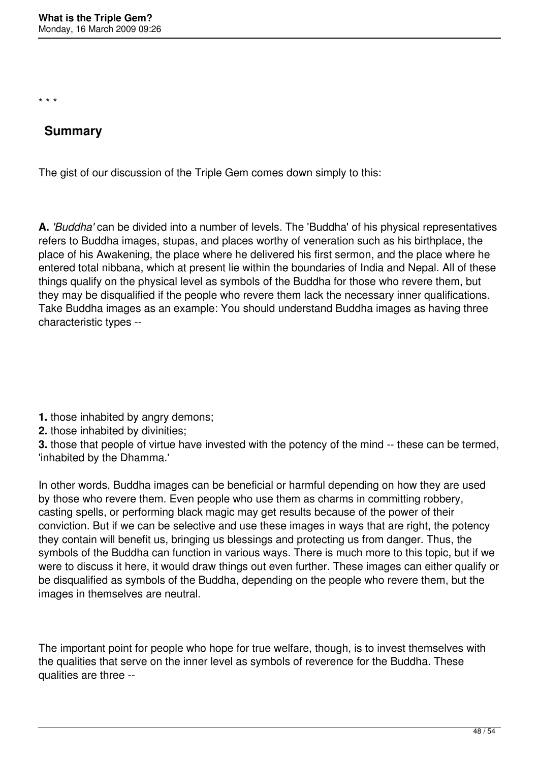\* \* \*

## Summary

The gist of our discussion of the Triple Gem comes down simply to this:

**A.** *'Buddha'* can be divided into a number of levels. The 'Buddha' of his physical representatives refers to Buddha images, stupas, and places worthy of veneration such as his birthplace, the place of his Awakening, the place where he delivered his first sermon, and the place where he entered total nibbana, which at present lie within the boundaries of India and Nepal. All of these things qualify on the physical level as symbols of the Buddha for those who revere them, but they may be disqualified if the people who revere them lack the necessary inner qualifications. Take Buddha images as an example: You should understand Buddha images as having three characteristic types --

**1.** those inhabited by angry demons;
**2.** those inhabited by divinities;
**3.** those that people of virtue have invested with the potency of the mind -- these can be termed, 'inhabited by the Dhamma.'

In other words, Buddha images can be beneficial or harmful depending on how they are used by those who revere them. Even people who use them as charms in committing robbery, casting spells, or performing black magic may get results because of the power of their conviction. But if we can be selective and use these images in ways that are right, the potency they contain will benefit us, bringing us blessings and protecting us from danger. Thus, the symbols of the Buddha can function in various ways. There is much more to this topic, but if we were to discuss it here, it would draw things out even further. These images can either qualify or be disqualified as symbols of the Buddha, depending on the people who revere them, but the images in themselves are neutral.

The important point for people who hope for true welfare, though, is to invest themselves with the qualities that serve on the inner level as symbols of reverence for the Buddha. These qualities are three --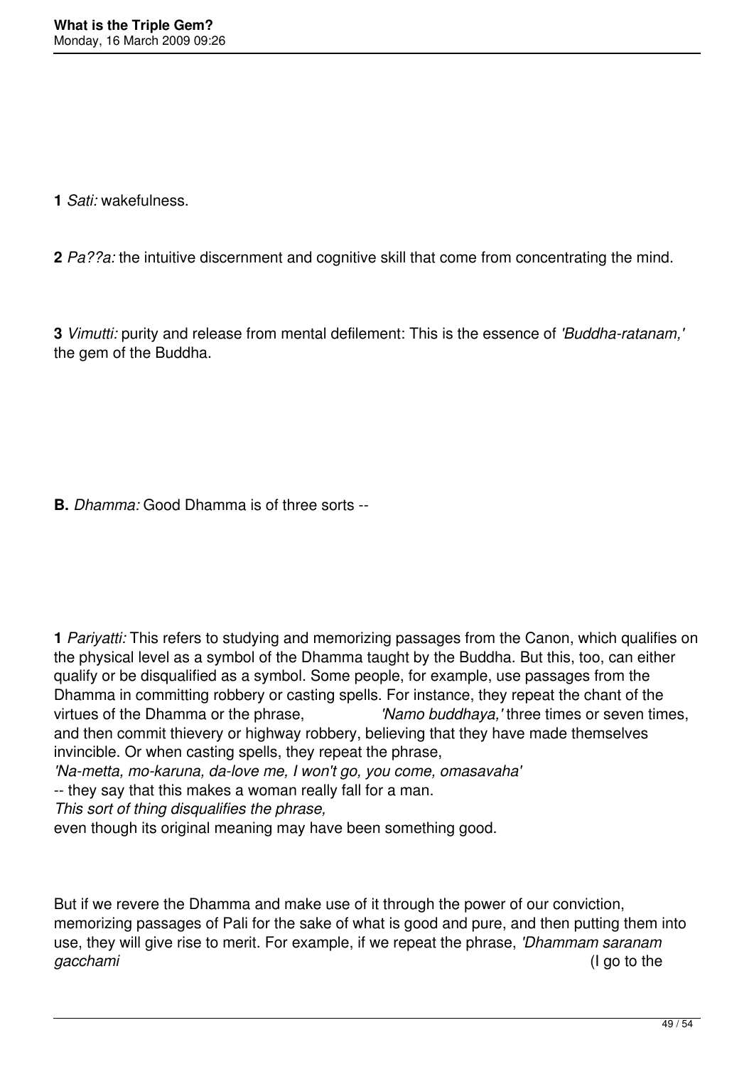**1** *Sati:* wakefulness.

**2** *Pa??a:* the intuitive discernment and cognitive skill that come from concentrating the mind.

**3** *Vimutti:* purity and release from mental defilement: This is the essence of *'Buddha-ratanam,'* the gem of the Buddha.

**B.** *Dhamma:* Good Dhamma is of three sorts --

**1** *Pariyatti:* This refers to studying and memorizing passages from the Canon, which qualifies on the physical level as a symbol of the Dhamma taught by the Buddha. But this, too, can either qualify or be disqualified as a symbol. Some people, for example, use passages from the Dhamma in committing robbery or casting spells. For instance, they repeat the chant of the virtues of the Dhamma or the phrase, *'Namo buddhaya,'* three times or seven times, and then commit thievery or highway robbery, believing that they have made themselves invincible. Or when casting spells, they repeat the phrase, *'Na-metta, mo-karuna, da-love me, I won't go, you come, omasavaha'* -- they say that this makes a woman really fall for a man. *This sort of thing disqualifies the phrase,* even though its original meaning may have been something good.

But if we revere the Dhamma and make use of it through the power of our conviction, memorizing passages of Pali for the sake of what is good and pure, and then putting them into use, they will give rise to merit. For example, if we repeat the phrase, *'Dhammam saranam gacchami* (I go to the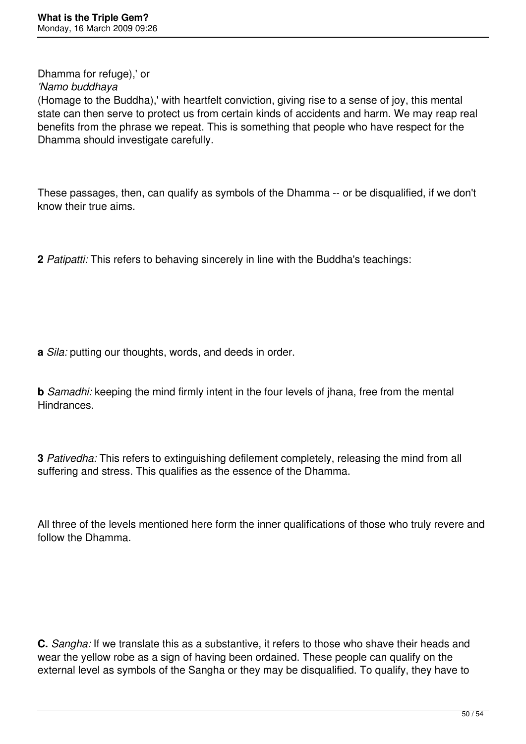Dhamma for refuge),' or
*'Namo buddhaya*
(Homage to the Buddha),' with heartfelt conviction, giving rise to a sense of joy, this mental state can then serve to protect us from certain kinds of accidents and harm. We may reap real benefits from the phrase we repeat. This is something that people who have respect for the Dhamma should investigate carefully.

These passages, then, can qualify as symbols of the Dhamma -- or be disqualified, if we don't know their true aims.

**2** *Patipatti:* This refers to behaving sincerely in line with the Buddha's teachings:

**a** *Sila:* putting our thoughts, words, and deeds in order.

**b** *Samadhi:* keeping the mind firmly intent in the four levels of jhana, free from the mental Hindrances.

**3** *Pativedha:* This refers to extinguishing defilement completely, releasing the mind from all suffering and stress. This qualifies as the essence of the Dhamma.

All three of the levels mentioned here form the inner qualifications of those who truly revere and follow the Dhamma.

**C.** *Sangha:* If we translate this as a substantive, it refers to those who shave their heads and wear the yellow robe as a sign of having been ordained. These people can qualify on the external level as symbols of the Sangha or they may be disqualified. To qualify, they have to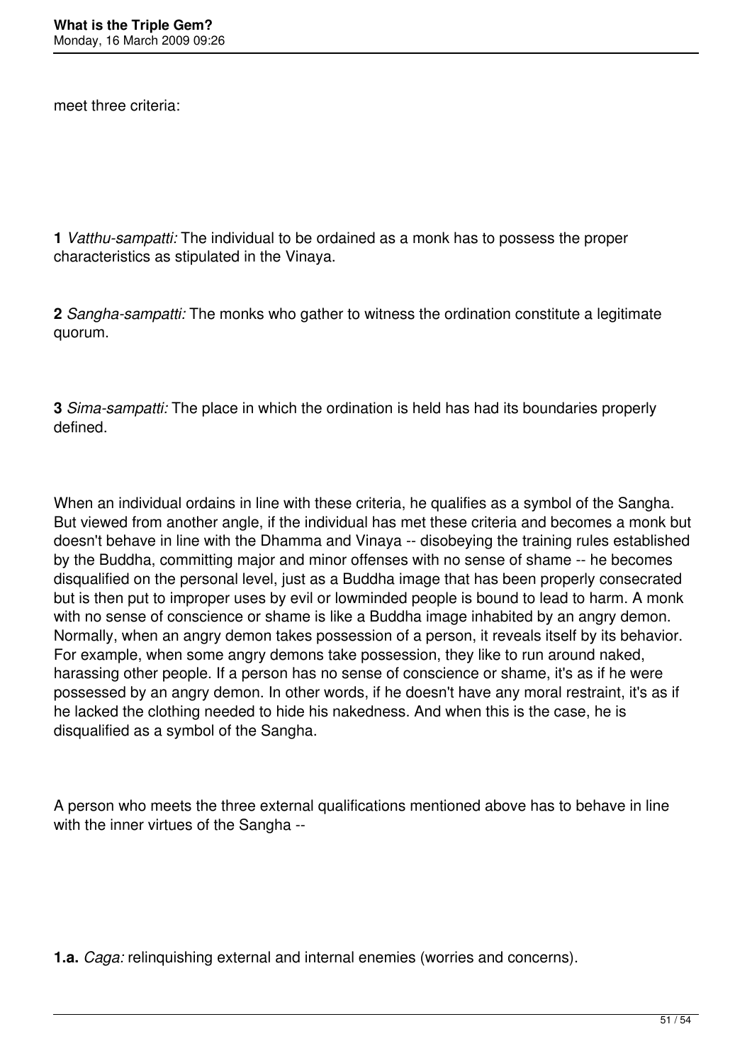meet three criteria:

**1** *Vatthu-sampatti:* The individual to be ordained as a monk has to possess the proper characteristics as stipulated in the Vinaya.

**2** *Sangha-sampatti:* The monks who gather to witness the ordination constitute a legitimate quorum.

**3** *Sima-sampatti:* The place in which the ordination is held has had its boundaries properly defined.

When an individual ordains in line with these criteria, he qualifies as a symbol of the Sangha. But viewed from another angle, if the individual has met these criteria and becomes a monk but doesn't behave in line with the Dhamma and Vinaya -- disobeying the training rules established by the Buddha, committing major and minor offenses with no sense of shame -- he becomes disqualified on the personal level, just as a Buddha image that has been properly consecrated but is then put to improper uses by evil or lowminded people is bound to lead to harm. A monk with no sense of conscience or shame is like a Buddha image inhabited by an angry demon. Normally, when an angry demon takes possession of a person, it reveals itself by its behavior. For example, when some angry demons take possession, they like to run around naked, harassing other people. If a person has no sense of conscience or shame, it's as if he were possessed by an angry demon. In other words, if he doesn't have any moral restraint, it's as if he lacked the clothing needed to hide his nakedness. And when this is the case, he is disqualified as a symbol of the Sangha.

A person who meets the three external qualifications mentioned above has to behave in line with the inner virtues of the Sangha --

**1.a.** *Caga:* relinquishing external and internal enemies (worries and concerns).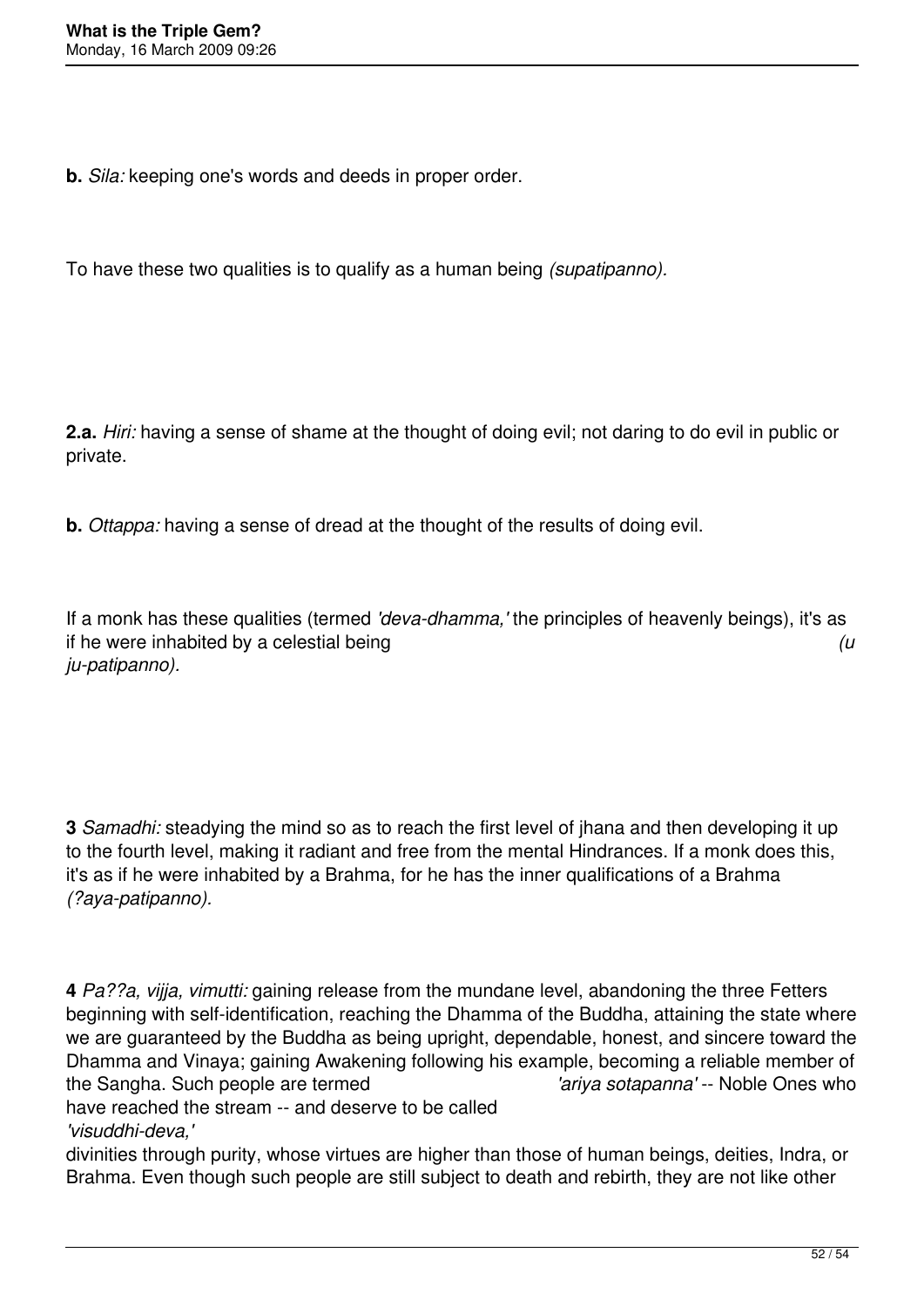**b.** *Sila:* keeping one's words and deeds in proper order.

To have these two qualities is to qualify as a human being *(supatipanno).*

**2.a.** *Hiri:* having a sense of shame at the thought of doing evil; not daring to do evil in public or private.

**b.** *Ottappa:* having a sense of dread at the thought of the results of doing evil.

If a monk has these qualities (termed *'deva-dhamma,'* the principles of heavenly beings), it's as if he were inhabited by a celestial being *(uju-patipanno).*

**3** *Samadhi:* steadying the mind so as to reach the first level of jhana and then developing it up to the fourth level, making it radiant and free from the mental Hindrances. If a monk does this, it's as if he were inhabited by a Brahma, for he has the inner qualifications of a Brahma *(?aya-patipanno).*

**4** *Pa??a, vijja, vimutti:* gaining release from the mundane level, abandoning the three Fetters beginning with self-identification, reaching the Dhamma of the Buddha, attaining the state where we are guaranteed by the Buddha as being upright, dependable, honest, and sincere toward the Dhamma and Vinaya; gaining Awakening following his example, becoming a reliable member of the Sangha. Such people are termed *'ariya sotapanna'* -- Noble Ones who have reached the stream -- and deserve to be called *'visuddhi-deva,'* divinities through purity, whose virtues are higher than those of human beings, deities, Indra, or Brahma. Even though such people are still subject to death and rebirth, they are not like other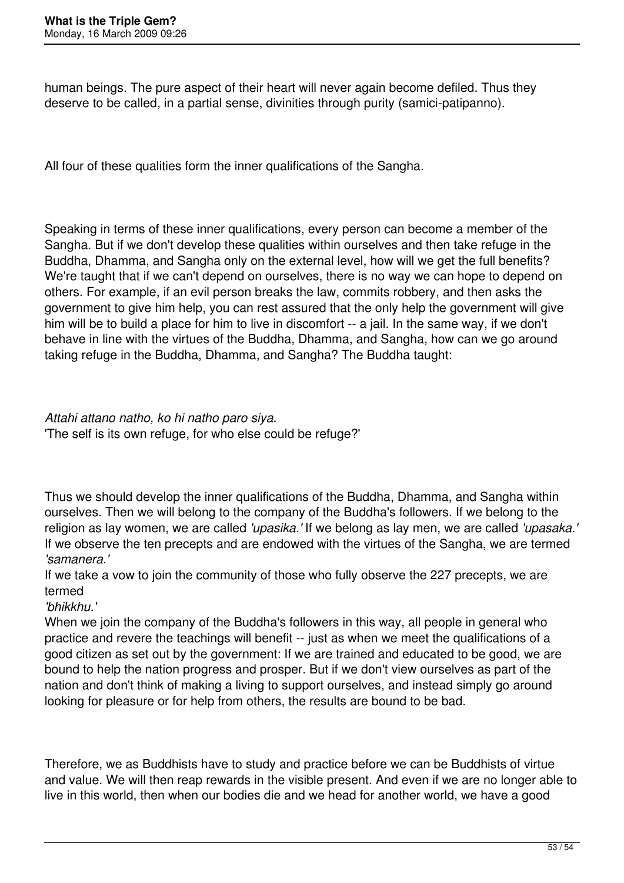human beings. The pure aspect of their heart will never again become defiled. Thus they deserve to be called, in a partial sense, divinities through purity (samici-patipanno).

All four of these qualities form the inner qualifications of the Sangha.

Speaking in terms of these inner qualifications, every person can become a member of the Sangha. But if we don't develop these qualities within ourselves and then take refuge in the Buddha, Dhamma, and Sangha only on the external level, how will we get the full benefits? We're taught that if we can't depend on ourselves, there is no way we can hope to depend on others. For example, if an evil person breaks the law, commits robbery, and then asks the government to give him help, you can rest assured that the only help the government will give him will be to build a place for him to live in discomfort -- a jail. In the same way, if we don't behave in line with the virtues of the Buddha, Dhamma, and Sangha, how can we go around taking refuge in the Buddha, Dhamma, and Sangha? The Buddha taught:

*Attahi attano natho, ko hi natho paro siya.*
'The self is its own refuge, for who else could be refuge?'

Thus we should develop the inner qualifications of the Buddha, Dhamma, and Sangha within ourselves. Then we will belong to the company of the Buddha's followers. If we belong to the religion as lay women, we are called *'upasika.'* If we belong as lay men, we are called *'upasaka.'* If we observe the ten precepts and are endowed with the virtues of the Sangha, we are termed *'samanera.'*
If we take a vow to join the community of those who fully observe the 227 precepts, we are termed
*'bhikkhu.'*
When we join the company of the Buddha's followers in this way, all people in general who practice and revere the teachings will benefit -- just as when we meet the qualifications of a good citizen as set out by the government: If we are trained and educated to be good, we are bound to help the nation progress and prosper. But if we don't view ourselves as part of the nation and don't think of making a living to support ourselves, and instead simply go around looking for pleasure or for help from others, the results are bound to be bad.

Therefore, we as Buddhists have to study and practice before we can be Buddhists of virtue and value. We will then reap rewards in the visible present. And even if we are no longer able to live in this world, then when our bodies die and we head for another world, we have a good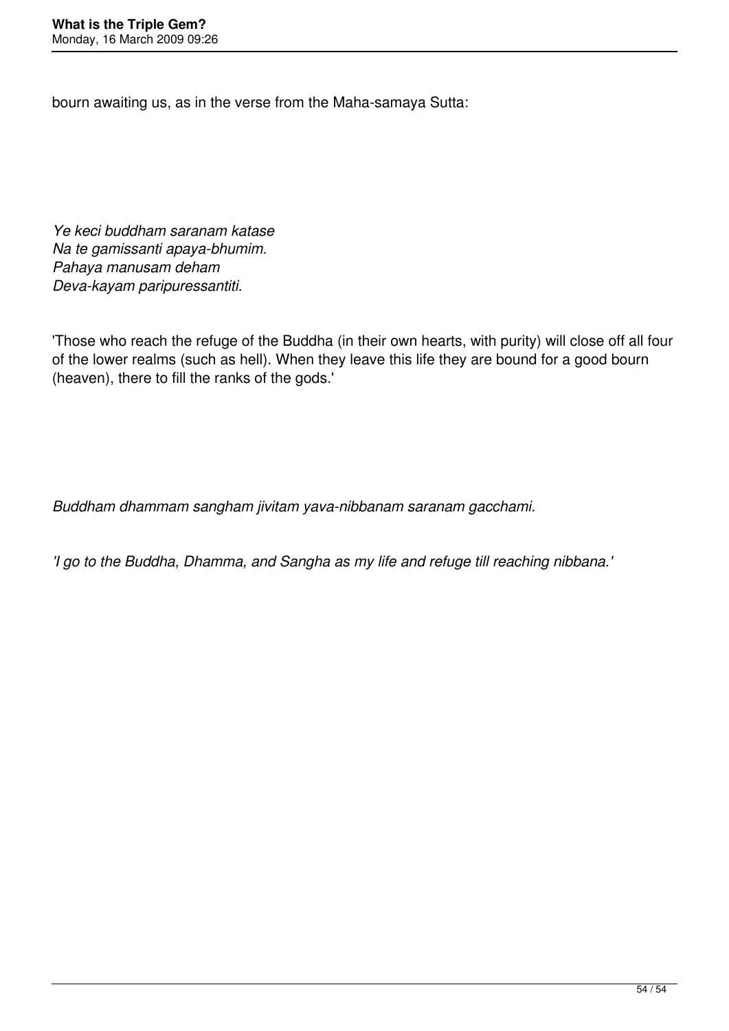bourn awaiting us, as in the verse from the Maha-samaya Sutta:

*Ye keci buddham saranam katase*
*Na te gamissanti apaya-bhumim.*
*Pahaya manusam deham*
*Deva-kayam paripuressantiti.*

'Those who reach the refuge of the Buddha (in their own hearts, with purity) will close off all four of the lower realms (such as hell). When they leave this life they are bound for a good bourn (heaven), there to fill the ranks of the gods.'

*Buddham dhammam sangham jivitam yava-nibbanam saranam gacchami.*

*'I go to the Buddha, Dhamma, and Sangha as my life and refuge till reaching nibbana.'*